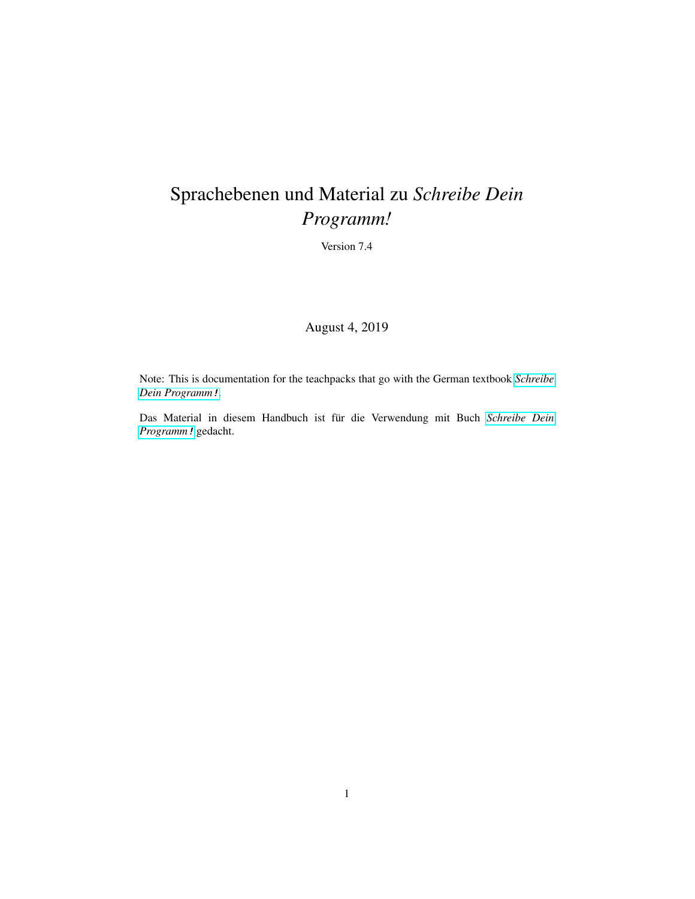# Sprachebenen und Material zu *Schreibe Dein Programm!*

Version 7.4

August 4, 2019

Note: This is documentation for the teachpacks that go with the German textbook *Schreibe Dein Programm!*.

Das Material in diesem Handbuch ist für die Verwendung mit Buch *Schreibe Dein Programm!* gedacht.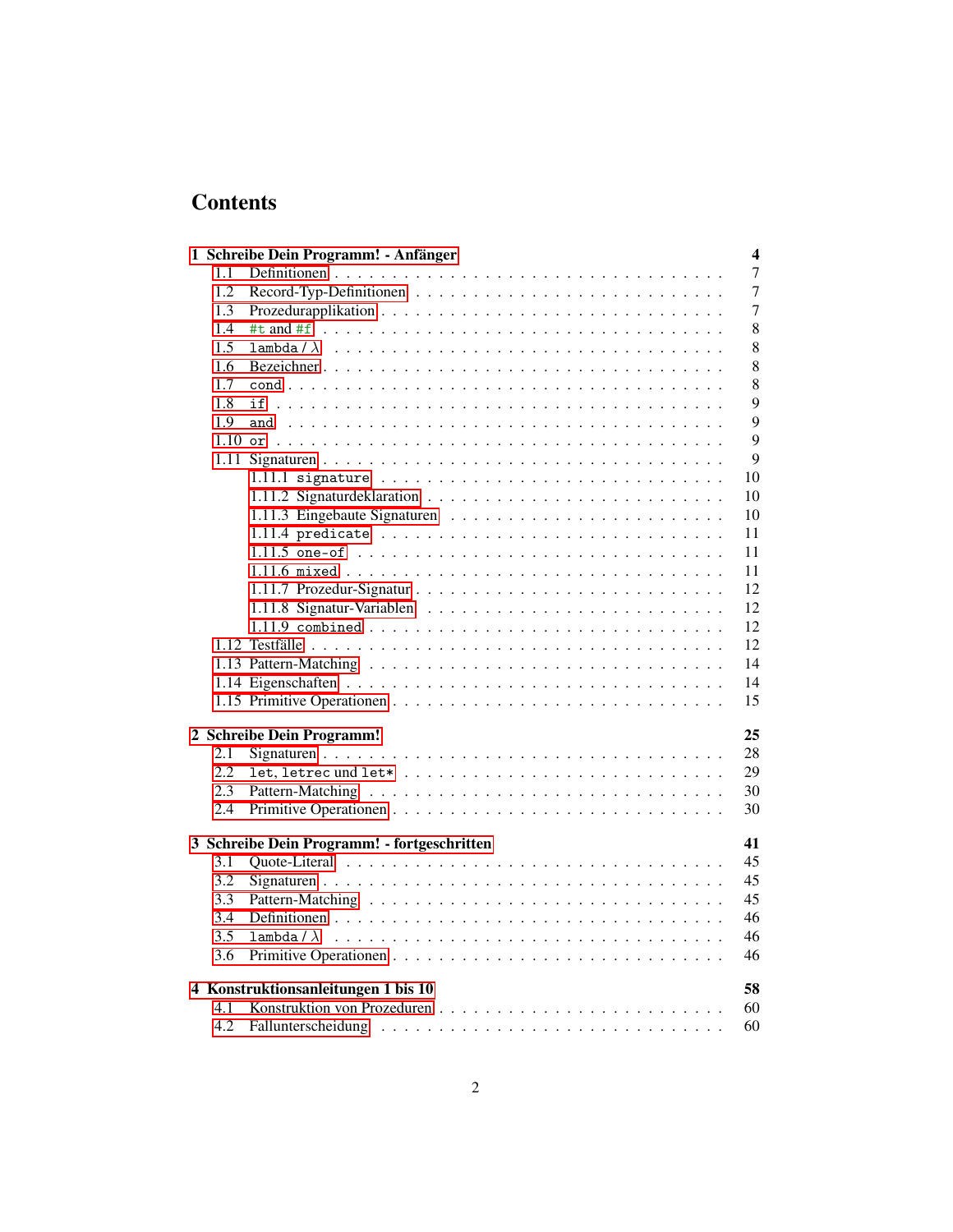# Contents

**1 Schreibe Dein Programm! - Anfänger** **4**

- 1.1 Definitionen . . . 7
- 1.2 Record-Typ-Definitionen . . . 7
- 1.3 Prozedurapplikation . . . 7
- 1.4 `#t` and `#f` . . . 8
- 1.5 `lambda` / λ . . . 8
- 1.6 Bezeichner . . . 8
- 1.7 `cond` . . . 8
- 1.8 `if` . . . 9
- 1.9 `and` . . . 9
- 1.10 `or` . . . 9
- 1.11 Signaturen . . . 9
  - 1.11.1 `signature` . . . 10
  - 1.11.2 Signaturdeklaration . . . 10
  - 1.11.3 Eingebaute Signaturen . . . 10
  - 1.11.4 `predicate` . . . 11
  - 1.11.5 `one-of` . . . 11
  - 1.11.6 `mixed` . . . 11
  - 1.11.7 Prozedur-Signatur . . . 12
  - 1.11.8 Signatur-Variablen . . . 12
  - 1.11.9 `combined` . . . 12
- 1.12 Testfälle . . . 12
- 1.13 Pattern-Matching . . . 14
- 1.14 Eigenschaften . . . 14
- 1.15 Primitive Operationen . . . 15

**2 Schreibe Dein Programm!** **25**

- 2.1 Signaturen . . . 28
- 2.2 `let`, `letrec` und `let*` . . . 29
- 2.3 Pattern-Matching . . . 30
- 2.4 Primitive Operationen . . . 30

**3 Schreibe Dein Programm! - fortgeschritten** **41**

- 3.1 Quote-Literal . . . 45
- 3.2 Signaturen . . . 45
- 3.3 Pattern-Matching . . . 45
- 3.4 Definitionen . . . 46
- 3.5 `lambda` / λ . . . 46
- 3.6 Primitive Operationen . . . 46

**4 Konstruktionsanleitungen 1 bis 10** **58**

- 4.1 Konstruktion von Prozeduren . . . 60
- 4.2 Fallunterscheidung . . . 60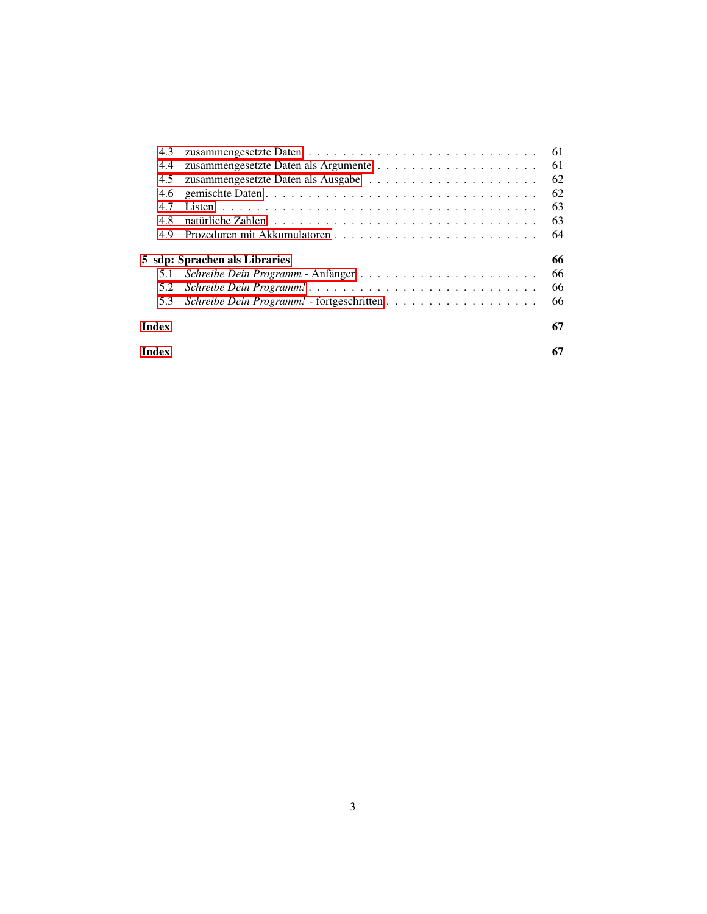- 4.3 zusammengesetzte Daten . . . . . . . . . . 61
- 4.4 zusammengesetzte Daten als Argumente . . . . . . . . . . 61
- 4.5 zusammengesetzte Daten als Ausgabe . . . . . . . . . . 62
- 4.6 gemischte Daten . . . . . . . . . . 62
- 4.7 Listen . . . . . . . . . . 63
- 4.8 natürliche Zahlen . . . . . . . . . . 63
- 4.9 Prozeduren mit Akkumulatoren . . . . . . . . . . 64

**5 sdp: Sprachen als Libraries** **66**

- 5.1 *Schreibe Dein Programm* - Anfänger . . . . . . . . . . 66
- 5.2 *Schreibe Dein Programm!* . . . . . . . . . . 66
- 5.3 *Schreibe Dein Programm!* - fortgeschritten . . . . . . . . . . 66

**Index** **67**

**Index** **67**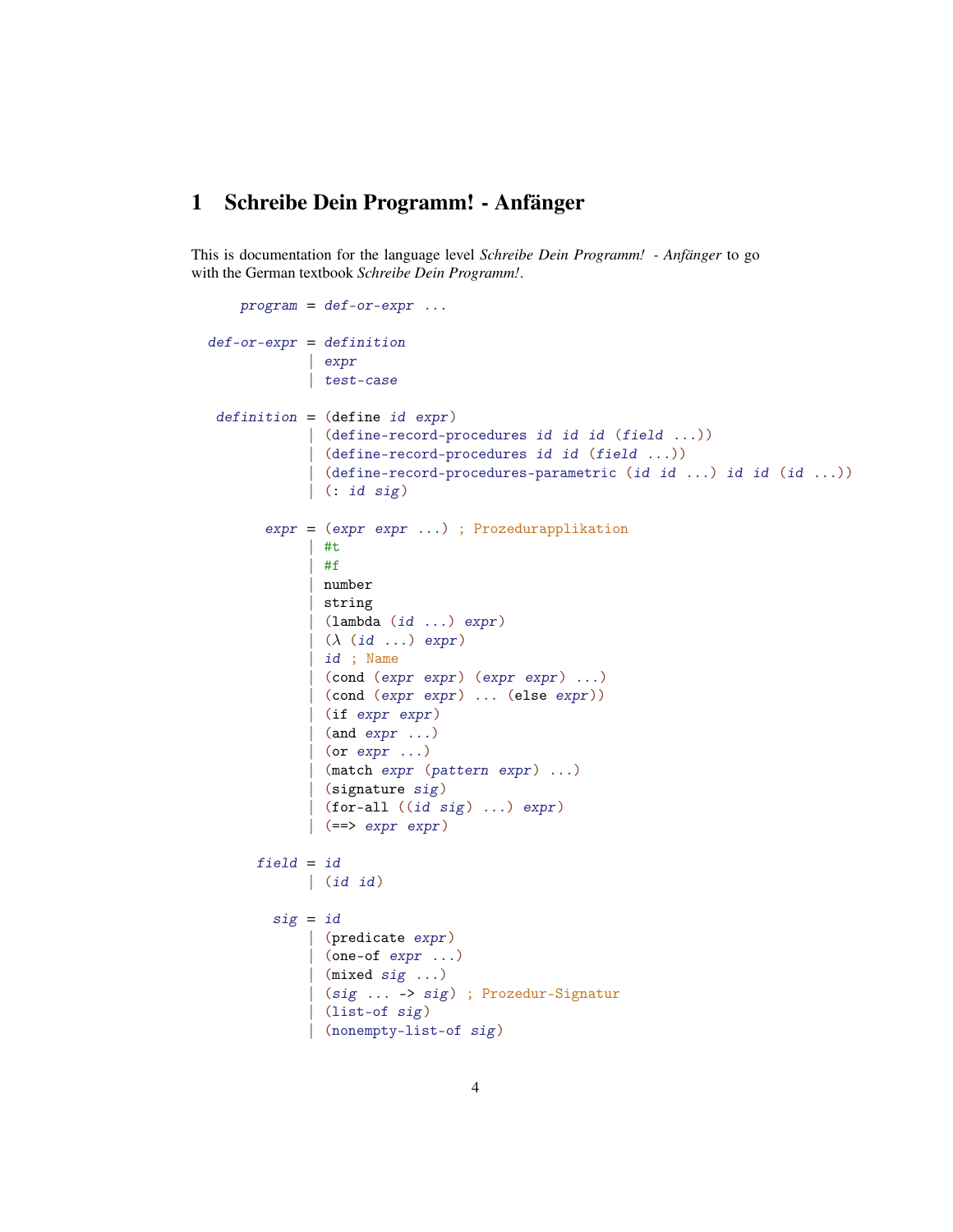# 1 Schreibe Dein Programm! - Anfänger

This is documentation for the language level *Schreibe Dein Programm! - Anfänger* to go with the German textbook *Schreibe Dein Programm!*.

```
     program = def-or-expr ...

 def-or-expr = definition
             | expr
             | test-case

  definition = (define id expr)
             | (define-record-procedures id id id (field ...))
             | (define-record-procedures id id (field ...))
             | (define-record-procedures-parametric (id id ...) id id (id ...))
             | (: id sig)

        expr = (expr expr ...) ; Prozedurapplikation
             | #t
             | #f
             | number
             | string
             | (lambda (id ...) expr)
             | (λ (id ...) expr)
             | id ; Name
             | (cond (expr expr) (expr expr) ...)
             | (cond (expr expr) ... (else expr))
             | (if expr expr)
             | (and expr ...)
             | (or expr ...)
             | (match expr (pattern expr) ...)
             | (signature sig)
             | (for-all ((id sig) ...) expr)
             | (==> expr expr)

       field = id
             | (id id)

         sig = id
             | (predicate expr)
             | (one-of expr ...)
             | (mixed sig ...)
             | (sig ... -> sig) ; Prozedur-Signatur
             | (list-of sig)
             | (nonempty-list-of sig)
```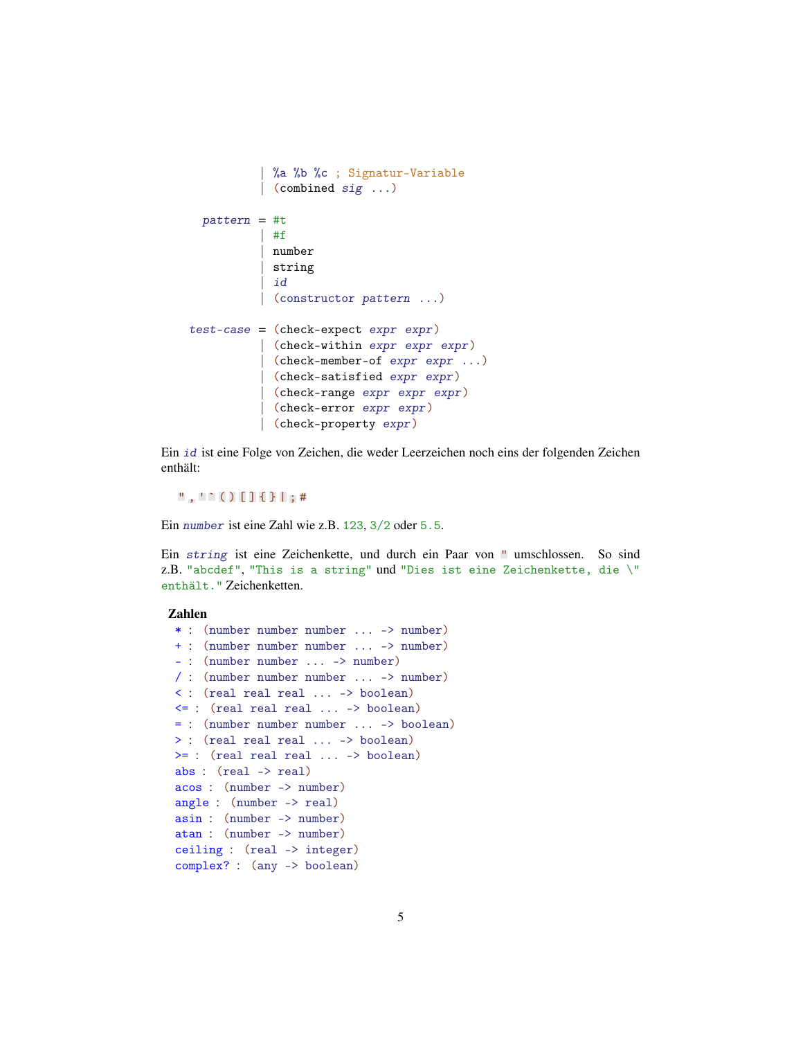```
           | %a %b %c ; Signatur-Variable
           | (combined sig ...)

   pattern = #t
           | #f
           | number
           | string
           | id
           | (constructor pattern ...)

 test-case = (check-expect expr expr)
           | (check-within expr expr expr)
           | (check-member-of expr expr ...)
           | (check-satisfied expr expr)
           | (check-range expr expr expr)
           | (check-error expr expr)
           | (check-property expr)
```

Ein *id* ist eine Folge von Zeichen, die weder Leerzeichen noch eins der folgenden Zeichen enthält:

`" , ' ` ( ) [ ] { } | ; #`

Ein *number* ist eine Zahl wie z.B. `123`, `3/2` oder `5.5`.

Ein *string* ist eine Zeichenkette, und durch ein Paar von `"` umschlossen. So sind z.B. `"abcdef"`, `"This is a string"` und `"Dies ist eine Zeichenkette, die \" enthält."` Zeichenketten.

### Zahlen

```
* : (number number number ... -> number)
+ : (number number number ... -> number)
- : (number number ... -> number)
/ : (number number number ... -> number)
< : (real real real ... -> boolean)
<= : (real real real ... -> boolean)
= : (number number number ... -> boolean)
> : (real real real ... -> boolean)
>= : (real real real ... -> boolean)
abs : (real -> real)
acos : (number -> number)
angle : (number -> real)
asin : (number -> number)
atan : (number -> number)
ceiling : (real -> integer)
complex? : (any -> boolean)
```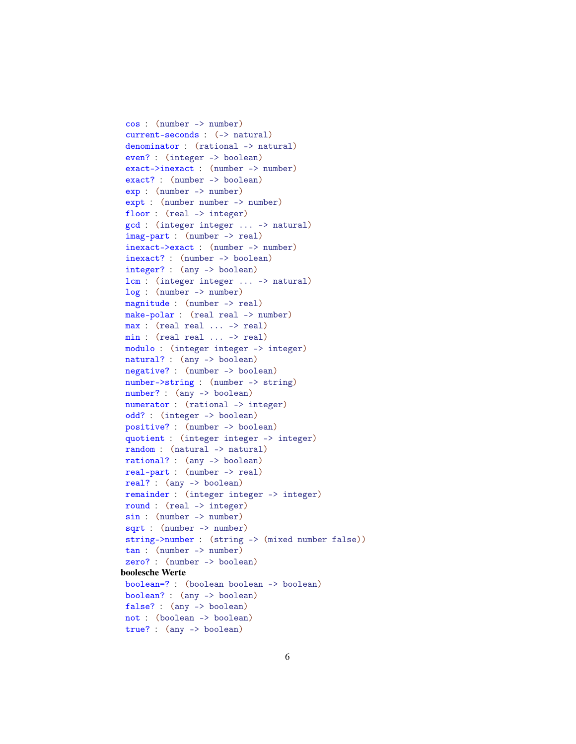```
cos : (number -> number)
current-seconds : (-> natural)
denominator : (rational -> natural)
even? : (integer -> boolean)
exact->inexact : (number -> number)
exact? : (number -> boolean)
exp : (number -> number)
expt : (number number -> number)
floor : (real -> integer)
gcd : (integer integer ... -> natural)
imag-part : (number -> real)
inexact->exact : (number -> number)
inexact? : (number -> boolean)
integer? : (any -> boolean)
lcm : (integer integer ... -> natural)
log : (number -> number)
magnitude : (number -> real)
make-polar : (real real -> number)
max : (real real ... -> real)
min : (real real ... -> real)
modulo : (integer integer -> integer)
natural? : (any -> boolean)
negative? : (number -> boolean)
number->string : (number -> string)
number? : (any -> boolean)
numerator : (rational -> integer)
odd? : (integer -> boolean)
positive? : (number -> boolean)
quotient : (integer integer -> integer)
random : (natural -> natural)
rational? : (any -> boolean)
real-part : (number -> real)
real? : (any -> boolean)
remainder : (integer integer -> integer)
round : (real -> integer)
sin : (number -> number)
sqrt : (number -> number)
string->number : (string -> (mixed number false))
tan : (number -> number)
zero? : (number -> boolean)
```

**boolesche Werte**

```
boolean=? : (boolean boolean -> boolean)
boolean? : (any -> boolean)
false? : (any -> boolean)
not : (boolean -> boolean)
true? : (any -> boolean)
```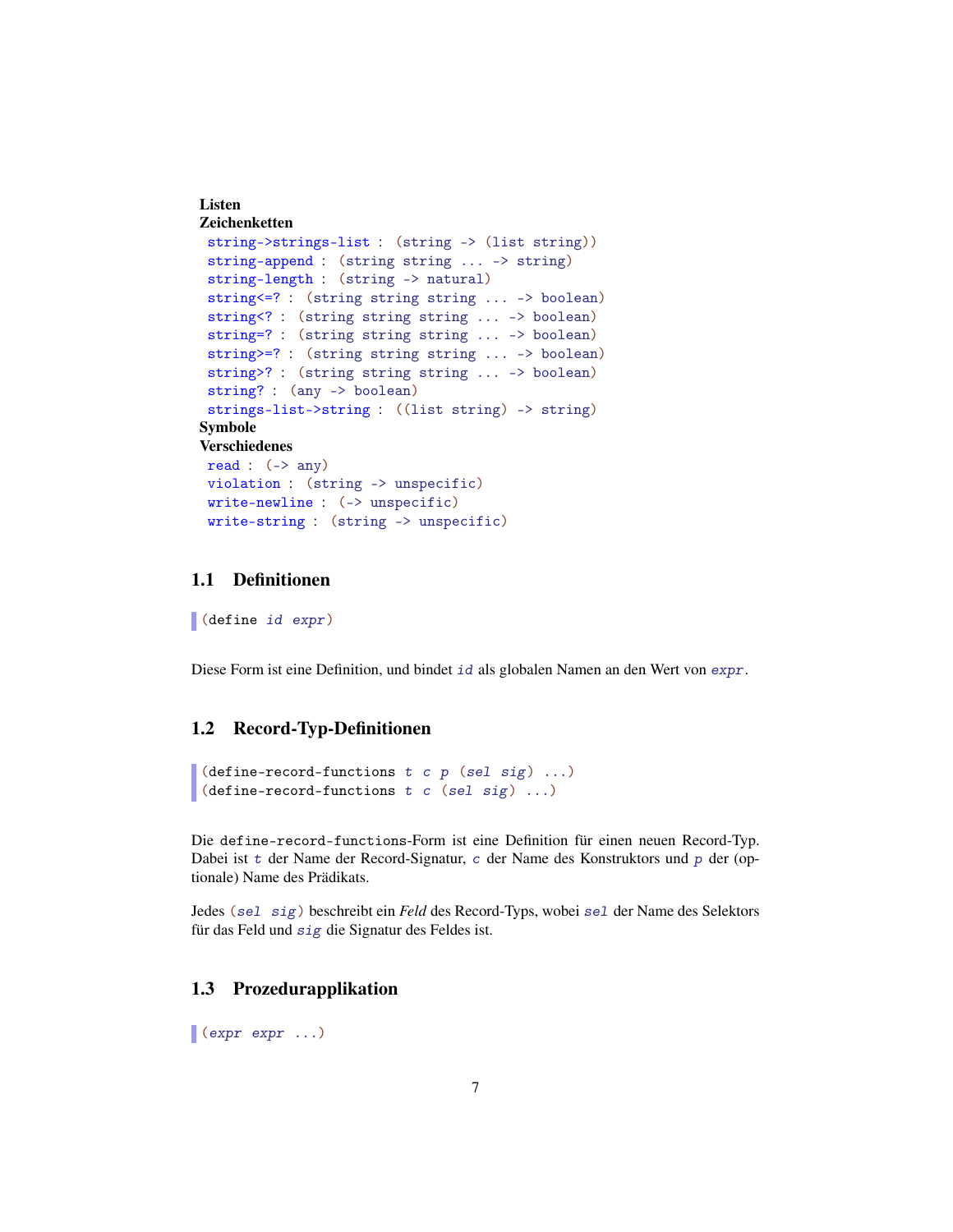**Listen**

**Zeichenketten**

```
string->strings-list : (string -> (list string))
string-append : (string string ... -> string)
string-length : (string -> natural)
string<=? : (string string string ... -> boolean)
string<? : (string string string ... -> boolean)
string=? : (string string string ... -> boolean)
string>=? : (string string string ... -> boolean)
string>? : (string string string ... -> boolean)
string? : (any -> boolean)
strings-list->string : ((list string) -> string)
```

**Symbole**

**Verschiedenes**

```
read : (-> any)
violation : (string -> unspecific)
write-newline : (-> unspecific)
write-string : (string -> unspecific)
```

## 1.1 Definitionen

```
(define id expr)
```

Diese Form ist eine Definition, und bindet *id* als globalen Namen an den Wert von *expr*.

## 1.2 Record-Typ-Definitionen

```
(define-record-functions t c p (sel sig) ...)
(define-record-functions t c (sel sig) ...)
```

Die `define-record-functions`-Form ist eine Definition für einen neuen Record-Typ. Dabei ist *t* der Name der Record-Signatur, *c* der Name des Konstruktors und *p* der (optionale) Name des Prädikats.

Jedes `(sel sig)` beschreibt ein *Feld* des Record-Typs, wobei *sel* der Name des Selektors für das Feld und *sig* die Signatur des Feldes ist.

## 1.3 Prozedurapplikation

```
(expr expr ...)
```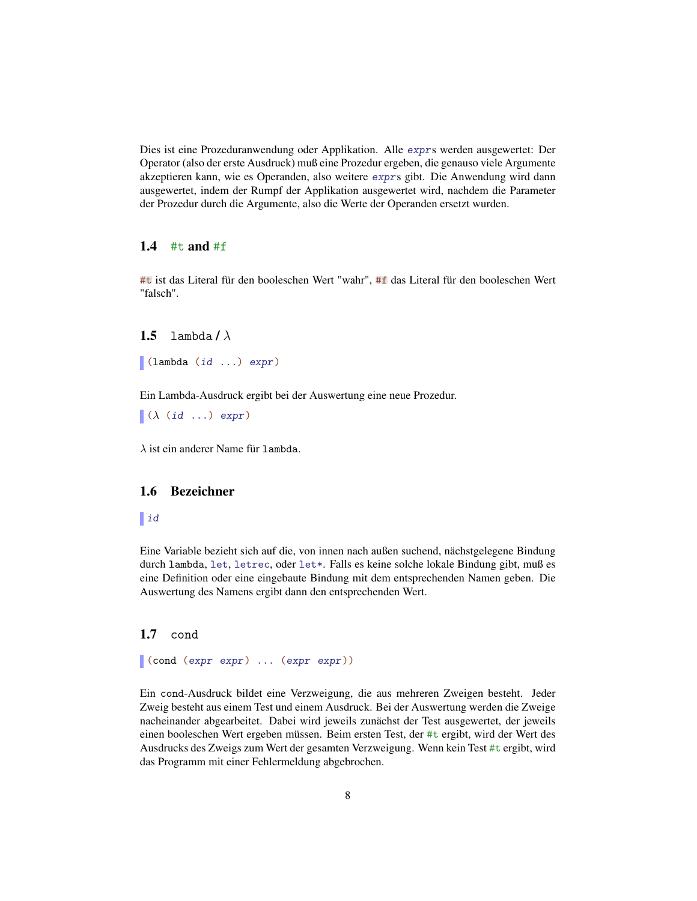Dies ist eine Prozeduranwendung oder Applikation. Alle *expr*s werden ausgewertet: Der Operator (also der erste Ausdruck) muß eine Prozedur ergeben, die genauso viele Argumente akzeptieren kann, wie es Operanden, also weitere *expr*s gibt. Die Anwendung wird dann ausgewertet, indem der Rumpf der Applikation ausgewertet wird, nachdem die Parameter der Prozedur durch die Argumente, also die Werte der Operanden ersetzt wurden.

## 1.4 `#t` and `#f`

`#t` ist das Literal für den booleschen Wert "wahr", `#f` das Literal für den booleschen Wert "falsch".

## 1.5 `lambda` / λ

```
(lambda (id ...) expr)
```

Ein Lambda-Ausdruck ergibt bei der Auswertung eine neue Prozedur.

```
(λ (id ...) expr)
```

λ ist ein anderer Name für `lambda`.

## 1.6 Bezeichner

```
id
```

Eine Variable bezieht sich auf die, von innen nach außen suchend, nächstgelegene Bindung durch `lambda`, `let`, `letrec`, oder `let*`. Falls es keine solche lokale Bindung gibt, muß es eine Definition oder eine eingebaute Bindung mit dem entsprechenden Namen geben. Die Auswertung des Namens ergibt dann den entsprechenden Wert.

## 1.7 `cond`

```
(cond (expr expr) ... (expr expr))
```

Ein `cond`-Ausdruck bildet eine Verzweigung, die aus mehreren Zweigen besteht. Jeder Zweig besteht aus einem Test und einem Ausdruck. Bei der Auswertung werden die Zweige nacheinander abgearbeitet. Dabei wird jeweils zunächst der Test ausgewertet, der jeweils einen booleschen Wert ergeben müssen. Beim ersten Test, der `#t` ergibt, wird der Wert des Ausdrucks des Zweigs zum Wert der gesamten Verzweigung. Wenn kein Test `#t` ergibt, wird das Programm mit einer Fehlermeldung abgebrochen.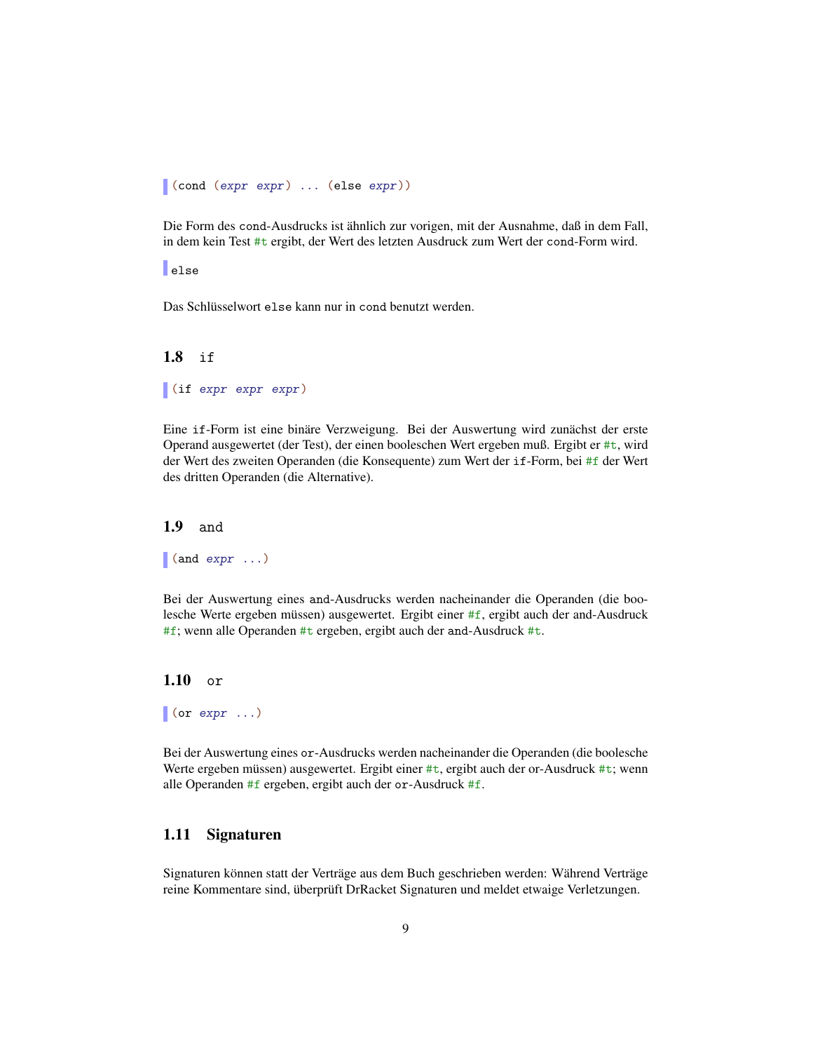```
(cond (expr expr) ... (else expr))
```

Die Form des `cond`-Ausdrucks ist ähnlich zur vorigen, mit der Ausnahme, daß in dem Fall, in dem kein Test `#t` ergibt, der Wert des letzten Ausdruck zum Wert der `cond`-Form wird.

```
else
```

Das Schlüsselwort `else` kann nur in `cond` benutzt werden.

## 1.8 `if`

```
(if expr expr expr)
```

Eine `if`-Form ist eine binäre Verzweigung. Bei der Auswertung wird zunächst der erste Operand ausgewertet (der Test), der einen booleschen Wert ergeben muß. Ergibt er `#t`, wird der Wert des zweiten Operanden (die Konsequente) zum Wert der `if`-Form, bei `#f` der Wert des dritten Operanden (die Alternative).

## 1.9 `and`

```
(and expr ...)
```

Bei der Auswertung eines `and`-Ausdrucks werden nacheinander die Operanden (die boolesche Werte ergeben müssen) ausgewertet. Ergibt einer `#f`, ergibt auch der and-Ausdruck `#f`; wenn alle Operanden `#t` ergeben, ergibt auch der `and`-Ausdruck `#t`.

## 1.10 `or`

```
(or expr ...)
```

Bei der Auswertung eines `or`-Ausdrucks werden nacheinander die Operanden (die boolesche Werte ergeben müssen) ausgewertet. Ergibt einer `#t`, ergibt auch der or-Ausdruck `#t`; wenn alle Operanden `#f` ergeben, ergibt auch der `or`-Ausdruck `#f`.

## 1.11 Signaturen

Signaturen können statt der Verträge aus dem Buch geschrieben werden: Während Verträge reine Kommentare sind, überprüft DrRacket Signaturen und meldet etwaige Verletzungen.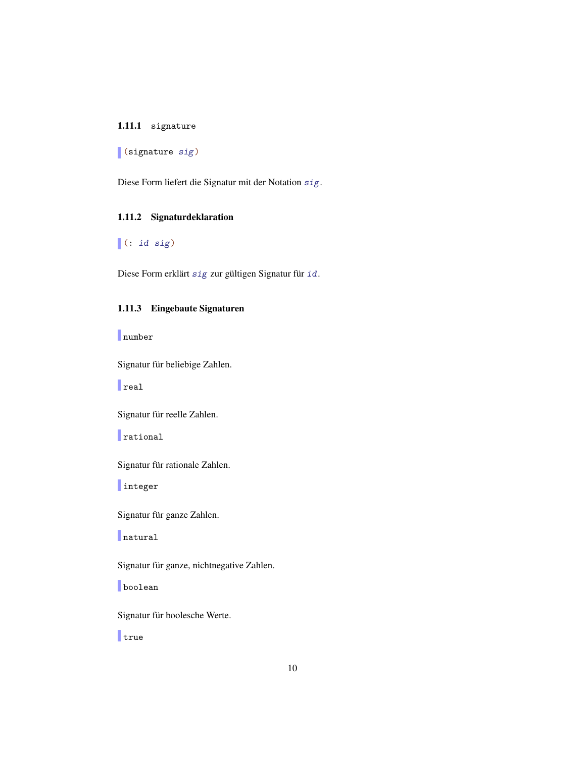### 1.11.1 `signature`

```
(signature sig)
```

Diese Form liefert die Signatur mit der Notation *`sig`*.

### 1.11.2 Signaturdeklaration

```
(: id sig)
```

Diese Form erklärt *`sig`* zur gültigen Signatur für *`id`*.

### 1.11.3 Eingebaute Signaturen

```
number
```

Signatur für beliebige Zahlen.

```
real
```

Signatur für reelle Zahlen.

```
rational
```

Signatur für rationale Zahlen.

```
integer
```

Signatur für ganze Zahlen.

```
natural
```

Signatur für ganze, nichtnegative Zahlen.

```
boolean
```

Signatur für boolesche Werte.

```
true
```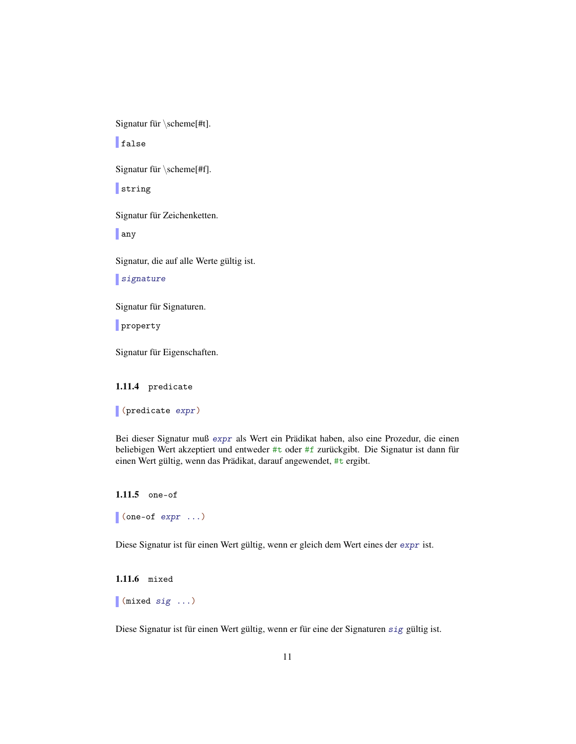Signatur für \scheme[#t].

```
false
```

Signatur für \scheme[#f].

```
string
```

Signatur für Zeichenketten.

```
any
```

Signatur, die auf alle Werte gültig ist.

```
signature
```

Signatur für Signaturen.

```
property
```

Signatur für Eigenschaften.

### 1.11.4 `predicate`

```
(predicate expr)
```

Bei dieser Signatur muß *`expr`* als Wert ein Prädikat haben, also eine Prozedur, die einen beliebigen Wert akzeptiert und entweder `#t` oder `#f` zurückgibt. Die Signatur ist dann für einen Wert gültig, wenn das Prädikat, darauf angewendet, `#t` ergibt.

### 1.11.5 `one-of`

```
(one-of expr ...)
```

Diese Signatur ist für einen Wert gültig, wenn er gleich dem Wert eines der *`expr`* ist.

### 1.11.6 `mixed`

```
(mixed sig ...)
```

Diese Signatur ist für einen Wert gültig, wenn er für eine der Signaturen *`sig`* gültig ist.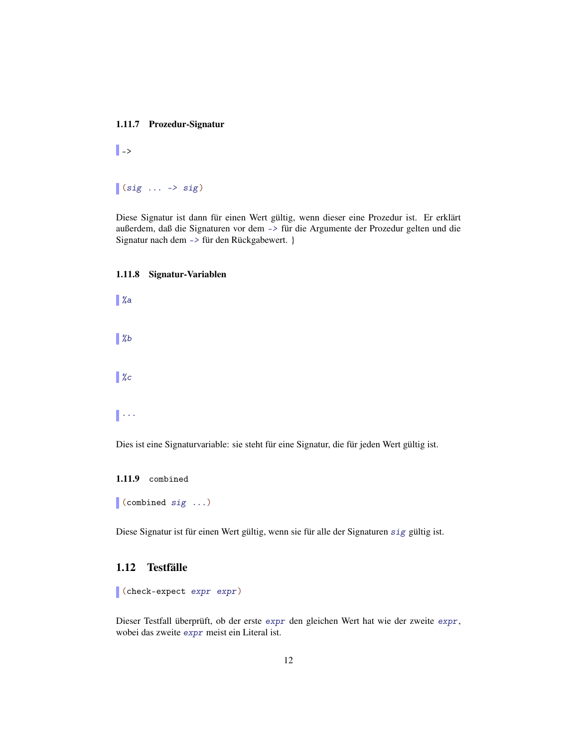### 1.11.7 Prozedur-Signatur

```
->
```

```
(sig ... -> sig)
```

Diese Signatur ist dann für einen Wert gültig, wenn dieser eine Prozedur ist. Er erklärt außerdem, daß die Signaturen vor dem `->` für die Argumente der Prozedur gelten und die Signatur nach dem `->` für den Rückgabewert. }

### 1.11.8 Signatur-Variablen

```
%a
```

```
%b
```

```
%c
```

```
...
```

Dies ist eine Signaturvariable: sie steht für eine Signatur, die für jeden Wert gültig ist.

### 1.11.9 combined

```
(combined sig ...)
```

Diese Signatur ist für einen Wert gültig, wenn sie für alle der Signaturen *sig* gültig ist.

## 1.12 Testfälle

```
(check-expect expr expr)
```

Dieser Testfall überprüft, ob der erste *expr* den gleichen Wert hat wie der zweite *expr*, wobei das zweite *expr* meist ein Literal ist.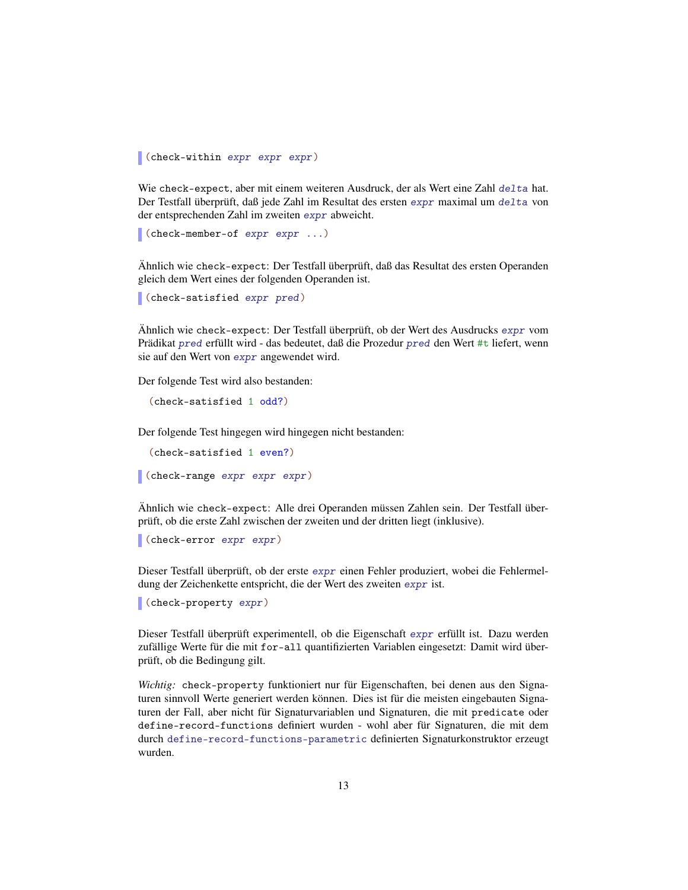```
(check-within expr expr expr)
```

Wie `check-expect`, aber mit einem weiteren Ausdruck, der als Wert eine Zahl *`delta`* hat. Der Testfall überprüft, daß jede Zahl im Resultat des ersten *`expr`* maximal um *`delta`* von der entsprechenden Zahl im zweiten *`expr`* abweicht.

```
(check-member-of expr expr ...)
```

Ähnlich wie `check-expect`: Der Testfall überprüft, daß das Resultat des ersten Operanden gleich dem Wert eines der folgenden Operanden ist.

```
(check-satisfied expr pred)
```

Ähnlich wie `check-expect`: Der Testfall überprüft, ob der Wert des Ausdrucks *`expr`* vom Prädikat *`pred`* erfüllt wird - das bedeutet, daß die Prozedur *`pred`* den Wert `#t` liefert, wenn sie auf den Wert von *`expr`* angewendet wird.

Der folgende Test wird also bestanden:

```
(check-satisfied 1 odd?)
```

Der folgende Test hingegen wird hingegen nicht bestanden:

```
(check-satisfied 1 even?)
```

```
(check-range expr expr expr)
```

Ähnlich wie `check-expect`: Alle drei Operanden müssen Zahlen sein. Der Testfall überprüft, ob die erste Zahl zwischen der zweiten und der dritten liegt (inklusive).

```
(check-error expr expr)
```

Dieser Testfall überprüft, ob der erste *`expr`* einen Fehler produziert, wobei die Fehlermeldung der Zeichenkette entspricht, die der Wert des zweiten *`expr`* ist.

```
(check-property expr)
```

Dieser Testfall überprüft experimentell, ob die Eigenschaft *`expr`* erfüllt ist. Dazu werden zufällige Werte für die mit `for-all` quantifizierten Variablen eingesetzt: Damit wird überprüft, ob die Bedingung gilt.

*Wichtig:* `check-property` funktioniert nur für Eigenschaften, bei denen aus den Signaturen sinnvoll Werte generiert werden können. Dies ist für die meisten eingebauten Signaturen der Fall, aber nicht für Signaturvariablen und Signaturen, die mit `predicate` oder `define-record-functions` definiert wurden - wohl aber für Signaturen, die mit dem durch `define-record-functions-parametric` definierten Signaturkonstruktor erzeugt wurden.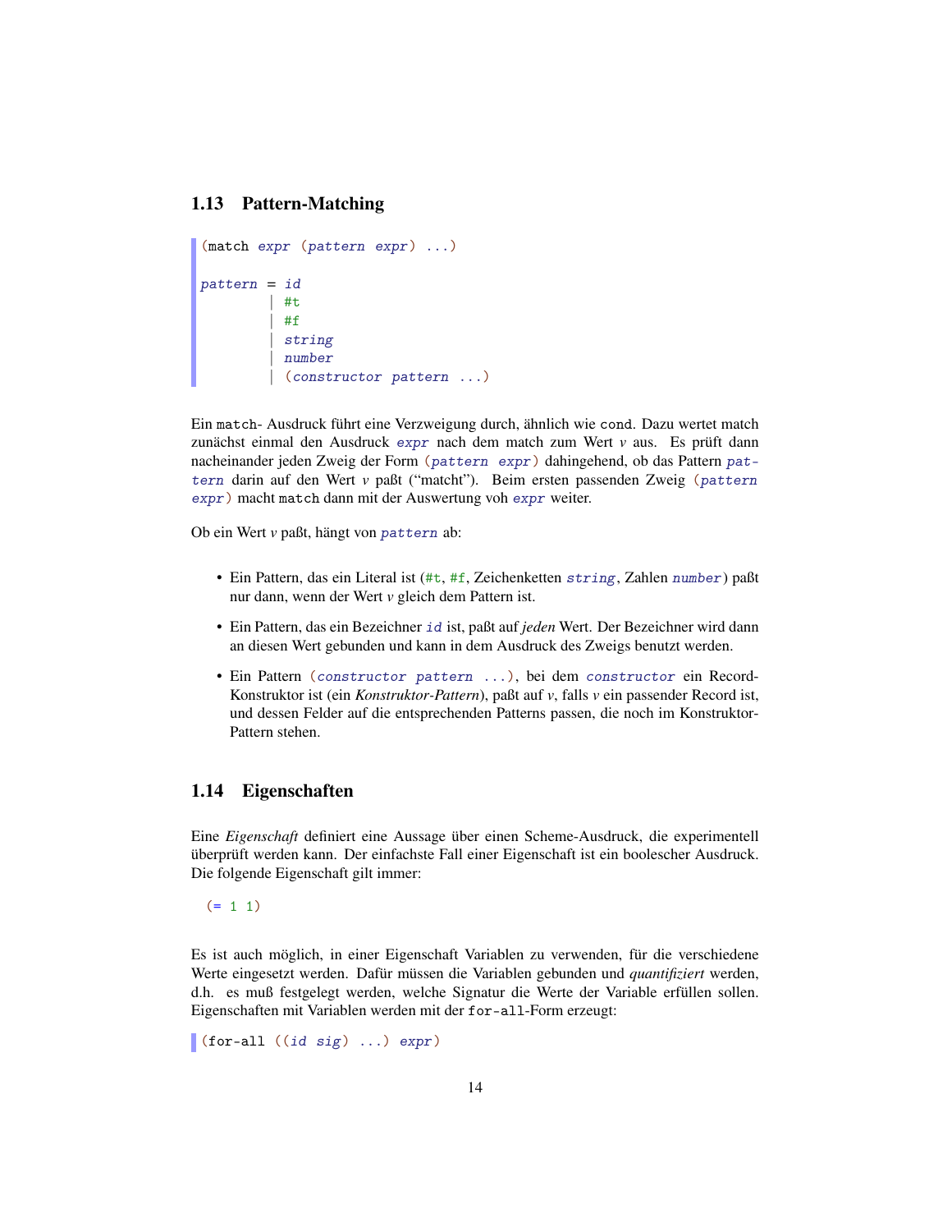## 1.13 Pattern-Matching

```
(match expr (pattern expr) ...)

pattern = id
        | #t
        | #f
        | string
        | number
        | (constructor pattern ...)
```

Ein `match`- Ausdruck führt eine Verzweigung durch, ähnlich wie `cond`. Dazu wertet match zunächst einmal den Ausdruck *expr* nach dem match zum Wert *v* aus. Es prüft dann nacheinander jeden Zweig der Form (*pattern* *expr*) dahingehend, ob das Pattern *pattern* darin auf den Wert *v* paßt ("matcht"). Beim ersten passenden Zweig (*pattern* *expr*) macht `match` dann mit der Auswertung voh *expr* weiter.

Ob ein Wert *v* paßt, hängt von *pattern* ab:

- Ein Pattern, das ein Literal ist (`#t`, `#f`, Zeichenketten *string*, Zahlen *number*) paßt nur dann, wenn der Wert *v* gleich dem Pattern ist.
- Ein Pattern, das ein Bezeichner *id* ist, paßt auf *jeden* Wert. Der Bezeichner wird dann an diesen Wert gebunden und kann in dem Ausdruck des Zweigs benutzt werden.
- Ein Pattern (*constructor* *pattern* ...), bei dem *constructor* ein Record-Konstruktor ist (ein *Konstruktor-Pattern*), paßt auf *v*, falls *v* ein passender Record ist, und dessen Felder auf die entsprechenden Patterns passen, die noch im Konstruktor-Pattern stehen.

## 1.14 Eigenschaften

Eine *Eigenschaft* definiert eine Aussage über einen Scheme-Ausdruck, die experimentell überprüft werden kann. Der einfachste Fall einer Eigenschaft ist ein boolescher Ausdruck. Die folgende Eigenschaft gilt immer:

```
(= 1 1)
```

Es ist auch möglich, in einer Eigenschaft Variablen zu verwenden, für die verschiedene Werte eingesetzt werden. Dafür müssen die Variablen gebunden und *quantifiziert* werden, d.h. es muß festgelegt werden, welche Signatur die Werte der Variable erfüllen sollen. Eigenschaften mit Variablen werden mit der `for-all`-Form erzeugt:

```
(for-all ((id sig) ...) expr)
```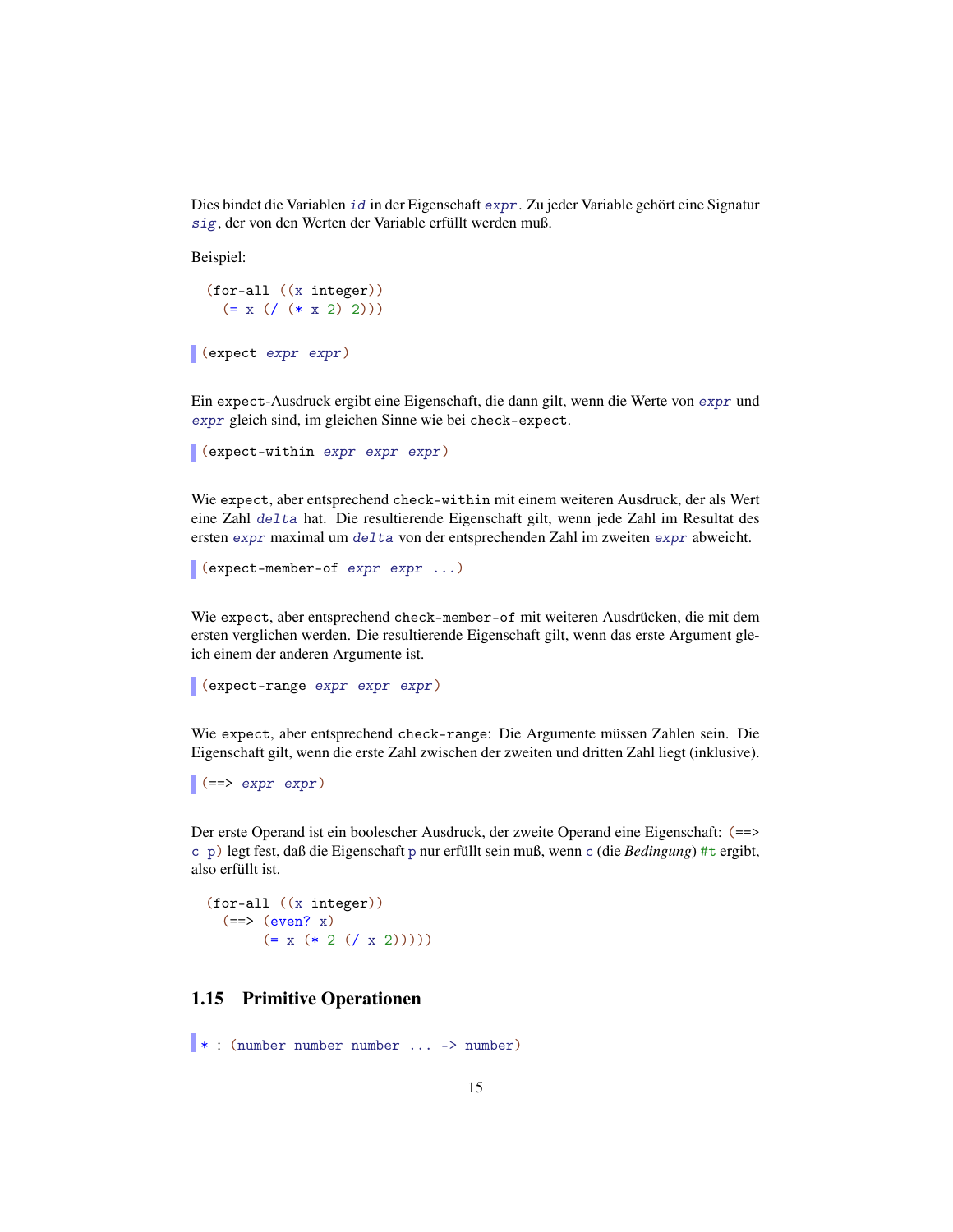Dies bindet die Variablen *id* in der Eigenschaft *expr*. Zu jeder Variable gehört eine Signatur *sig*, der von den Werten der Variable erfüllt werden muß.

Beispiel:

```
(for-all ((x integer))
  (= x (/ (* x 2) 2)))
```

```
(expect expr expr)
```

Ein `expect`-Ausdruck ergibt eine Eigenschaft, die dann gilt, wenn die Werte von *expr* und *expr* gleich sind, im gleichen Sinne wie bei `check-expect`.

```
(expect-within expr expr expr)
```

Wie `expect`, aber entsprechend `check-within` mit einem weiteren Ausdruck, der als Wert eine Zahl *delta* hat. Die resultierende Eigenschaft gilt, wenn jede Zahl im Resultat des ersten *expr* maximal um *delta* von der entsprechenden Zahl im zweiten *expr* abweicht.

```
(expect-member-of expr expr ...)
```

Wie `expect`, aber entsprechend `check-member-of` mit weiteren Ausdrücken, die mit dem ersten verglichen werden. Die resultierende Eigenschaft gilt, wenn das erste Argument gleich einem der anderen Argumente ist.

```
(expect-range expr expr expr)
```

Wie `expect`, aber entsprechend `check-range`: Die Argumente müssen Zahlen sein. Die Eigenschaft gilt, wenn die erste Zahl zwischen der zweiten und dritten Zahl liegt (inklusive).

```
(==> expr expr)
```

Der erste Operand ist ein boolescher Ausdruck, der zweite Operand eine Eigenschaft: `(==> c p)` legt fest, daß die Eigenschaft `p` nur erfüllt sein muß, wenn `c` (die *Bedingung*) `#t` ergibt, also erfüllt ist.

```
(for-all ((x integer))
  (==> (even? x)
       (= x (* 2 (/ x 2)))))
```

## 1.15 Primitive Operationen

```
* : (number number number ... -> number)
```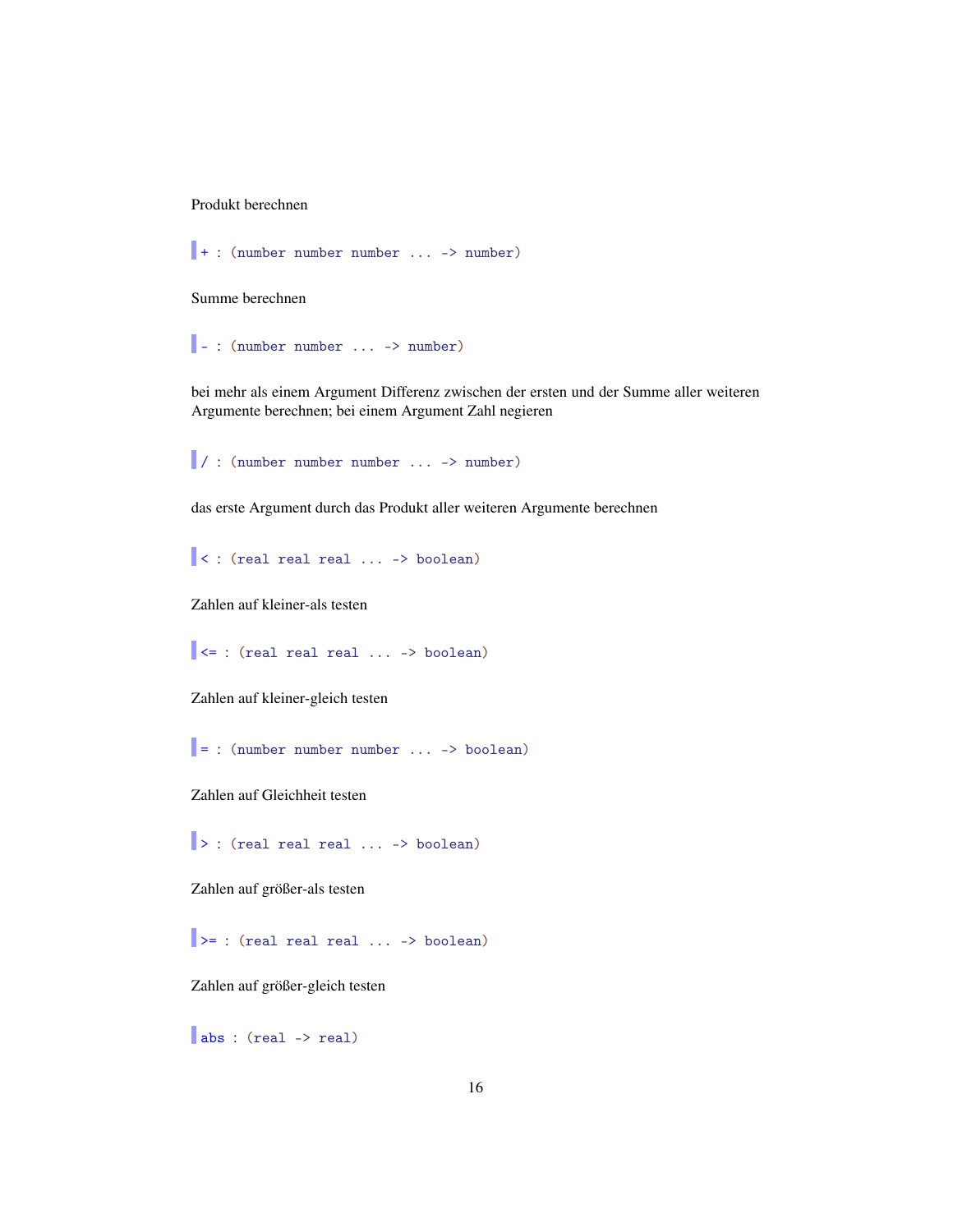Produkt berechnen

```
+ : (number number number ... -> number)
```

Summe berechnen

```
- : (number number ... -> number)
```

bei mehr als einem Argument Differenz zwischen der ersten und der Summe aller weiteren Argumente berechnen; bei einem Argument Zahl negieren

```
/ : (number number number ... -> number)
```

das erste Argument durch das Produkt aller weiteren Argumente berechnen

```
< : (real real real ... -> boolean)
```

Zahlen auf kleiner-als testen

```
<= : (real real real ... -> boolean)
```

Zahlen auf kleiner-gleich testen

```
= : (number number number ... -> boolean)
```

Zahlen auf Gleichheit testen

```
> : (real real real ... -> boolean)
```

Zahlen auf größer-als testen

```
>= : (real real real ... -> boolean)
```

Zahlen auf größer-gleich testen

```
abs : (real -> real)
```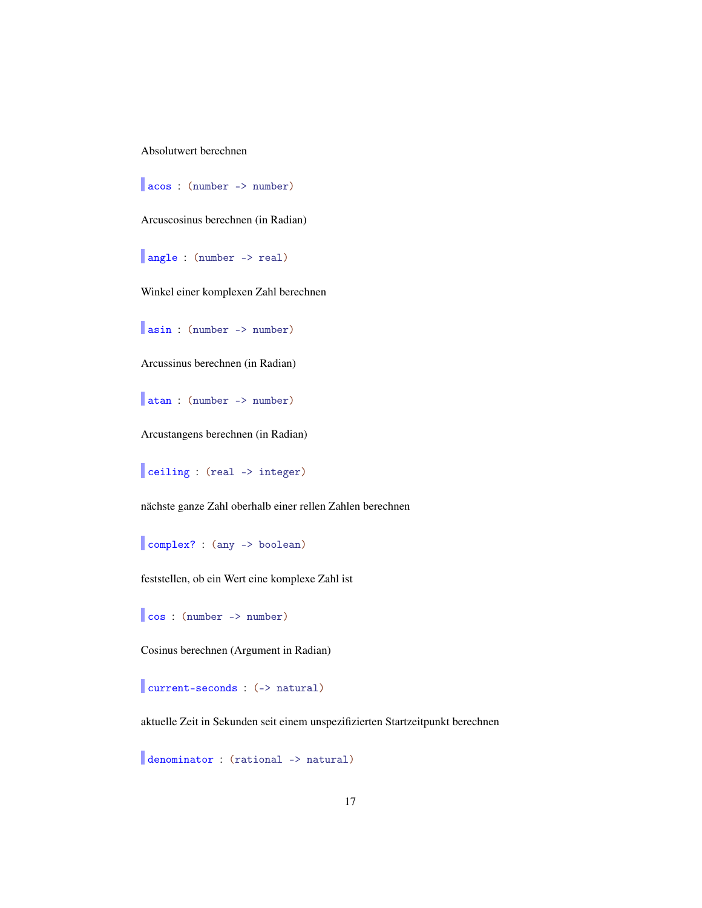Absolutwert berechnen

`acos : (number -> number)`

Arcuscosinus berechnen (in Radian)

`angle : (number -> real)`

Winkel einer komplexen Zahl berechnen

`asin : (number -> number)`

Arcussinus berechnen (in Radian)

`atan : (number -> number)`

Arcustangens berechnen (in Radian)

`ceiling : (real -> integer)`

nächste ganze Zahl oberhalb einer rellen Zahlen berechnen

`complex? : (any -> boolean)`

feststellen, ob ein Wert eine komplexe Zahl ist

`cos : (number -> number)`

Cosinus berechnen (Argument in Radian)

`current-seconds : (-> natural)`

aktuelle Zeit in Sekunden seit einem unspezifizierten Startzeitpunkt berechnen

`denominator : (rational -> natural)`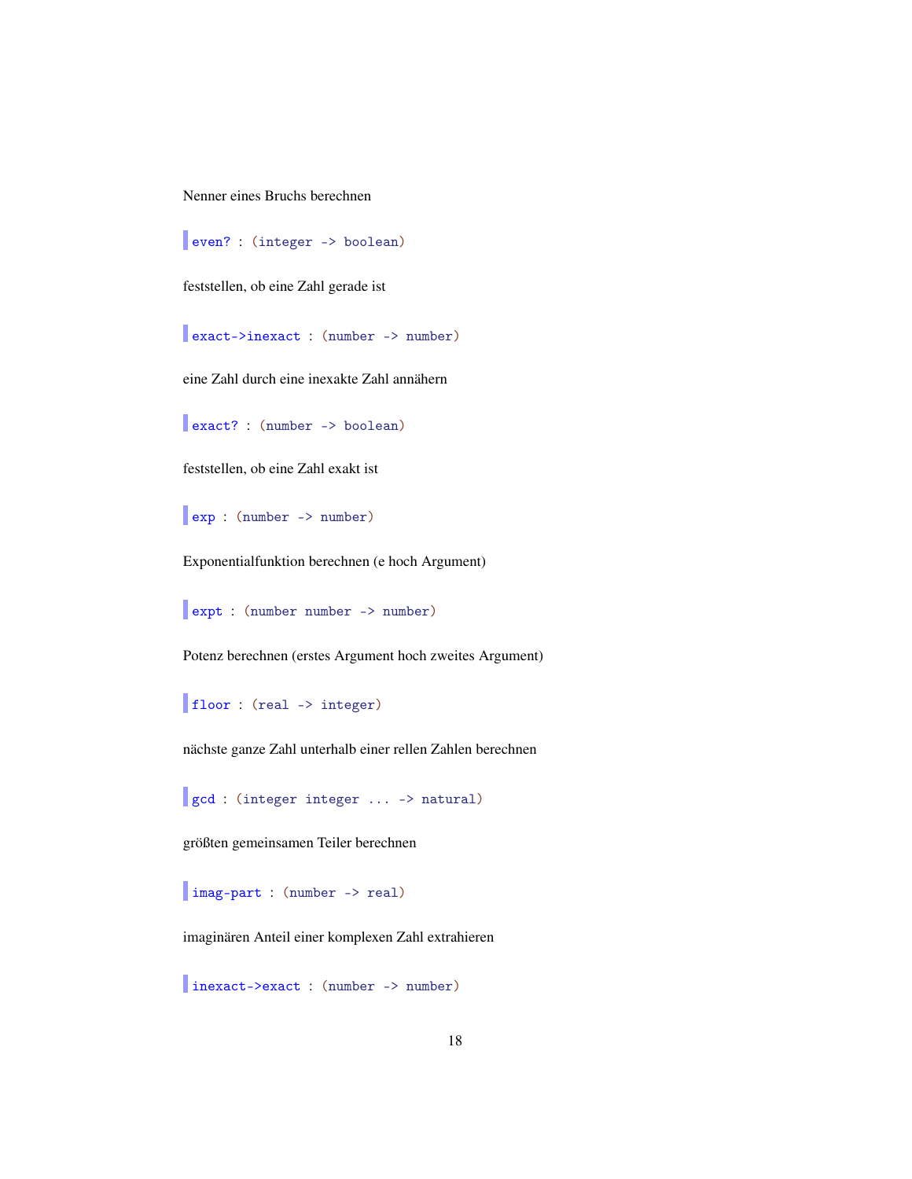Nenner eines Bruchs berechnen

```
even? : (integer -> boolean)
```

feststellen, ob eine Zahl gerade ist

```
exact->inexact : (number -> number)
```

eine Zahl durch eine inexakte Zahl annähern

```
exact? : (number -> boolean)
```

feststellen, ob eine Zahl exakt ist

```
exp : (number -> number)
```

Exponentialfunktion berechnen (e hoch Argument)

```
expt : (number number -> number)
```

Potenz berechnen (erstes Argument hoch zweites Argument)

```
floor : (real -> integer)
```

nächste ganze Zahl unterhalb einer rellen Zahlen berechnen

```
gcd : (integer integer ... -> natural)
```

größten gemeinsamen Teiler berechnen

```
imag-part : (number -> real)
```

imaginären Anteil einer komplexen Zahl extrahieren

```
inexact->exact : (number -> number)
```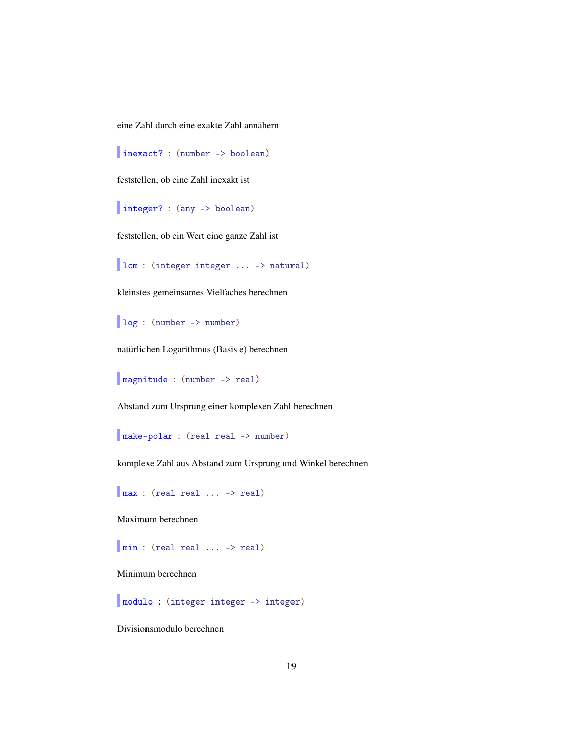eine Zahl durch eine exakte Zahl annähern

`inexact? : (number -> boolean)`

feststellen, ob eine Zahl inexakt ist

`integer? : (any -> boolean)`

feststellen, ob ein Wert eine ganze Zahl ist

`lcm : (integer integer ... -> natural)`

kleinstes gemeinsames Vielfaches berechnen

`log : (number -> number)`

natürlichen Logarithmus (Basis e) berechnen

`magnitude : (number -> real)`

Abstand zum Ursprung einer komplexen Zahl berechnen

`make-polar : (real real -> number)`

komplexe Zahl aus Abstand zum Ursprung und Winkel berechnen

`max : (real real ... -> real)`

Maximum berechnen

`min : (real real ... -> real)`

Minimum berechnen

`modulo : (integer integer -> integer)`

Divisionsmodulo berechnen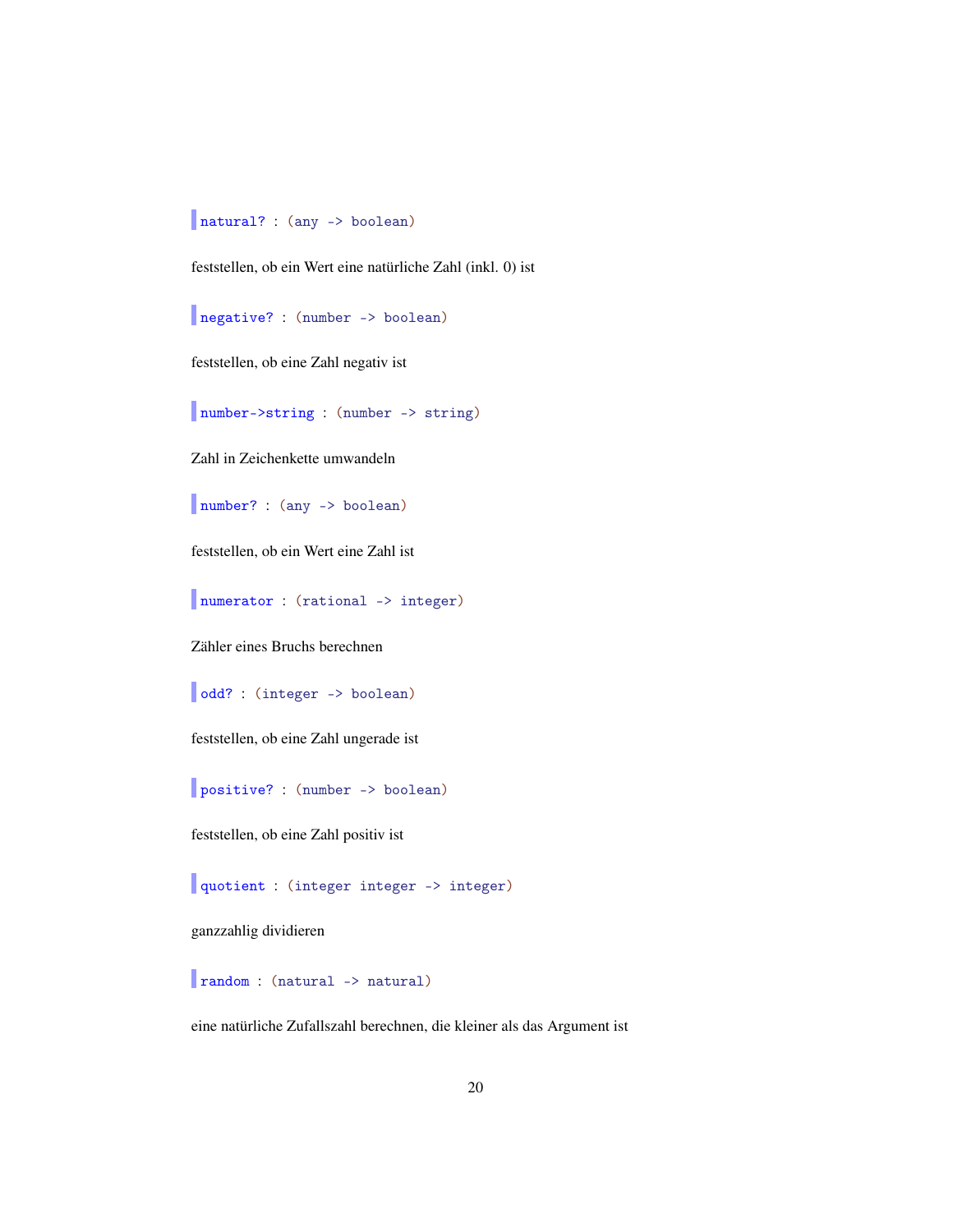`natural? : (any -> boolean)`

feststellen, ob ein Wert eine natürliche Zahl (inkl. 0) ist

`negative? : (number -> boolean)`

feststellen, ob eine Zahl negativ ist

`number->string : (number -> string)`

Zahl in Zeichenkette umwandeln

`number? : (any -> boolean)`

feststellen, ob ein Wert eine Zahl ist

`numerator : (rational -> integer)`

Zähler eines Bruchs berechnen

`odd? : (integer -> boolean)`

feststellen, ob eine Zahl ungerade ist

`positive? : (number -> boolean)`

feststellen, ob eine Zahl positiv ist

`quotient : (integer integer -> integer)`

ganzzahlig dividieren

`random : (natural -> natural)`

eine natürliche Zufallszahl berechnen, die kleiner als das Argument ist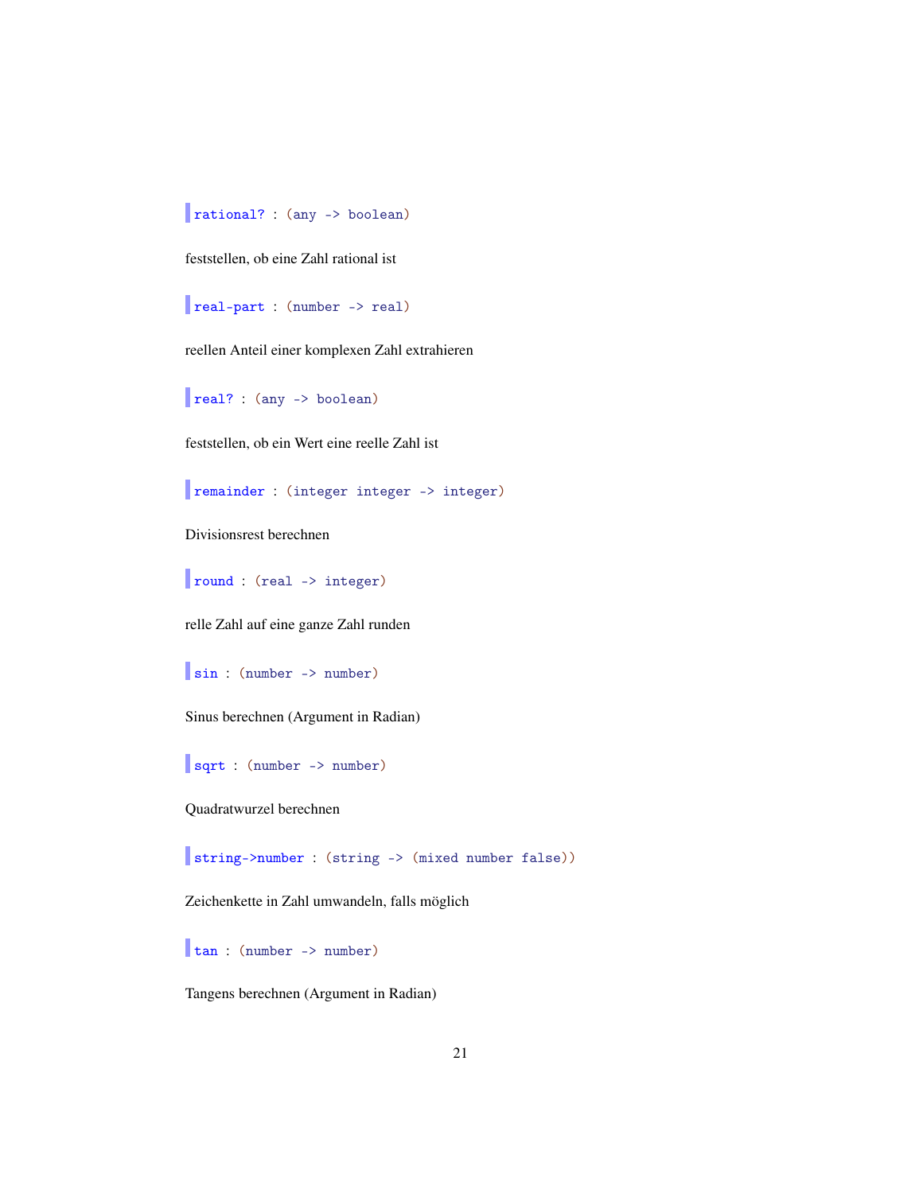`rational? : (any -> boolean)`

feststellen, ob eine Zahl rational ist

`real-part : (number -> real)`

reellen Anteil einer komplexen Zahl extrahieren

`real? : (any -> boolean)`

feststellen, ob ein Wert eine reelle Zahl ist

`remainder : (integer integer -> integer)`

Divisionsrest berechnen

`round : (real -> integer)`

relle Zahl auf eine ganze Zahl runden

`sin : (number -> number)`

Sinus berechnen (Argument in Radian)

`sqrt : (number -> number)`

Quadratwurzel berechnen

`string->number : (string -> (mixed number false))`

Zeichenkette in Zahl umwandeln, falls möglich

`tan : (number -> number)`

Tangens berechnen (Argument in Radian)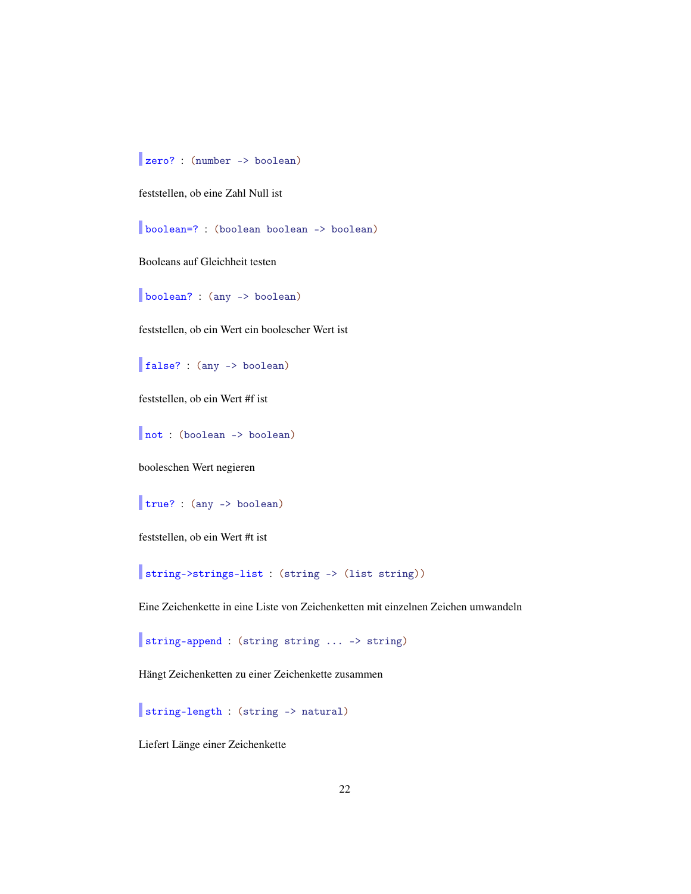`zero? : (number -> boolean)`

feststellen, ob eine Zahl Null ist

`boolean=? : (boolean boolean -> boolean)`

Booleans auf Gleichheit testen

`boolean? : (any -> boolean)`

feststellen, ob ein Wert ein boolescher Wert ist

`false? : (any -> boolean)`

feststellen, ob ein Wert #f ist

`not : (boolean -> boolean)`

booleschen Wert negieren

`true? : (any -> boolean)`

feststellen, ob ein Wert #t ist

`string->strings-list : (string -> (list string))`

Eine Zeichenkette in eine Liste von Zeichenketten mit einzelnen Zeichen umwandeln

`string-append : (string string ... -> string)`

Hängt Zeichenketten zu einer Zeichenkette zusammen

`string-length : (string -> natural)`

Liefert Länge einer Zeichenkette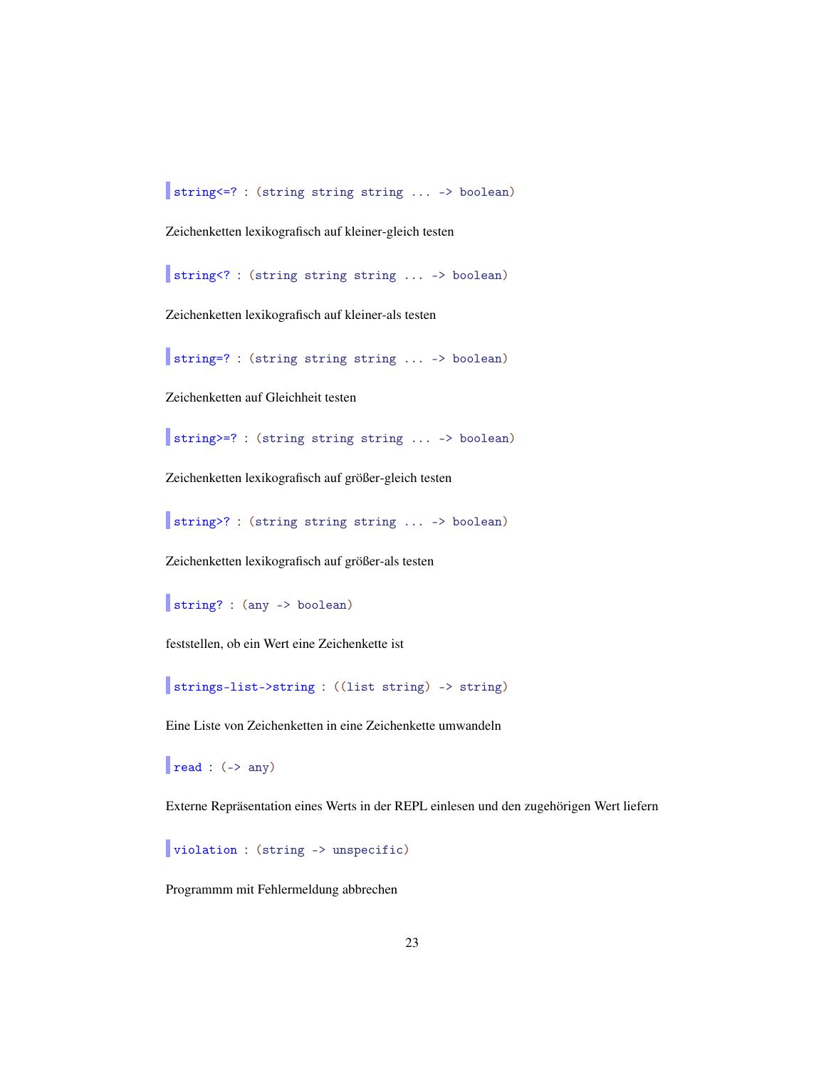`string<=? : (string string string ... -> boolean)`

Zeichenketten lexikografisch auf kleiner-gleich testen

`string<? : (string string string ... -> boolean)`

Zeichenketten lexikografisch auf kleiner-als testen

`string=? : (string string string ... -> boolean)`

Zeichenketten auf Gleichheit testen

`string>=? : (string string string ... -> boolean)`

Zeichenketten lexikografisch auf größer-gleich testen

`string>? : (string string string ... -> boolean)`

Zeichenketten lexikografisch auf größer-als testen

`string? : (any -> boolean)`

feststellen, ob ein Wert eine Zeichenkette ist

`strings-list->string : ((list string) -> string)`

Eine Liste von Zeichenketten in eine Zeichenkette umwandeln

`read : (-> any)`

Externe Repräsentation eines Werts in der REPL einlesen und den zugehörigen Wert liefern

`violation : (string -> unspecific)`

Programmm mit Fehlermeldung abbrechen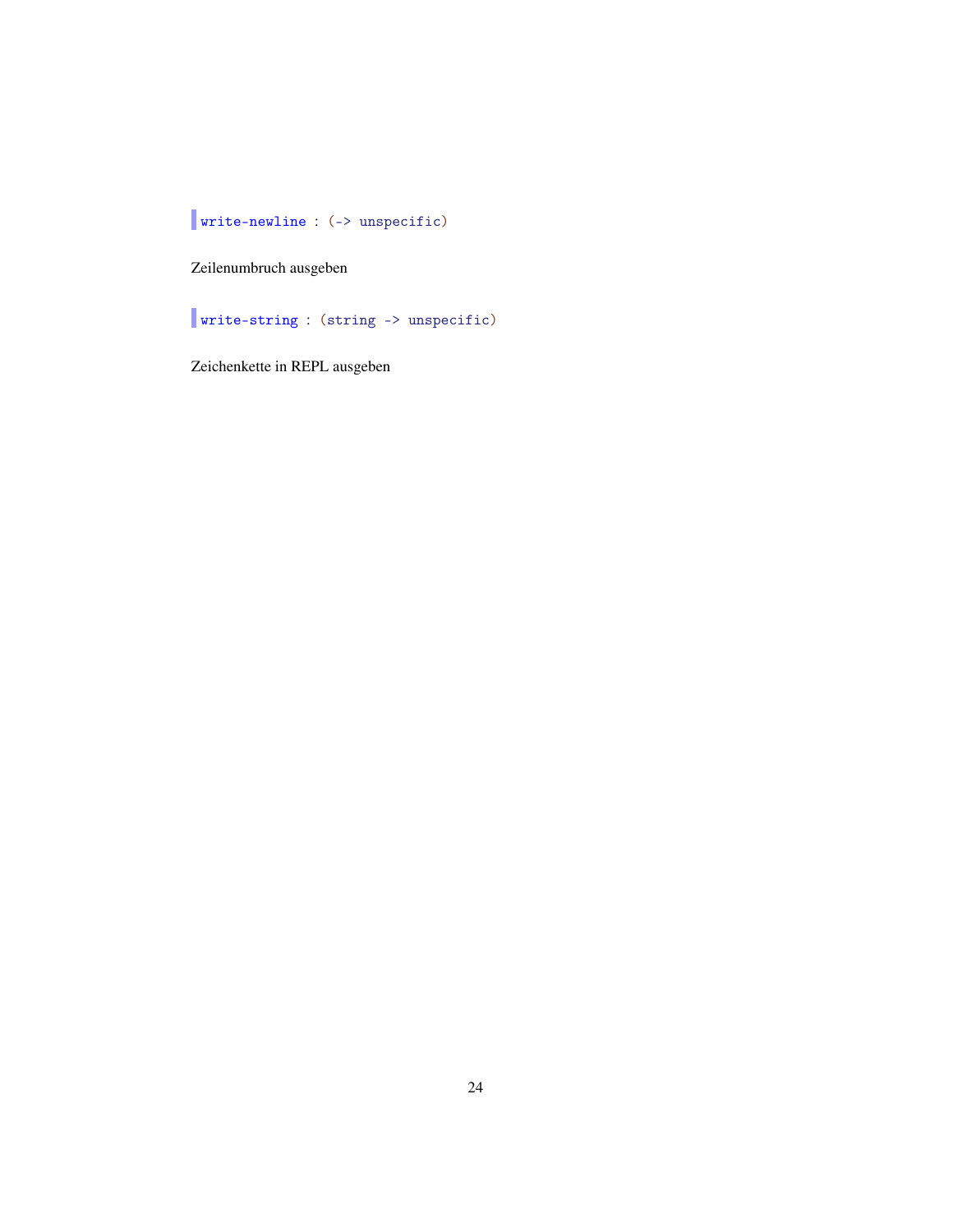`write-newline : (-> unspecific)`

Zeilenumbruch ausgeben

`write-string : (string -> unspecific)`

Zeichenkette in REPL ausgeben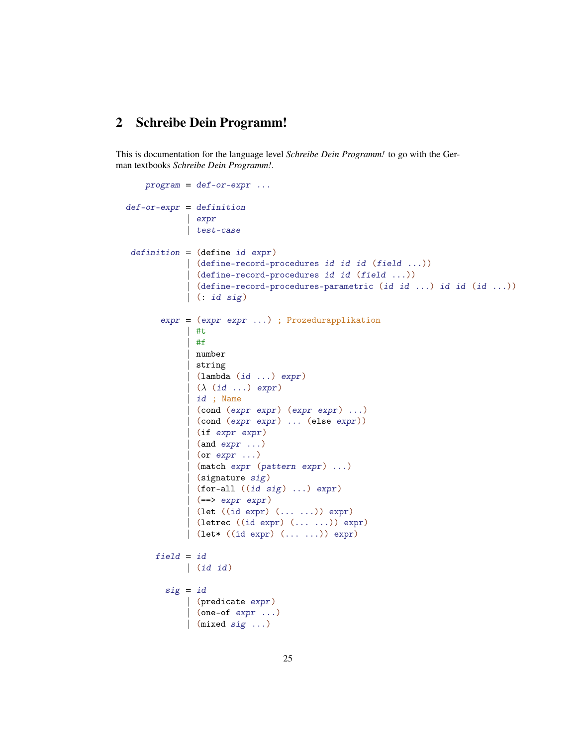## 2 Schreibe Dein Programm!

This is documentation for the language level *Schreibe Dein Programm!* to go with the German textbooks *Schreibe Dein Programm!*.

```
   program = def-or-expr ...

def-or-expr = definition
            | expr
            | test-case

 definition = (define id expr)
            | (define-record-procedures id id id (field ...))
            | (define-record-procedures id id (field ...))
            | (define-record-procedures-parametric (id id ...) id id (id ...))
            | (: id sig)

       expr = (expr expr ...) ; Prozedurapplikation
            | #t
            | #f
            | number
            | string
            | (lambda (id ...) expr)
            | (λ (id ...) expr)
            | id ; Name
            | (cond (expr expr) (expr expr) ...)
            | (cond (expr expr) ... (else expr))
            | (if expr expr)
            | (and expr ...)
            | (or expr ...)
            | (match expr (pattern expr) ...)
            | (signature sig)
            | (for-all ((id sig) ...) expr)
            | (==> expr expr)
            | (let ((id expr) (... ...)) expr)
            | (letrec ((id expr) (... ...)) expr)
            | (let* ((id expr) (... ...)) expr)

      field = id
            | (id id)

        sig = id
            | (predicate expr)
            | (one-of expr ...)
            | (mixed sig ...)
```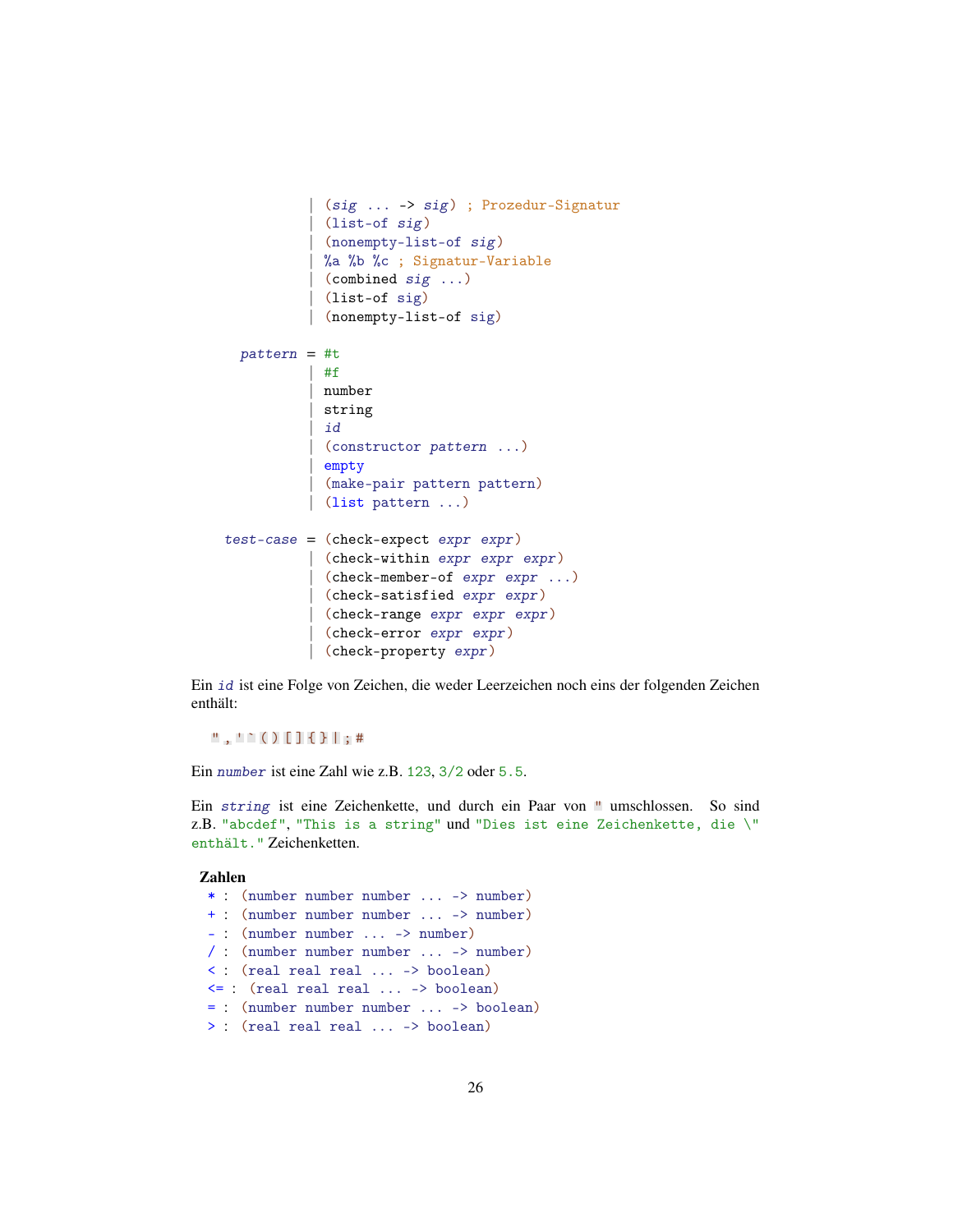```
             | (sig ... -> sig) ; Prozedur-Signatur
             | (list-of sig)
             | (nonempty-list-of sig)
             | %a %b %c ; Signatur-Variable
             | (combined sig ...)
             | (list-of sig)
             | (nonempty-list-of sig)

     pattern = #t
             | #f
             | number
             | string
             | id
             | (constructor pattern ...)
             | empty
             | (make-pair pattern pattern)
             | (list pattern ...)

   test-case = (check-expect expr expr)
             | (check-within expr expr expr)
             | (check-member-of expr expr ...)
             | (check-satisfied expr expr)
             | (check-range expr expr expr)
             | (check-error expr expr)
             | (check-property expr)
```

Ein *id* ist eine Folge von Zeichen, die weder Leerzeichen noch eins der folgenden Zeichen enthält:

`" , ' ` ( ) [ ] { } | ; #`

Ein *number* ist eine Zahl wie z.B. `123`, `3/2` oder `5.5`.

Ein *string* ist eine Zeichenkette, und durch ein Paar von `"` umschlossen. So sind z.B. `"abcdef"`, `"This is a string"` und `"Dies ist eine Zeichenkette, die \" enthält."` Zeichenketten.

**Zahlen**

```
* : (number number number ... -> number)
+ : (number number number ... -> number)
- : (number number ... -> number)
/ : (number number number ... -> number)
< : (real real real ... -> boolean)
<= : (real real real ... -> boolean)
= : (number number number ... -> boolean)
> : (real real real ... -> boolean)
```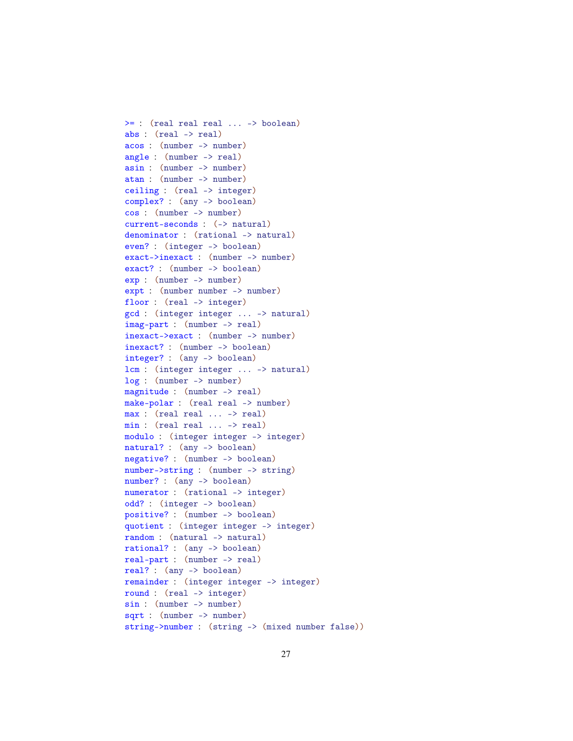```
>= : (real real real ... -> boolean)
abs : (real -> real)
acos : (number -> number)
angle : (number -> real)
asin : (number -> number)
atan : (number -> number)
ceiling : (real -> integer)
complex? : (any -> boolean)
cos : (number -> number)
current-seconds : (-> natural)
denominator : (rational -> natural)
even? : (integer -> boolean)
exact->inexact : (number -> number)
exact? : (number -> boolean)
exp : (number -> number)
expt : (number number -> number)
floor : (real -> integer)
gcd : (integer integer ... -> natural)
imag-part : (number -> real)
inexact->exact : (number -> number)
inexact? : (number -> boolean)
integer? : (any -> boolean)
lcm : (integer integer ... -> natural)
log : (number -> number)
magnitude : (number -> real)
make-polar : (real real -> number)
max : (real real ... -> real)
min : (real real ... -> real)
modulo : (integer integer -> integer)
natural? : (any -> boolean)
negative? : (number -> boolean)
number->string : (number -> string)
number? : (any -> boolean)
numerator : (rational -> integer)
odd? : (integer -> boolean)
positive? : (number -> boolean)
quotient : (integer integer -> integer)
random : (natural -> natural)
rational? : (any -> boolean)
real-part : (number -> real)
real? : (any -> boolean)
remainder : (integer integer -> integer)
round : (real -> integer)
sin : (number -> number)
sqrt : (number -> number)
string->number : (string -> (mixed number false))
```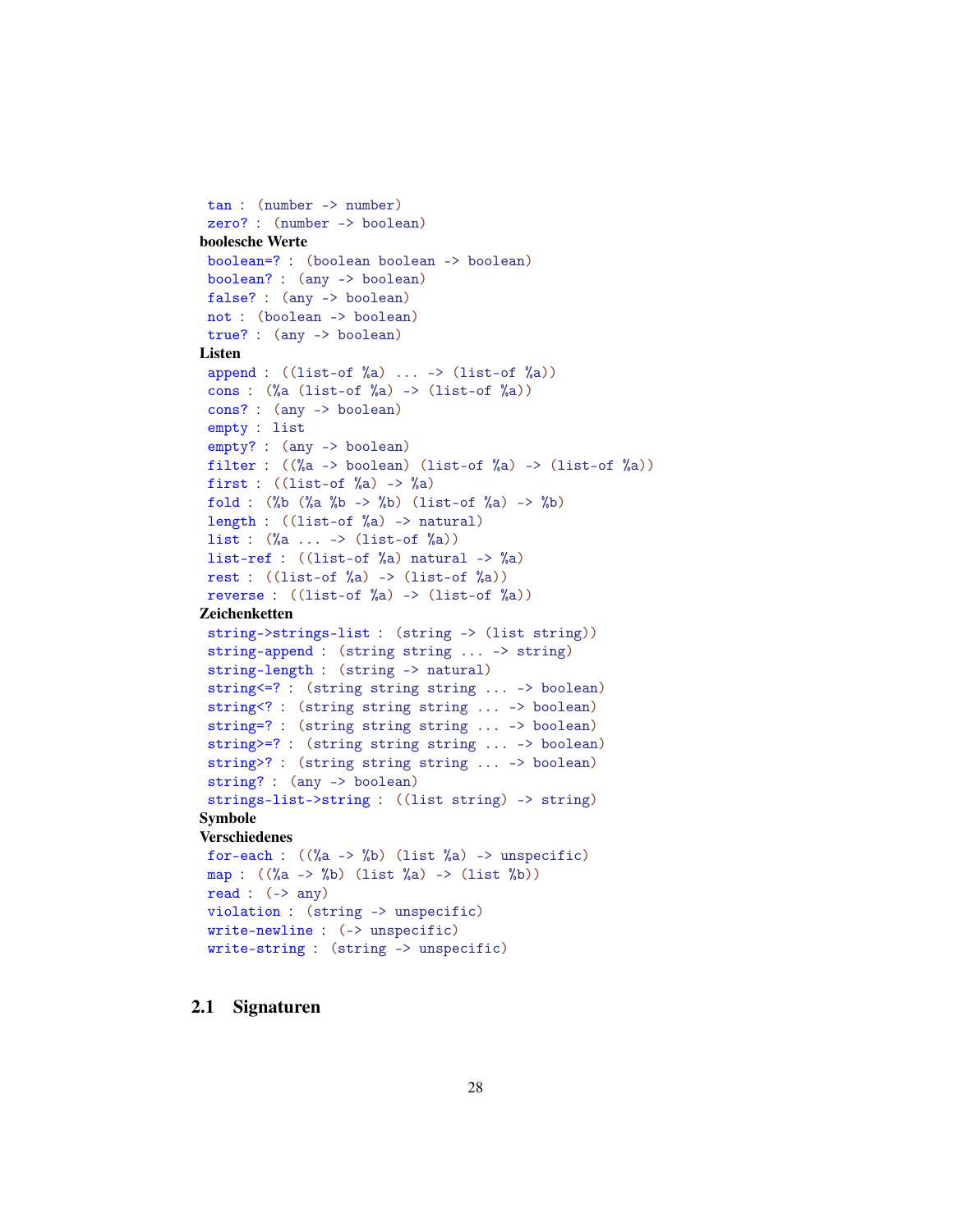```
tan : (number -> number)
zero? : (number -> boolean)
```

**boolesche Werte**

```
boolean=? : (boolean boolean -> boolean)
boolean? : (any -> boolean)
false? : (any -> boolean)
not : (boolean -> boolean)
true? : (any -> boolean)
```

**Listen**

```
append : ((list-of %a) ... -> (list-of %a))
cons : (%a (list-of %a) -> (list-of %a))
cons? : (any -> boolean)
empty : list
empty? : (any -> boolean)
filter : ((%a -> boolean) (list-of %a) -> (list-of %a))
first : ((list-of %a) -> %a)
fold : (%b (%a %b -> %b) (list-of %a) -> %b)
length : ((list-of %a) -> natural)
list : (%a ... -> (list-of %a))
list-ref : ((list-of %a) natural -> %a)
rest : ((list-of %a) -> (list-of %a))
reverse : ((list-of %a) -> (list-of %a))
```

**Zeichenketten**

```
string->strings-list : (string -> (list string))
string-append : (string string ... -> string)
string-length : (string -> natural)
string<=? : (string string string ... -> boolean)
string<? : (string string string ... -> boolean)
string=? : (string string string ... -> boolean)
string>=? : (string string string ... -> boolean)
string>? : (string string string ... -> boolean)
string? : (any -> boolean)
strings-list->string : ((list string) -> string)
```

**Symbole**

**Verschiedenes**

```
for-each : ((%a -> %b) (list %a) -> unspecific)
map : ((%a -> %b) (list %a) -> (list %b))
read : (-> any)
violation : (string -> unspecific)
write-newline : (-> unspecific)
write-string : (string -> unspecific)
```

## 2.1 Signaturen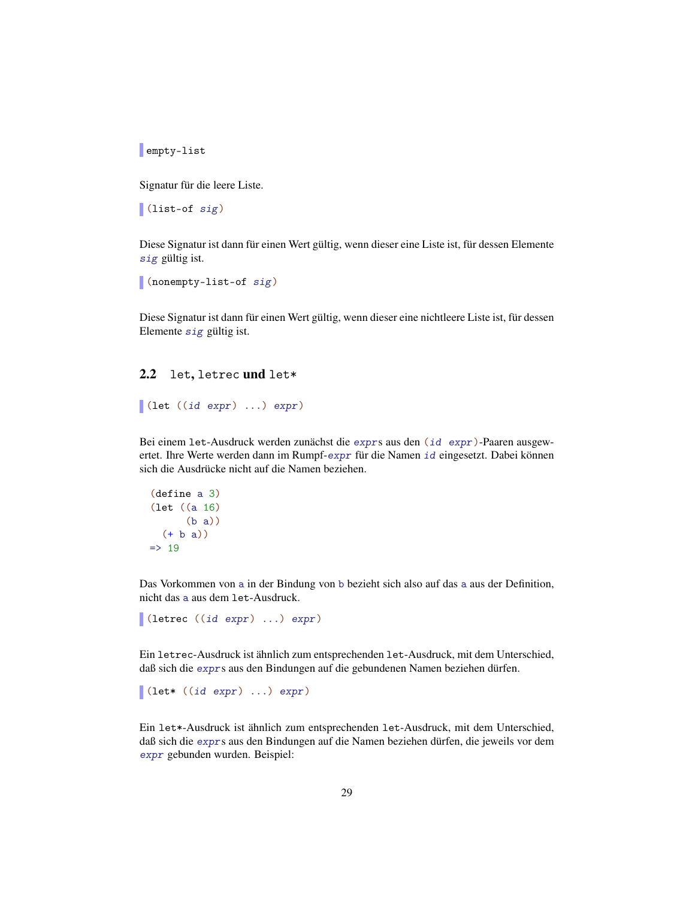```
empty-list
```

Signatur für die leere Liste.

```
(list-of sig)
```

Diese Signatur ist dann für einen Wert gültig, wenn dieser eine Liste ist, für dessen Elemente *sig* gültig ist.

```
(nonempty-list-of sig)
```

Diese Signatur ist dann für einen Wert gültig, wenn dieser eine nichtleere Liste ist, für dessen Elemente *sig* gültig ist.

## 2.2 `let`, `letrec` und `let*`

```
(let ((id expr) ...) expr)
```

Bei einem `let`-Ausdruck werden zunächst die *expr*s aus den `(`*id expr*`)`-Paaren ausgewertet. Ihre Werte werden dann im Rumpf-*expr* für die Namen *id* eingesetzt. Dabei können sich die Ausdrücke nicht auf die Namen beziehen.

```
(define a 3)
(let ((a 16)
      (b a))
  (+ b a))
=> 19
```

Das Vorkommen von `a` in der Bindung von `b` bezieht sich also auf das `a` aus der Definition, nicht das `a` aus dem `let`-Ausdruck.

```
(letrec ((id expr) ...) expr)
```

Ein `letrec`-Ausdruck ist ähnlich zum entsprechenden `let`-Ausdruck, mit dem Unterschied, daß sich die *expr*s aus den Bindungen auf die gebundenen Namen beziehen dürfen.

```
(let* ((id expr) ...) expr)
```

Ein `let*`-Ausdruck ist ähnlich zum entsprechenden `let`-Ausdruck, mit dem Unterschied, daß sich die *expr*s aus den Bindungen auf die Namen beziehen dürfen, die jeweils vor dem *expr* gebunden wurden. Beispiel: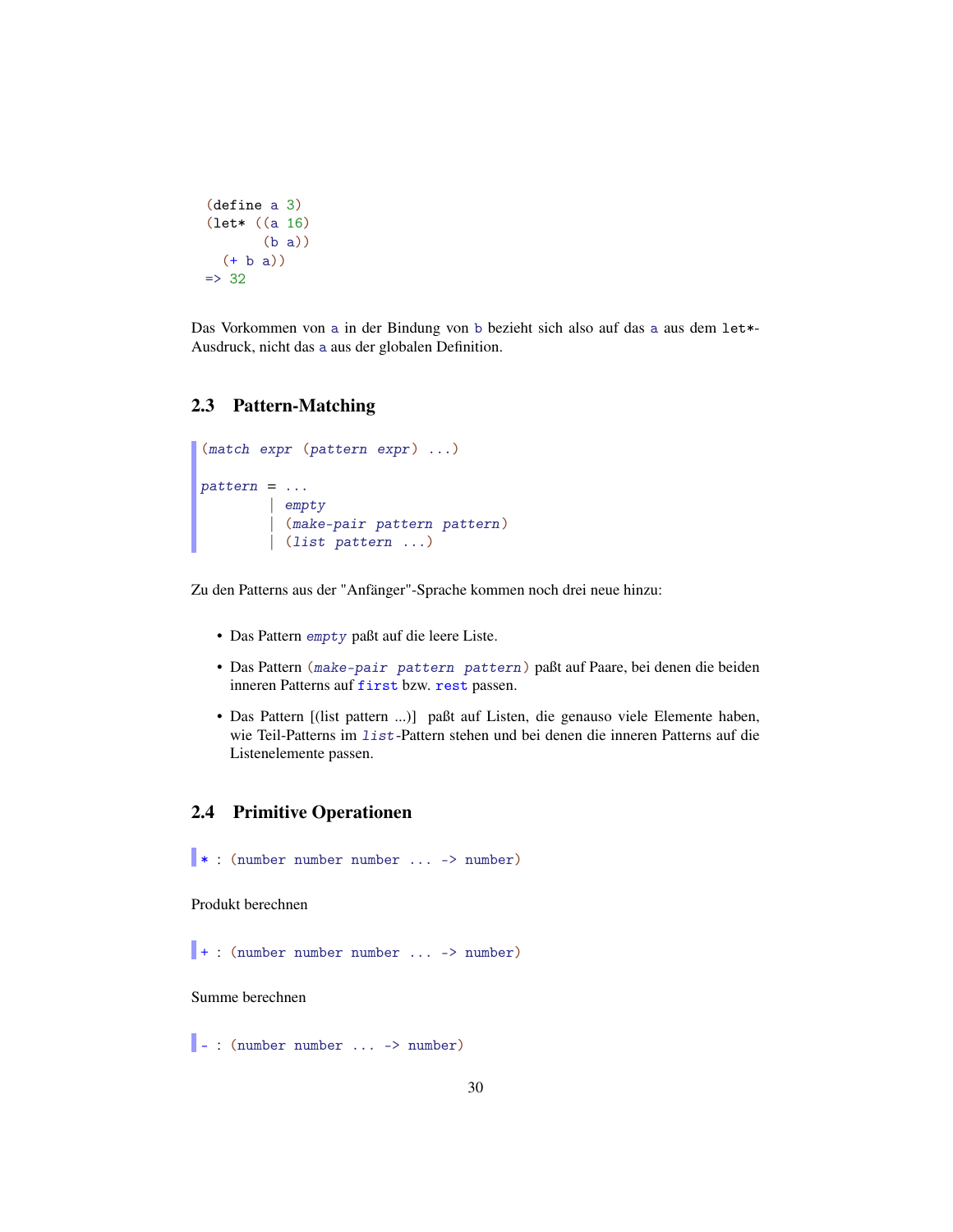```
(define a 3)
(let* ((a 16)
       (b a))
  (+ b a))
=> 32
```

Das Vorkommen von `a` in der Bindung von `b` bezieht sich also auf das `a` aus dem `let*`-Ausdruck, nicht das `a` aus der globalen Definition.

## 2.3 Pattern-Matching

```
(match expr (pattern expr) ...)

pattern = ...
        | empty
        | (make-pair pattern pattern)
        | (list pattern ...)
```

Zu den Patterns aus der "Anfänger"-Sprache kommen noch drei neue hinzu:

- Das Pattern *`empty`* paßt auf die leere Liste.
- Das Pattern *`(make-pair pattern pattern)`* paßt auf Paare, bei denen die beiden inneren Patterns auf `first` bzw. `rest` passen.
- Das Pattern [(list pattern ...)] paßt auf Listen, die genauso viele Elemente haben, wie Teil-Patterns im *`list`*-Pattern stehen und bei denen die inneren Patterns auf die Listenelemente passen.

## 2.4 Primitive Operationen

```
* : (number number number ... -> number)
```

Produkt berechnen

```
+ : (number number number ... -> number)
```

Summe berechnen

```
- : (number number ... -> number)
```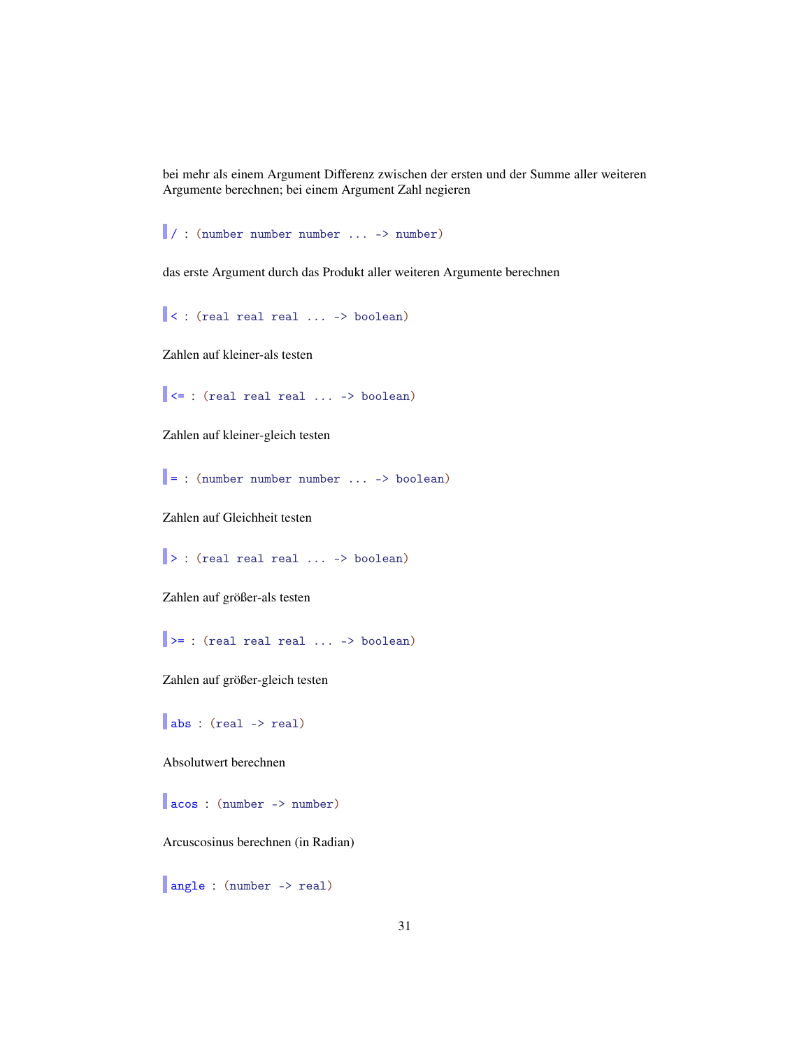bei mehr als einem Argument Differenz zwischen der ersten und der Summe aller weiteren Argumente berechnen; bei einem Argument Zahl negieren

```
/ : (number number number ... -> number)
```

das erste Argument durch das Produkt aller weiteren Argumente berechnen

```
< : (real real real ... -> boolean)
```

Zahlen auf kleiner-als testen

```
<= : (real real real ... -> boolean)
```

Zahlen auf kleiner-gleich testen

```
= : (number number number ... -> boolean)
```

Zahlen auf Gleichheit testen

```
> : (real real real ... -> boolean)
```

Zahlen auf größer-als testen

```
>= : (real real real ... -> boolean)
```

Zahlen auf größer-gleich testen

```
abs : (real -> real)
```

Absolutwert berechnen

```
acos : (number -> number)
```

Arcuscosinus berechnen (in Radian)

```
angle : (number -> real)
```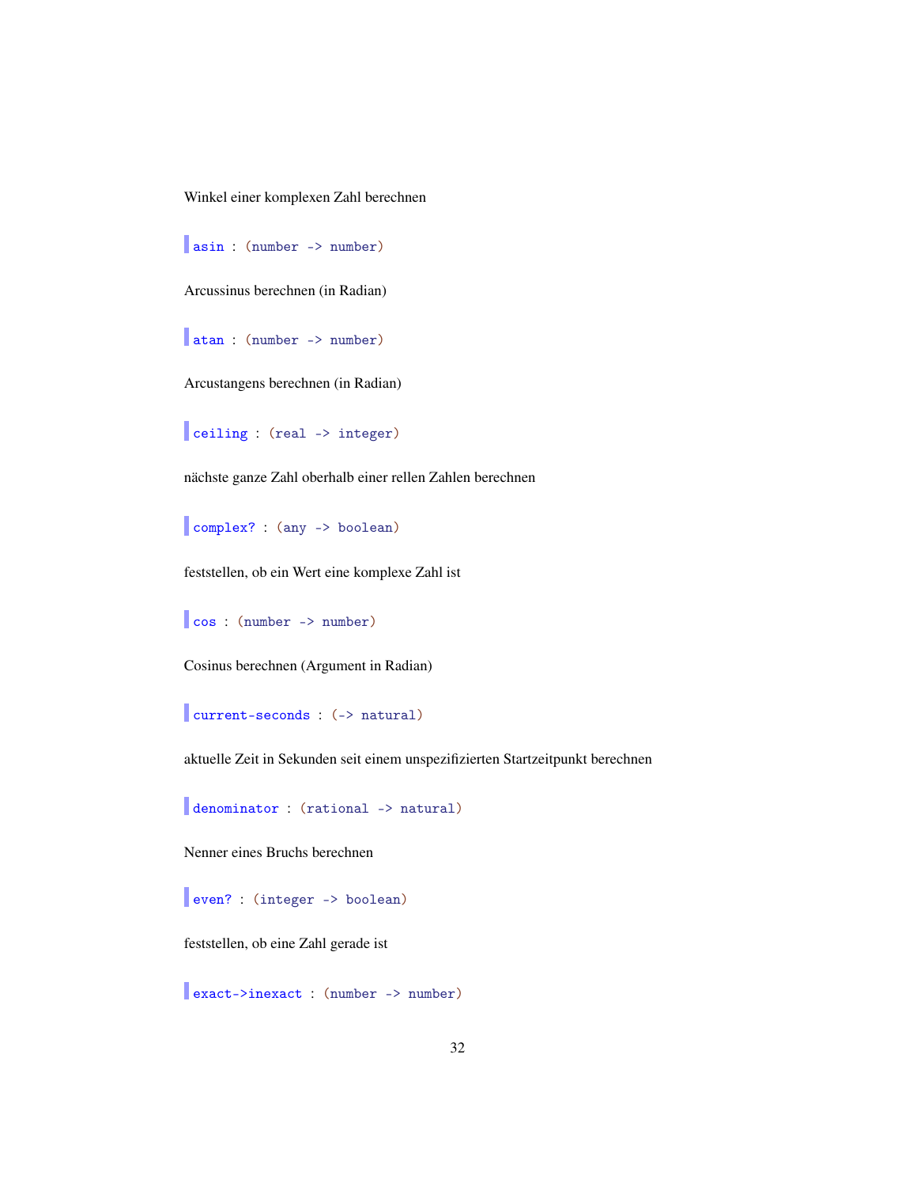Winkel einer komplexen Zahl berechnen

`asin : (number -> number)`

Arcussinus berechnen (in Radian)

`atan : (number -> number)`

Arcustangens berechnen (in Radian)

`ceiling : (real -> integer)`

nächste ganze Zahl oberhalb einer rellen Zahlen berechnen

`complex? : (any -> boolean)`

feststellen, ob ein Wert eine komplexe Zahl ist

`cos : (number -> number)`

Cosinus berechnen (Argument in Radian)

`current-seconds : (-> natural)`

aktuelle Zeit in Sekunden seit einem unspezifizierten Startzeitpunkt berechnen

`denominator : (rational -> natural)`

Nenner eines Bruchs berechnen

`even? : (integer -> boolean)`

feststellen, ob eine Zahl gerade ist

`exact->inexact : (number -> number)`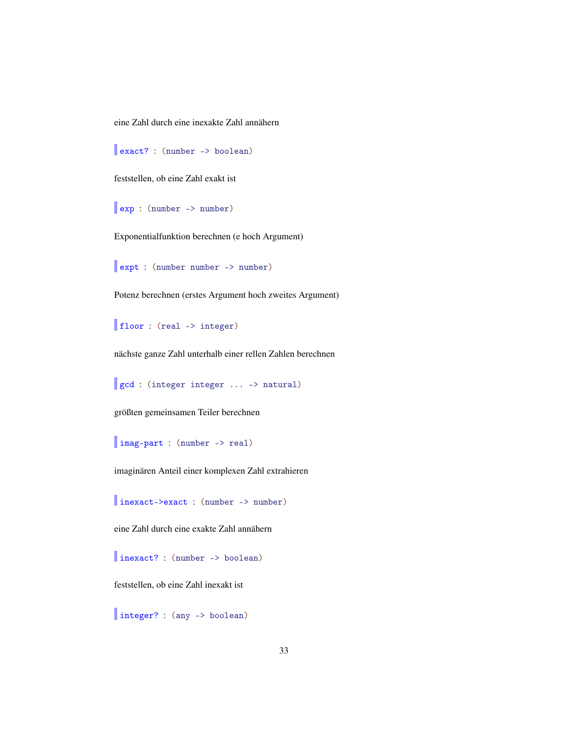eine Zahl durch eine inexakte Zahl annähern

`exact? : (number -> boolean)`

feststellen, ob eine Zahl exakt ist

`exp : (number -> number)`

Exponentialfunktion berechnen (e hoch Argument)

`expt : (number number -> number)`

Potenz berechnen (erstes Argument hoch zweites Argument)

`floor : (real -> integer)`

nächste ganze Zahl unterhalb einer rellen Zahlen berechnen

`gcd : (integer integer ... -> natural)`

größten gemeinsamen Teiler berechnen

`imag-part : (number -> real)`

imaginären Anteil einer komplexen Zahl extrahieren

`inexact->exact : (number -> number)`

eine Zahl durch eine exakte Zahl annähern

`inexact? : (number -> boolean)`

feststellen, ob eine Zahl inexakt ist

`integer? : (any -> boolean)`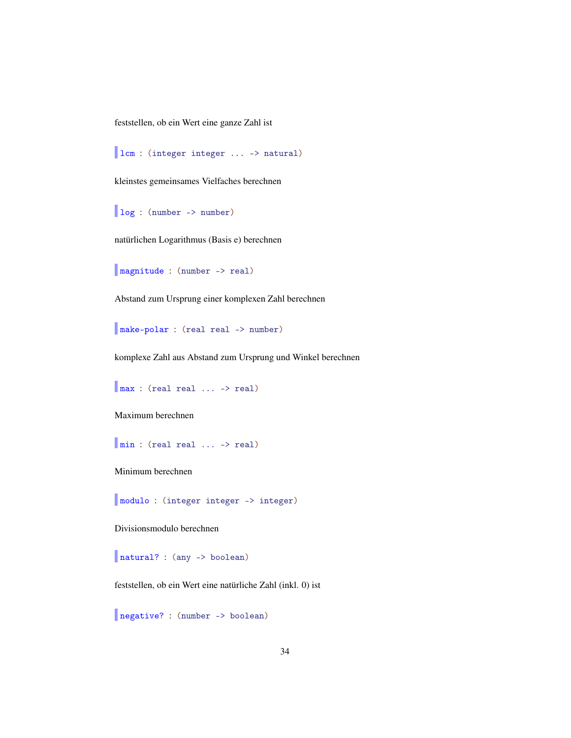feststellen, ob ein Wert eine ganze Zahl ist

`lcm : (integer integer ... -> natural)`

kleinstes gemeinsames Vielfaches berechnen

`log : (number -> number)`

natürlichen Logarithmus (Basis e) berechnen

`magnitude : (number -> real)`

Abstand zum Ursprung einer komplexen Zahl berechnen

`make-polar : (real real -> number)`

komplexe Zahl aus Abstand zum Ursprung und Winkel berechnen

`max : (real real ... -> real)`

Maximum berechnen

`min : (real real ... -> real)`

Minimum berechnen

`modulo : (integer integer -> integer)`

Divisionsmodulo berechnen

`natural? : (any -> boolean)`

feststellen, ob ein Wert eine natürliche Zahl (inkl. 0) ist

`negative? : (number -> boolean)`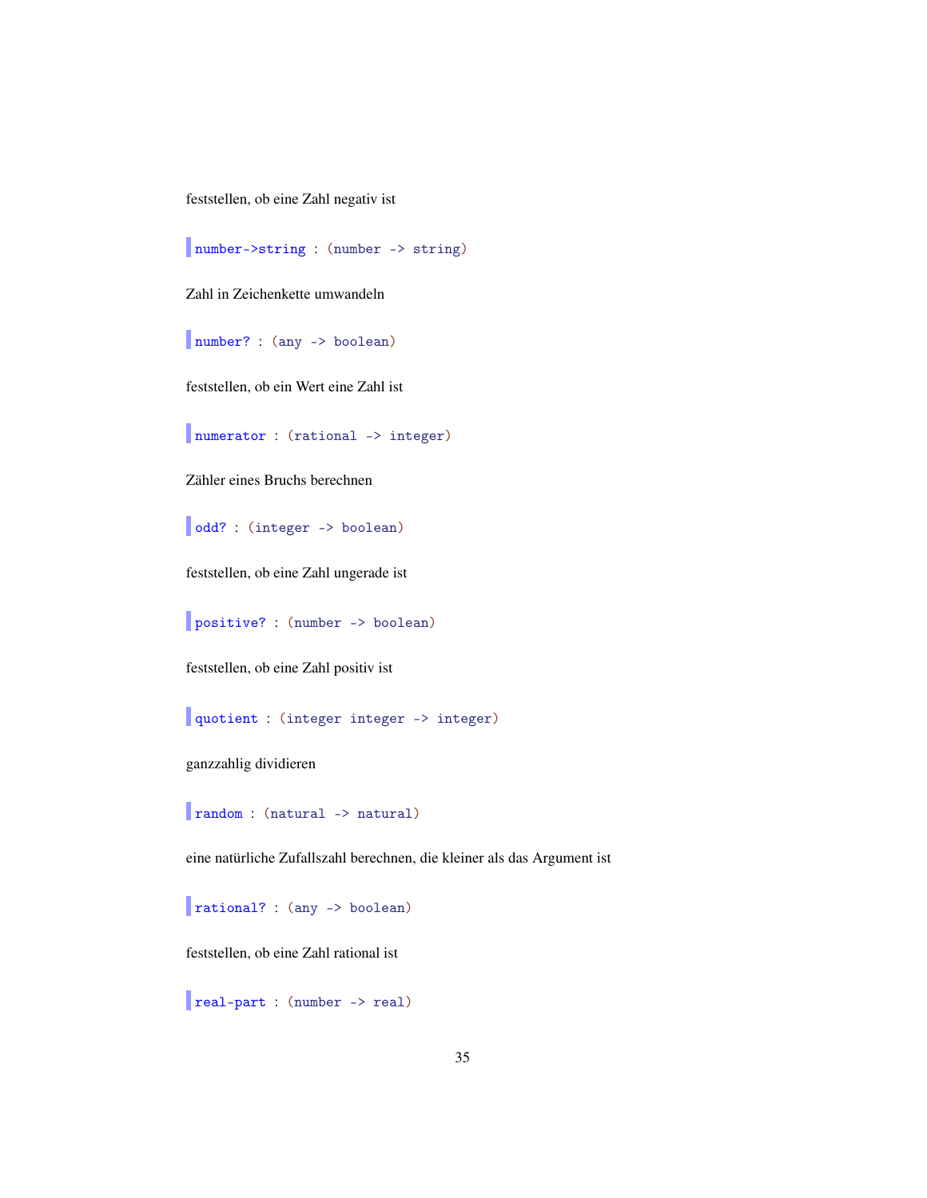feststellen, ob eine Zahl negativ ist

```
number->string : (number -> string)
```

Zahl in Zeichenkette umwandeln

```
number? : (any -> boolean)
```

feststellen, ob ein Wert eine Zahl ist

```
numerator : (rational -> integer)
```

Zähler eines Bruchs berechnen

```
odd? : (integer -> boolean)
```

feststellen, ob eine Zahl ungerade ist

```
positive? : (number -> boolean)
```

feststellen, ob eine Zahl positiv ist

```
quotient : (integer integer -> integer)
```

ganzzahlig dividieren

```
random : (natural -> natural)
```

eine natürliche Zufallszahl berechnen, die kleiner als das Argument ist

```
rational? : (any -> boolean)
```

feststellen, ob eine Zahl rational ist

```
real-part : (number -> real)
```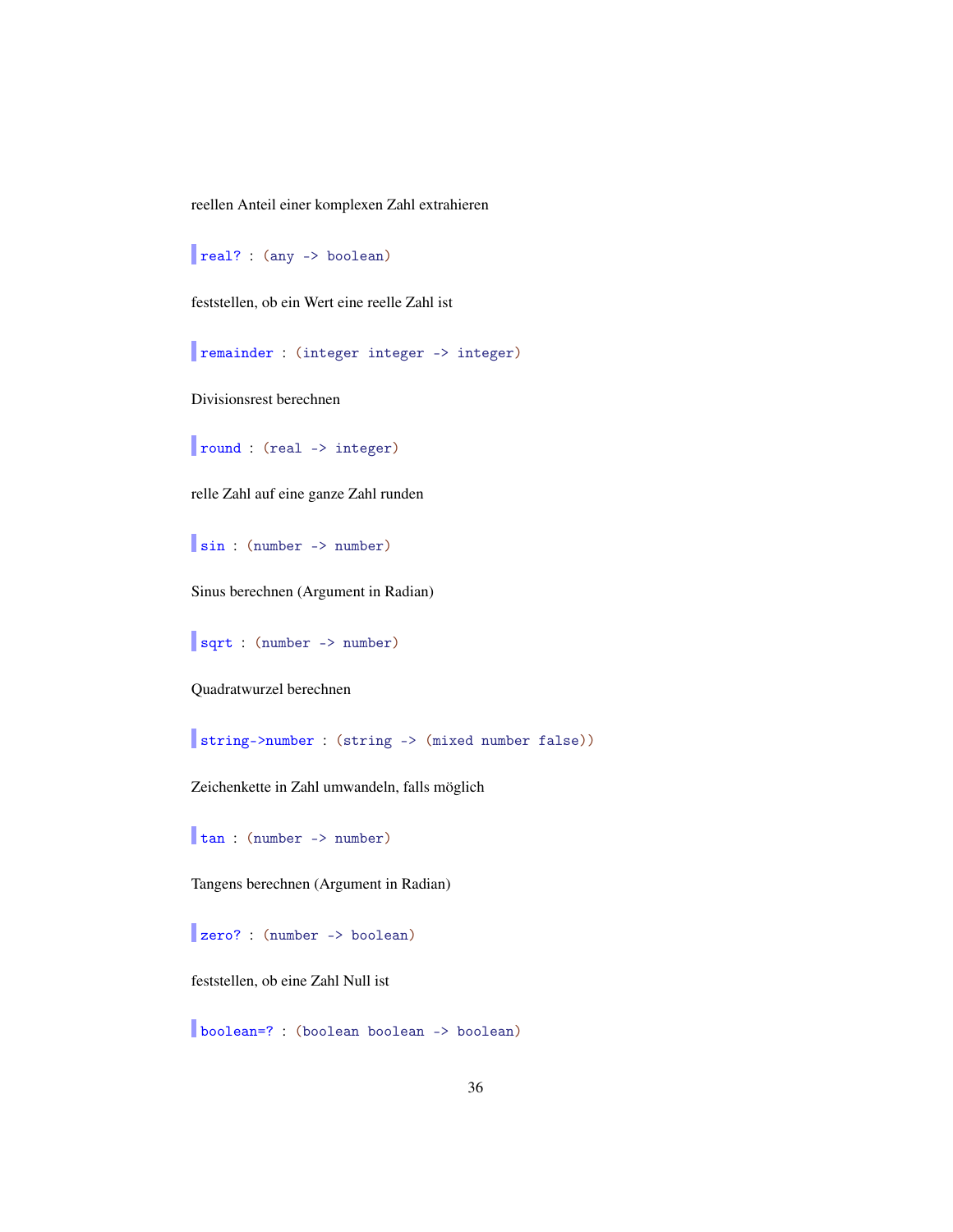reellen Anteil einer komplexen Zahl extrahieren

`real? : (any -> boolean)`

feststellen, ob ein Wert eine reelle Zahl ist

`remainder : (integer integer -> integer)`

Divisionsrest berechnen

`round : (real -> integer)`

relle Zahl auf eine ganze Zahl runden

`sin : (number -> number)`

Sinus berechnen (Argument in Radian)

`sqrt : (number -> number)`

Quadratwurzel berechnen

`string->number : (string -> (mixed number false))`

Zeichenkette in Zahl umwandeln, falls möglich

`tan : (number -> number)`

Tangens berechnen (Argument in Radian)

`zero? : (number -> boolean)`

feststellen, ob eine Zahl Null ist

`boolean=? : (boolean boolean -> boolean)`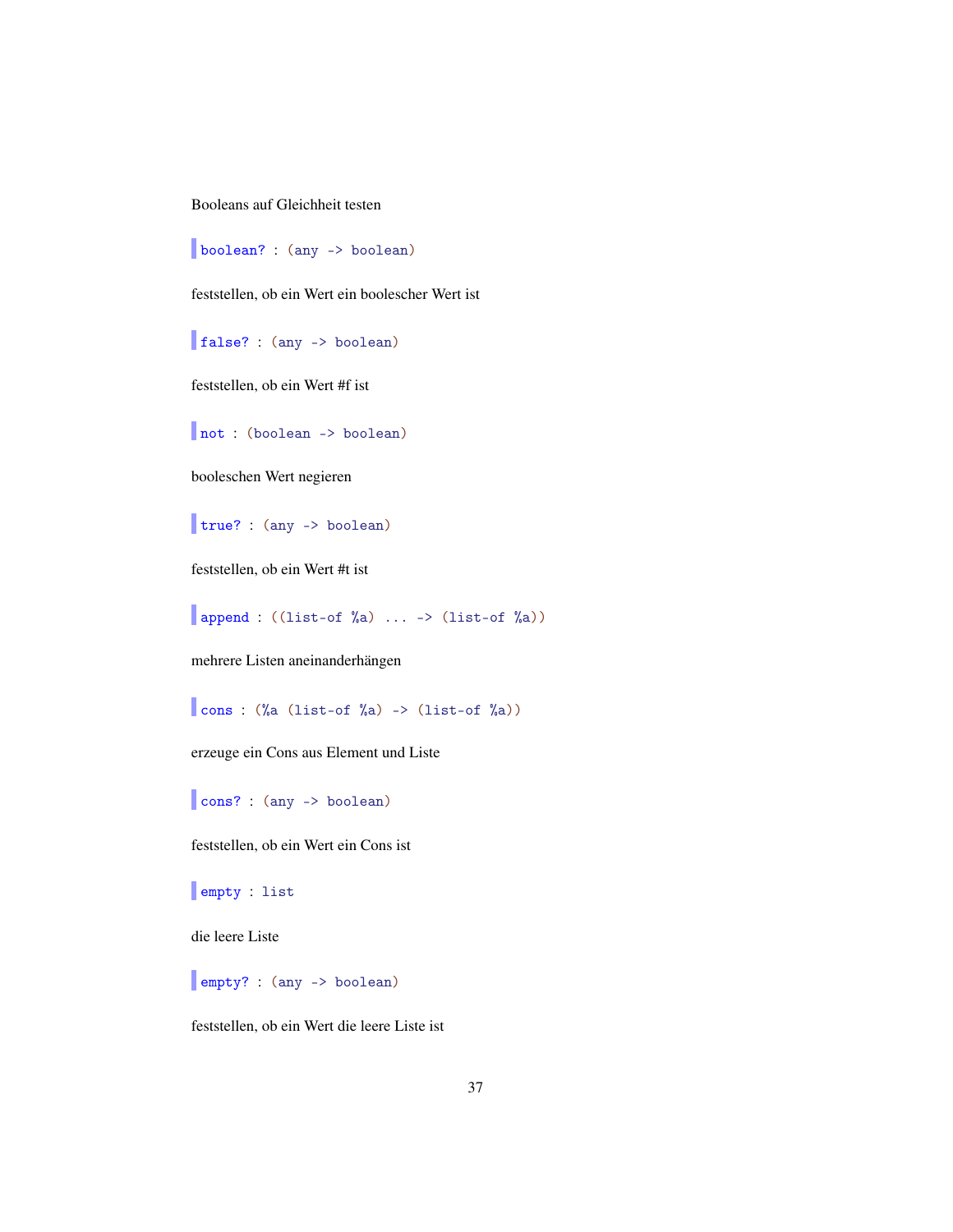Booleans auf Gleichheit testen

```
boolean? : (any -> boolean)
```

feststellen, ob ein Wert ein boolescher Wert ist

```
false? : (any -> boolean)
```

feststellen, ob ein Wert #f ist

```
not : (boolean -> boolean)
```

booleschen Wert negieren

```
true? : (any -> boolean)
```

feststellen, ob ein Wert #t ist

```
append : ((list-of %a) ... -> (list-of %a))
```

mehrere Listen aneinanderhängen

```
cons : (%a (list-of %a) -> (list-of %a))
```

erzeuge ein Cons aus Element und Liste

```
cons? : (any -> boolean)
```

feststellen, ob ein Wert ein Cons ist

```
empty : list
```

die leere Liste

```
empty? : (any -> boolean)
```

feststellen, ob ein Wert die leere Liste ist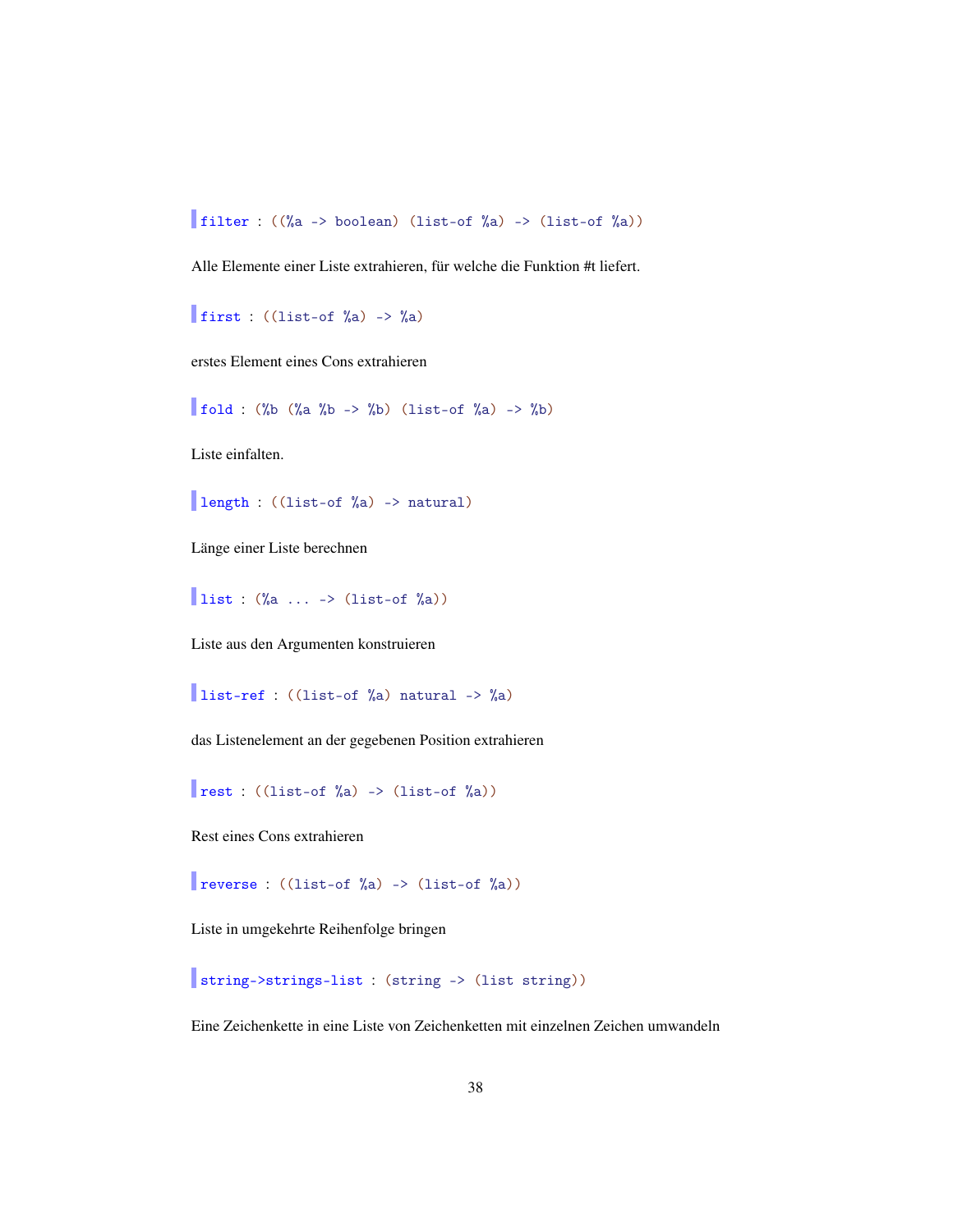```
filter : ((%a -> boolean) (list-of %a) -> (list-of %a))
```

Alle Elemente einer Liste extrahieren, für welche die Funktion #t liefert.

```
first : ((list-of %a) -> %a)
```

erstes Element eines Cons extrahieren

```
fold : (%b (%a %b -> %b) (list-of %a) -> %b)
```

Liste einfalten.

```
length : ((list-of %a) -> natural)
```

Länge einer Liste berechnen

```
list : (%a ... -> (list-of %a))
```

Liste aus den Argumenten konstruieren

```
list-ref : ((list-of %a) natural -> %a)
```

das Listenelement an der gegebenen Position extrahieren

```
rest : ((list-of %a) -> (list-of %a))
```

Rest eines Cons extrahieren

```
reverse : ((list-of %a) -> (list-of %a))
```

Liste in umgekehrte Reihenfolge bringen

```
string->strings-list : (string -> (list string))
```

Eine Zeichenkette in eine Liste von Zeichenketten mit einzelnen Zeichen umwandeln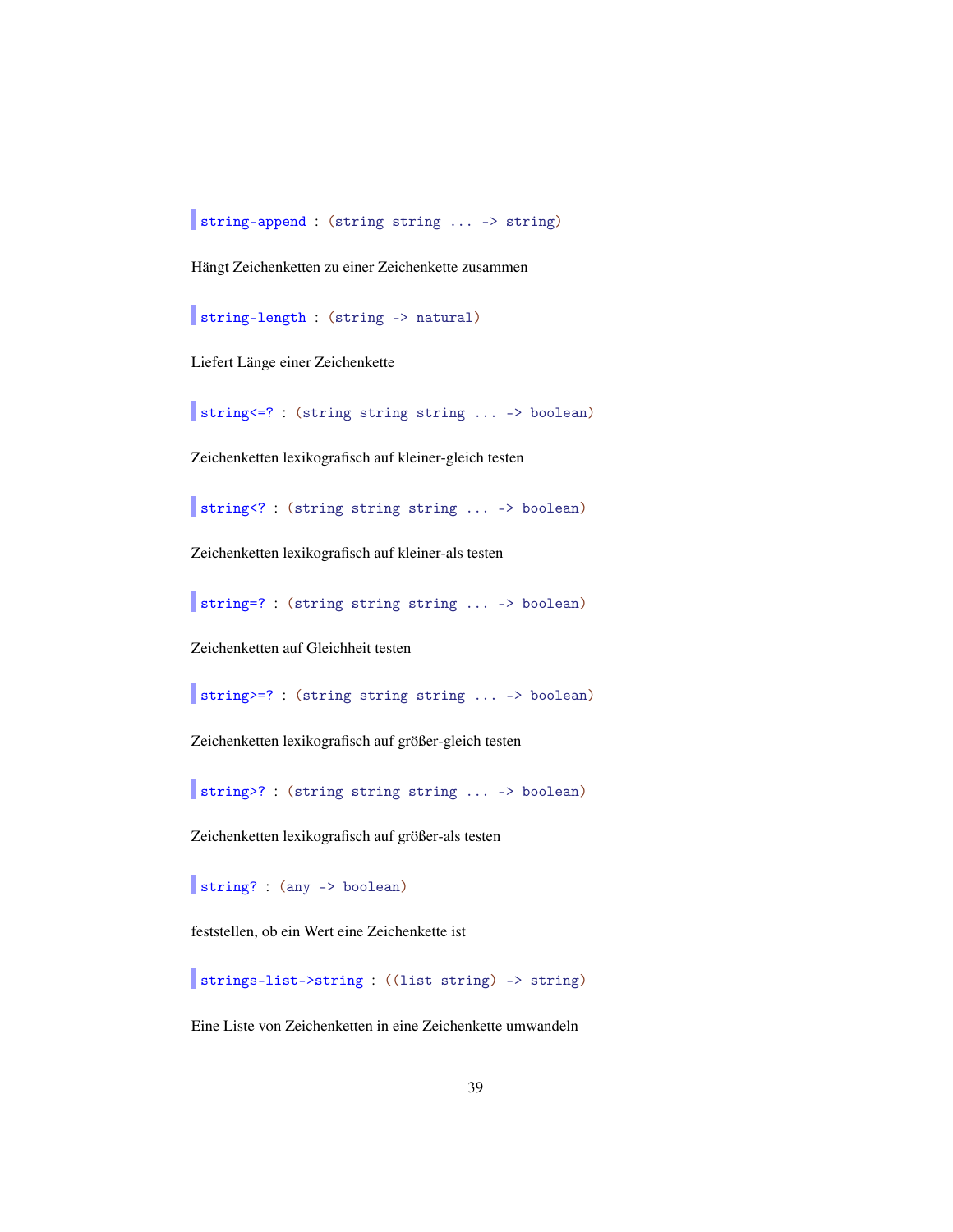`string-append : (string string ... -> string)`

Hängt Zeichenketten zu einer Zeichenkette zusammen

`string-length : (string -> natural)`

Liefert Länge einer Zeichenkette

`string<=? : (string string string ... -> boolean)`

Zeichenketten lexikografisch auf kleiner-gleich testen

`string<? : (string string string ... -> boolean)`

Zeichenketten lexikografisch auf kleiner-als testen

`string=? : (string string string ... -> boolean)`

Zeichenketten auf Gleichheit testen

`string>=? : (string string string ... -> boolean)`

Zeichenketten lexikografisch auf größer-gleich testen

`string>? : (string string string ... -> boolean)`

Zeichenketten lexikografisch auf größer-als testen

`string? : (any -> boolean)`

feststellen, ob ein Wert eine Zeichenkette ist

`strings-list->string : ((list string) -> string)`

Eine Liste von Zeichenketten in eine Zeichenkette umwandeln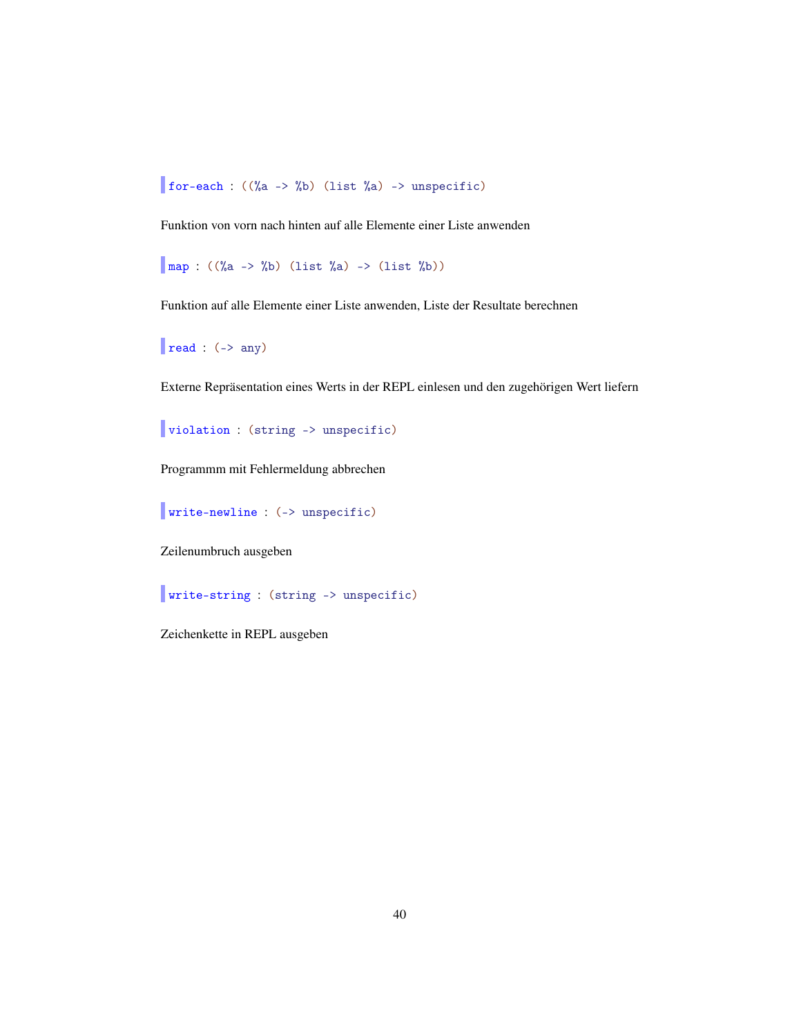```
for-each : ((%a -> %b) (list %a) -> unspecific)
```

Funktion von vorn nach hinten auf alle Elemente einer Liste anwenden

```
map : ((%a -> %b) (list %a) -> (list %b))
```

Funktion auf alle Elemente einer Liste anwenden, Liste der Resultate berechnen

```
read : (-> any)
```

Externe Repräsentation eines Werts in der REPL einlesen und den zugehörigen Wert liefern

```
violation : (string -> unspecific)
```

Programmm mit Fehlermeldung abbrechen

```
write-newline : (-> unspecific)
```

Zeilenumbruch ausgeben

```
write-string : (string -> unspecific)
```

Zeichenkette in REPL ausgeben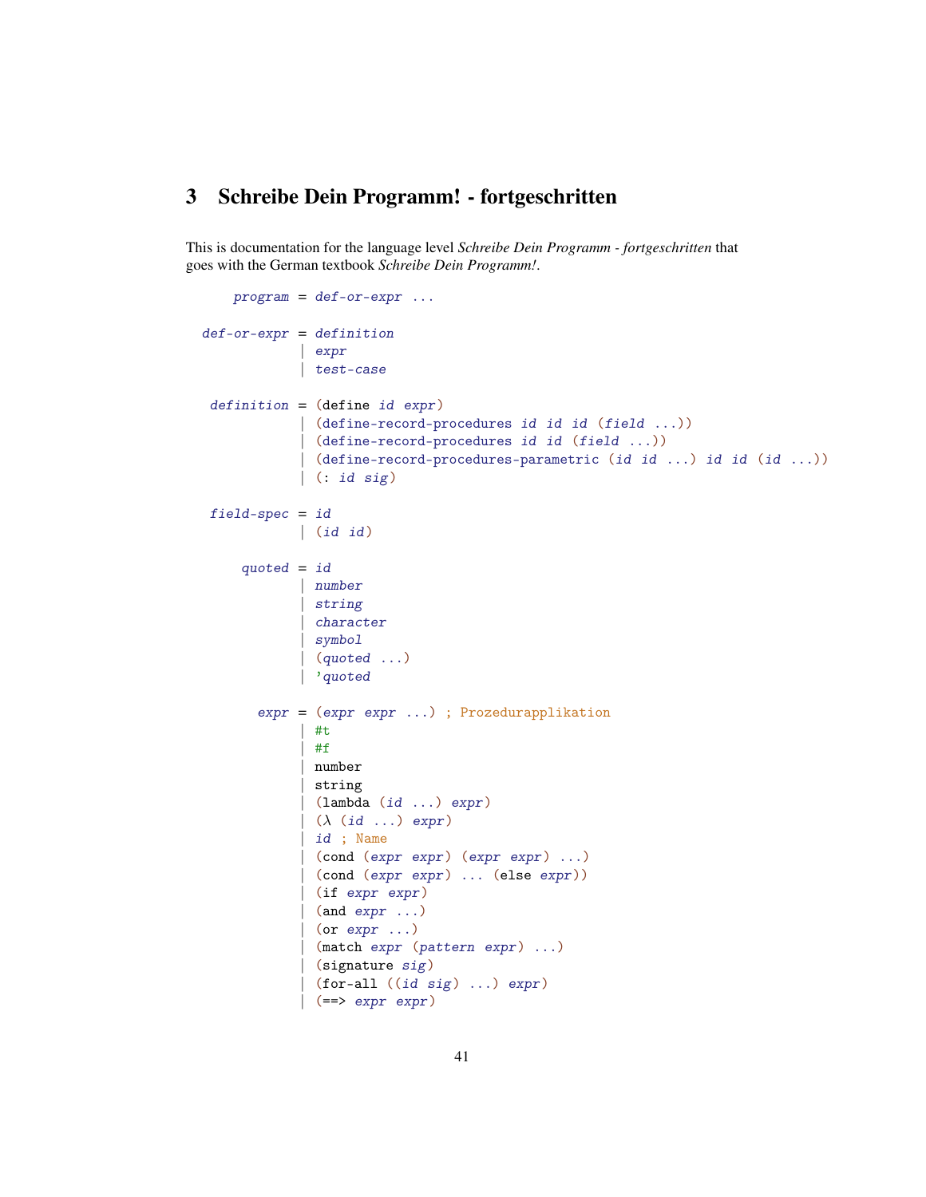# 3 Schreibe Dein Programm! - fortgeschritten

This is documentation for the language level *Schreibe Dein Programm - fortgeschritten* that goes with the German textbook *Schreibe Dein Programm!*.

```
    program = def-or-expr ...

def-or-expr = definition
            | expr
            | test-case

 definition = (define id expr)
            | (define-record-procedures id id id (field ...))
            | (define-record-procedures id id (field ...))
            | (define-record-procedures-parametric (id id ...) id id (id ...))
            | (: id sig)

 field-spec = id
            | (id id)

     quoted = id
            | number
            | string
            | character
            | symbol
            | (quoted ...)
            | 'quoted

       expr = (expr expr ...) ; Prozedurapplikation
            | #t
            | #f
            | number
            | string
            | (lambda (id ...) expr)
            | (λ (id ...) expr)
            | id ; Name
            | (cond (expr expr) (expr expr) ...)
            | (cond (expr expr) ... (else expr))
            | (if expr expr)
            | (and expr ...)
            | (or expr ...)
            | (match expr (pattern expr) ...)
            | (signature sig)
            | (for-all ((id sig) ...) expr)
            | (==> expr expr)
```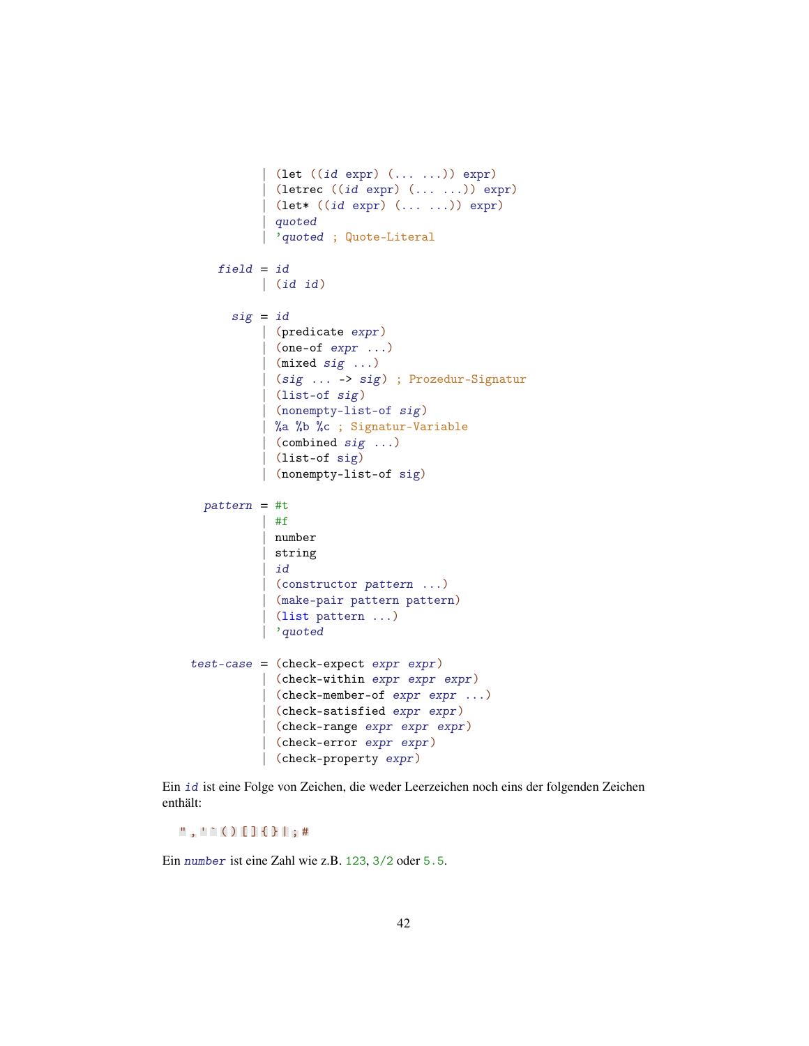```
             | (let ((id expr) (... ...)) expr)
             | (letrec ((id expr) (... ...)) expr)
             | (let* ((id expr) (... ...)) expr)
             | quoted
             | 'quoted ; Quote-Literal

       field = id
             | (id id)

         sig = id
             | (predicate expr)
             | (one-of expr ...)
             | (mixed sig ...)
             | (sig ... -> sig) ; Prozedur-Signatur
             | (list-of sig)
             | (nonempty-list-of sig)
             | %a %b %c ; Signatur-Variable
             | (combined sig ...)
             | (list-of sig)
             | (nonempty-list-of sig)

     pattern = #t
             | #f
             | number
             | string
             | id
             | (constructor pattern ...)
             | (make-pair pattern pattern)
             | (list pattern ...)
             | 'quoted

   test-case = (check-expect expr expr)
             | (check-within expr expr expr)
             | (check-member-of expr expr ...)
             | (check-satisfied expr expr)
             | (check-range expr expr expr)
             | (check-error expr expr)
             | (check-property expr)
```

Ein `id` ist eine Folge von Zeichen, die weder Leerzeichen noch eins der folgenden Zeichen enthält:

`" , ' ` ( ) [ ] { } | ; #`

Ein `number` ist eine Zahl wie z.B. `123`, `3/2` oder `5.5`.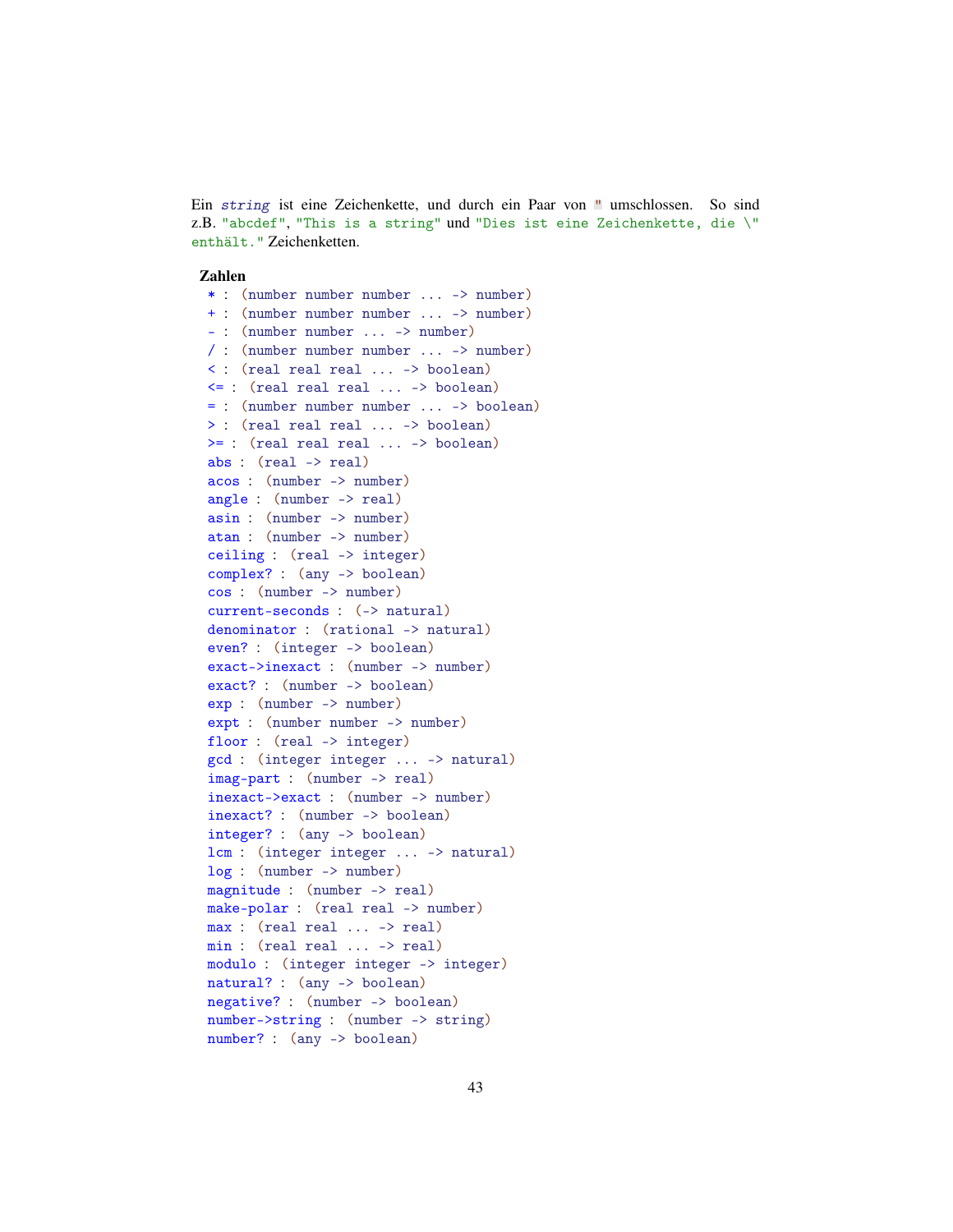Ein *string* ist eine Zeichenkette, und durch ein Paar von " umschlossen. So sind z.B. `"abcdef"`, `"This is a string"` und `"Dies ist eine Zeichenkette, die \" enthält."` Zeichenketten.

### Zahlen

```
* : (number number number ... -> number)
+ : (number number number ... -> number)
- : (number number ... -> number)
/ : (number number number ... -> number)
< : (real real real ... -> boolean)
<= : (real real real ... -> boolean)
= : (number number number ... -> boolean)
> : (real real real ... -> boolean)
>= : (real real real ... -> boolean)
abs : (real -> real)
acos : (number -> number)
angle : (number -> real)
asin : (number -> number)
atan : (number -> number)
ceiling : (real -> integer)
complex? : (any -> boolean)
cos : (number -> number)
current-seconds : (-> natural)
denominator : (rational -> natural)
even? : (integer -> boolean)
exact->inexact : (number -> number)
exact? : (number -> boolean)
exp : (number -> number)
expt : (number number -> number)
floor : (real -> integer)
gcd : (integer integer ... -> natural)
imag-part : (number -> real)
inexact->exact : (number -> number)
inexact? : (number -> boolean)
integer? : (any -> boolean)
lcm : (integer integer ... -> natural)
log : (number -> number)
magnitude : (number -> real)
make-polar : (real real -> number)
max : (real real ... -> real)
min : (real real ... -> real)
modulo : (integer integer -> integer)
natural? : (any -> boolean)
negative? : (number -> boolean)
number->string : (number -> string)
number? : (any -> boolean)
```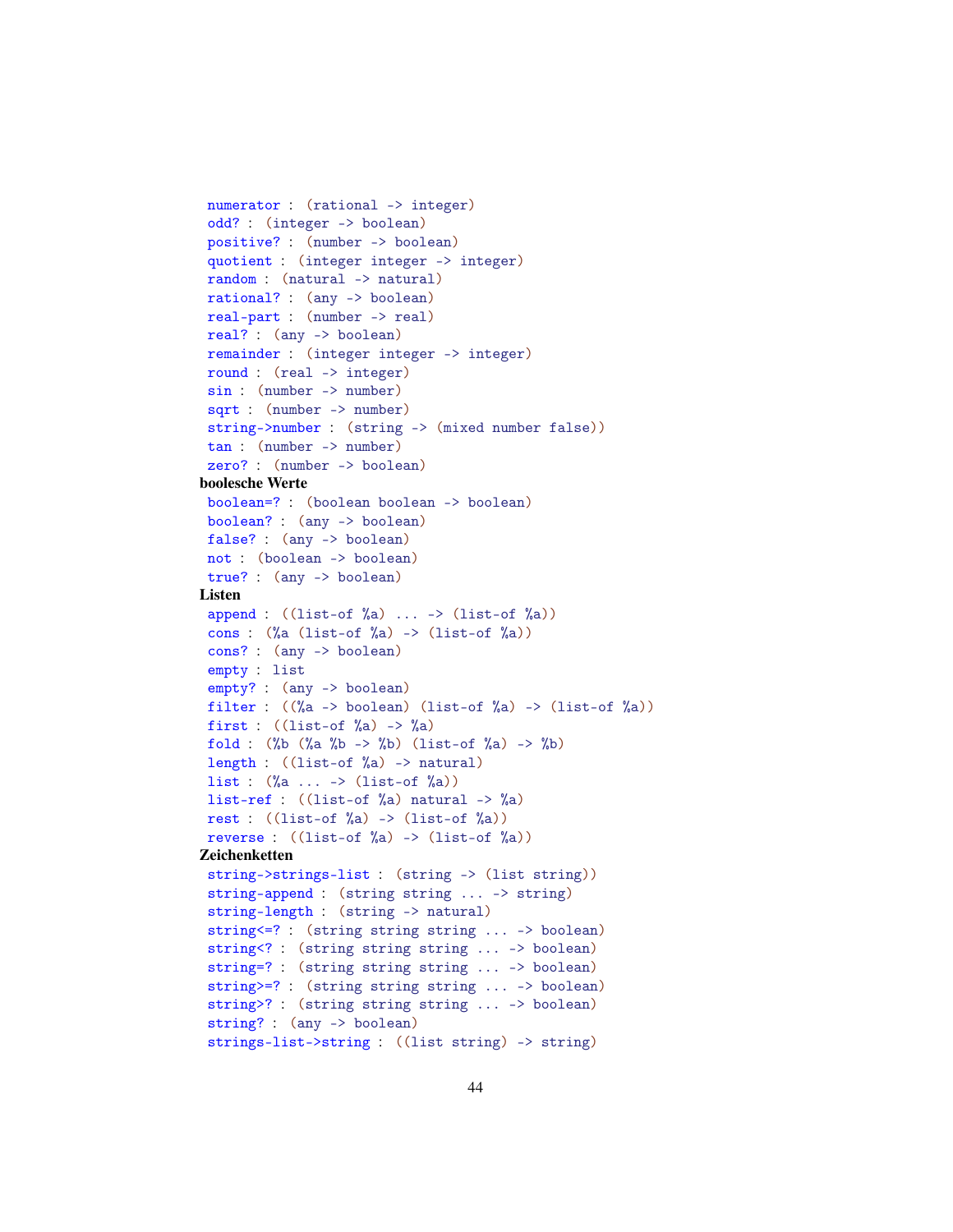```
numerator : (rational -> integer)
odd? : (integer -> boolean)
positive? : (number -> boolean)
quotient : (integer integer -> integer)
random : (natural -> natural)
rational? : (any -> boolean)
real-part : (number -> real)
real? : (any -> boolean)
remainder : (integer integer -> integer)
round : (real -> integer)
sin : (number -> number)
sqrt : (number -> number)
string->number : (string -> (mixed number false))
tan : (number -> number)
zero? : (number -> boolean)
```

**boolesche Werte**

```
boolean=? : (boolean boolean -> boolean)
boolean? : (any -> boolean)
false? : (any -> boolean)
not : (boolean -> boolean)
true? : (any -> boolean)
```

**Listen**

```
append : ((list-of %a) ... -> (list-of %a))
cons : (%a (list-of %a) -> (list-of %a))
cons? : (any -> boolean)
empty : list
empty? : (any -> boolean)
filter : ((%a -> boolean) (list-of %a) -> (list-of %a))
first : ((list-of %a) -> %a)
fold : (%b (%a %b -> %b) (list-of %a) -> %b)
length : ((list-of %a) -> natural)
list : (%a ... -> (list-of %a))
list-ref : ((list-of %a) natural -> %a)
rest : ((list-of %a) -> (list-of %a))
reverse : ((list-of %a) -> (list-of %a))
```

**Zeichenketten**

```
string->strings-list : (string -> (list string))
string-append : (string string ... -> string)
string-length : (string -> natural)
string<=? : (string string string ... -> boolean)
string<? : (string string string ... -> boolean)
string=? : (string string string ... -> boolean)
string>=? : (string string string ... -> boolean)
string>? : (string string string ... -> boolean)
string? : (any -> boolean)
strings-list->string : ((list string) -> string)
```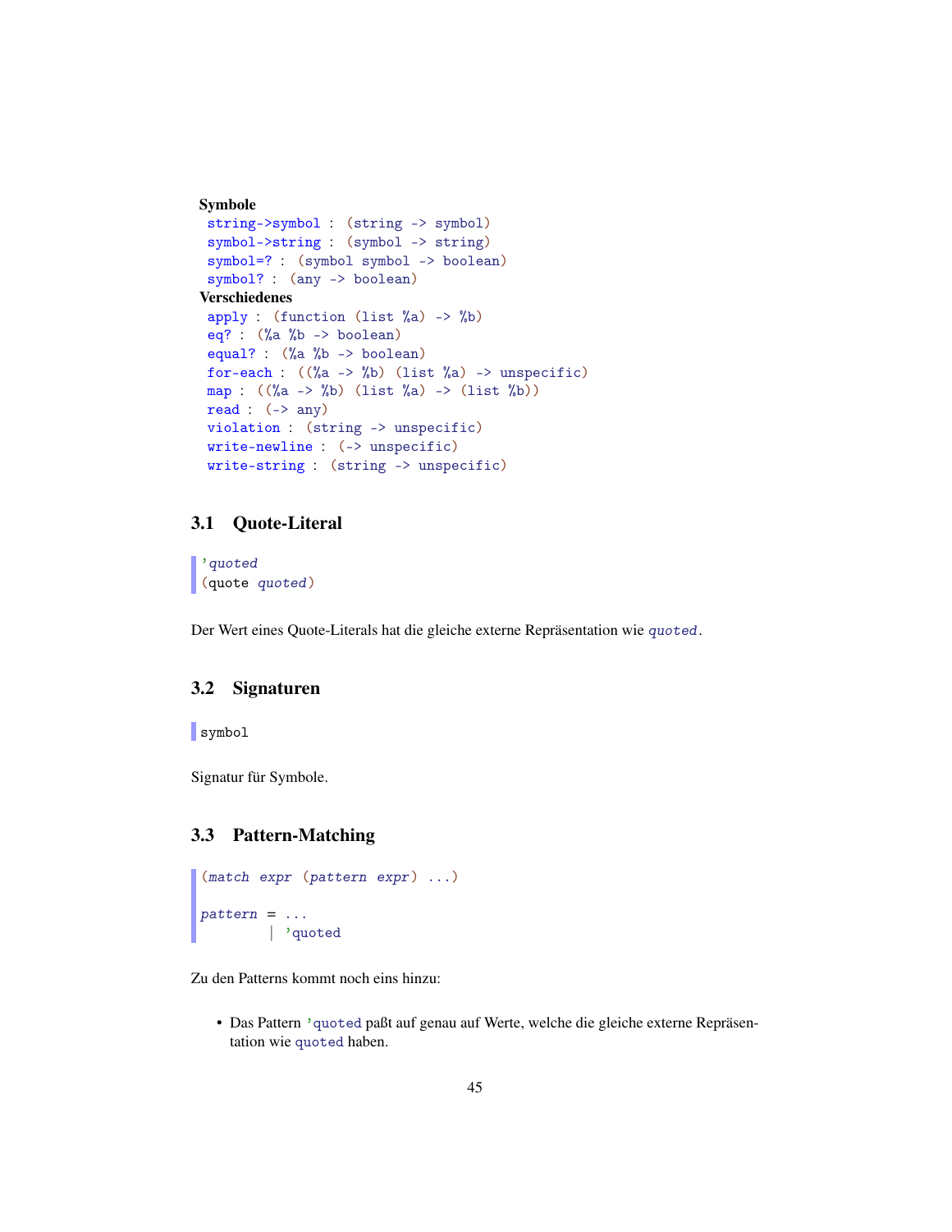**Symbole**

```
string->symbol : (string -> symbol)
symbol->string : (symbol -> string)
symbol=? : (symbol symbol -> boolean)
symbol? : (any -> boolean)
```

**Verschiedenes**

```
apply : (function (list %a) -> %b)
eq? : (%a %b -> boolean)
equal? : (%a %b -> boolean)
for-each : ((%a -> %b) (list %a) -> unspecific)
map : ((%a -> %b) (list %a) -> (list %b))
read : (-> any)
violation : (string -> unspecific)
write-newline : (-> unspecific)
write-string : (string -> unspecific)
```

## 3.1 Quote-Literal

```
'quoted
(quote quoted)
```

Der Wert eines Quote-Literals hat die gleiche externe Repräsentation wie `quoted`.

## 3.2 Signaturen

```
symbol
```

Signatur für Symbole.

## 3.3 Pattern-Matching

```
(match expr (pattern expr) ...)

pattern = ...
        | 'quoted
```

Zu den Patterns kommt noch eins hinzu:

- Das Pattern `'quoted` paßt auf genau auf Werte, welche die gleiche externe Repräsentation wie `quoted` haben.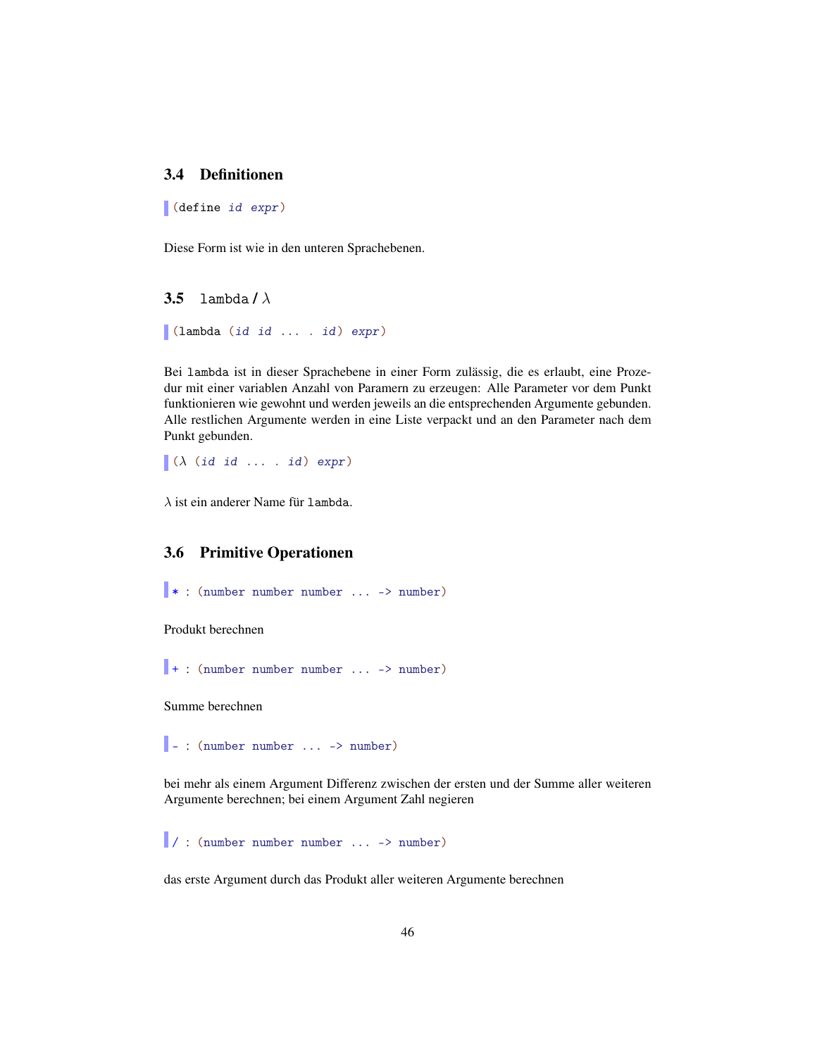## 3.4 Definitionen

```
(define id expr)
```

Diese Form ist wie in den unteren Sprachebenen.

## 3.5 `lambda` / λ

```
(lambda (id id ... . id) expr)
```

Bei `lambda` ist in dieser Sprachebene in einer Form zulässig, die es erlaubt, eine Prozedur mit einer variablen Anzahl von Paramern zu erzeugen: Alle Parameter vor dem Punkt funktionieren wie gewohnt und werden jeweils an die entsprechenden Argumente gebunden. Alle restlichen Argumente werden in eine Liste verpackt und an den Parameter nach dem Punkt gebunden.

```
(λ (id id ... . id) expr)
```

λ ist ein anderer Name für `lambda`.

## 3.6 Primitive Operationen

```
* : (number number number ... -> number)
```

Produkt berechnen

```
+ : (number number number ... -> number)
```

Summe berechnen

```
- : (number number ... -> number)
```

bei mehr als einem Argument Differenz zwischen der ersten und der Summe aller weiteren Argumente berechnen; bei einem Argument Zahl negieren

```
/ : (number number number ... -> number)
```

das erste Argument durch das Produkt aller weiteren Argumente berechnen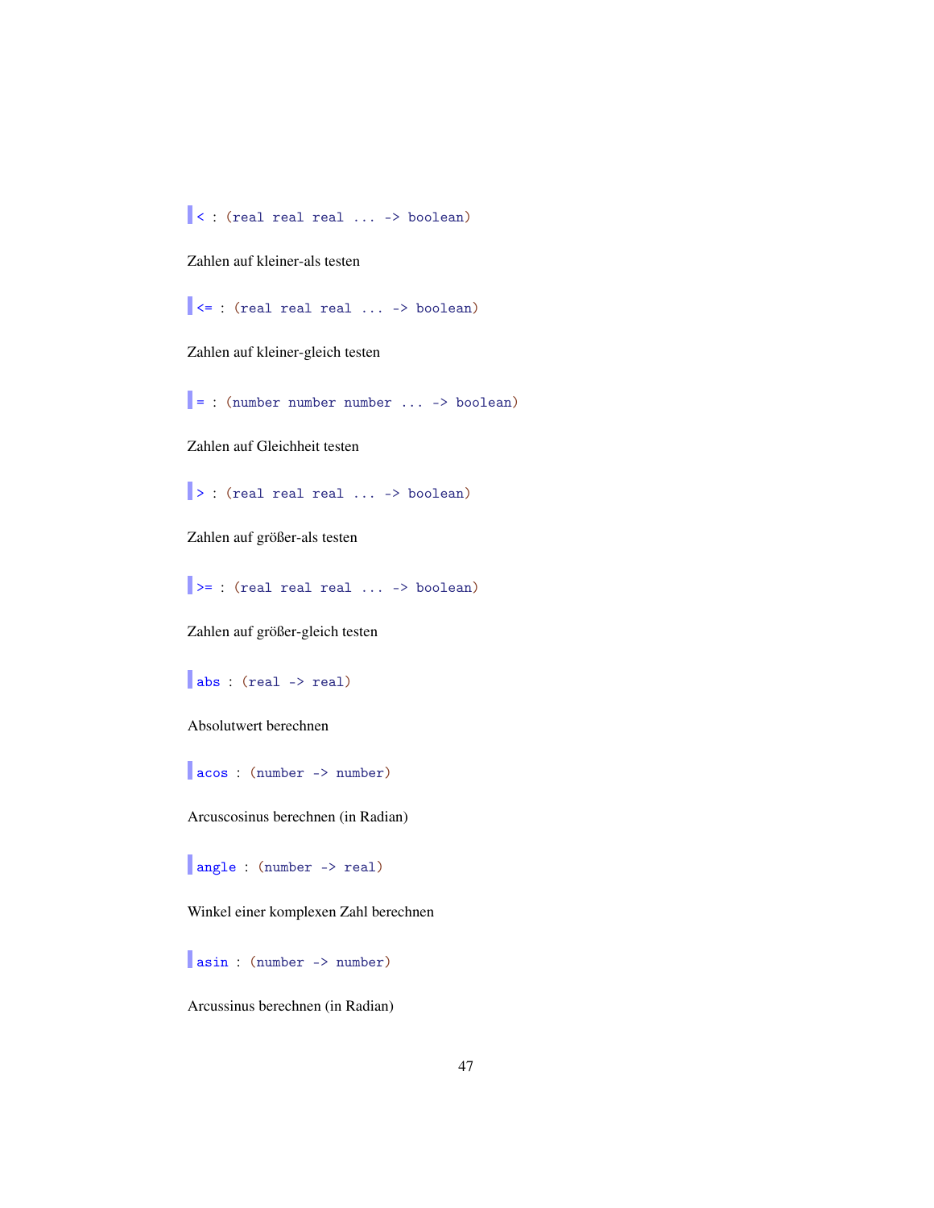```
< : (real real real ... -> boolean)
```

Zahlen auf kleiner-als testen

```
<= : (real real real ... -> boolean)
```

Zahlen auf kleiner-gleich testen

```
= : (number number number ... -> boolean)
```

Zahlen auf Gleichheit testen

```
> : (real real real ... -> boolean)
```

Zahlen auf größer-als testen

```
>= : (real real real ... -> boolean)
```

Zahlen auf größer-gleich testen

```
abs : (real -> real)
```

Absolutwert berechnen

```
acos : (number -> number)
```

Arcuscosinus berechnen (in Radian)

```
angle : (number -> real)
```

Winkel einer komplexen Zahl berechnen

```
asin : (number -> number)
```

Arcussinus berechnen (in Radian)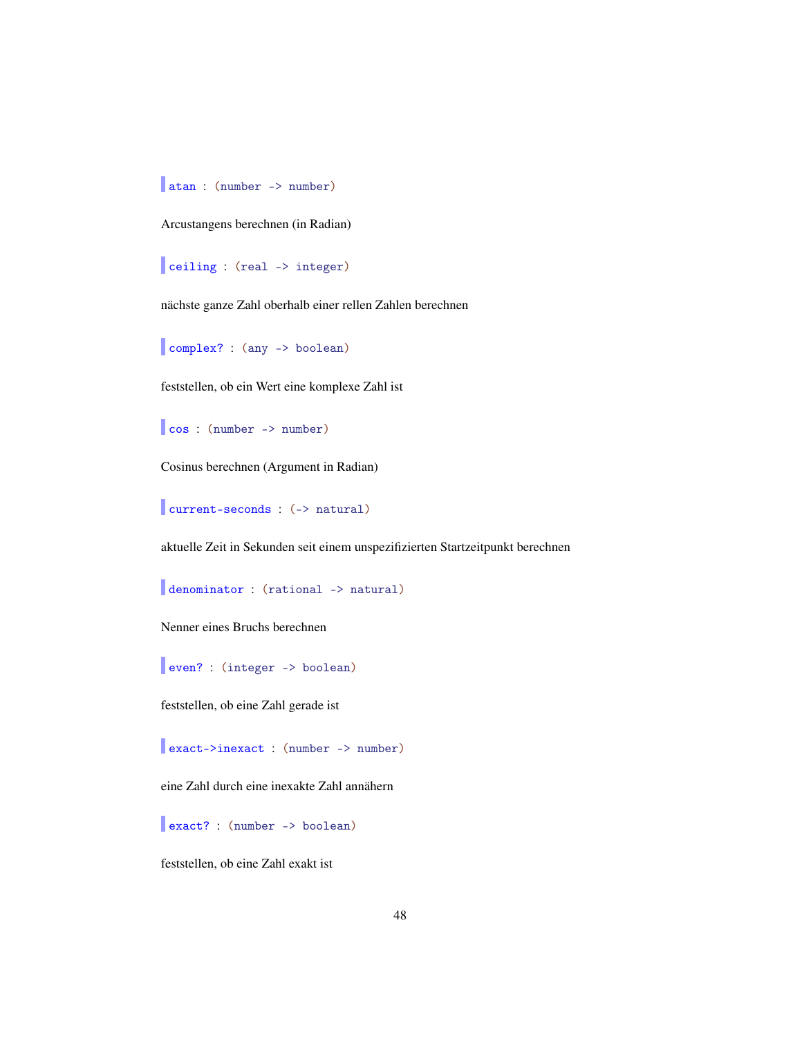`atan : (number -> number)`

Arcustangens berechnen (in Radian)

`ceiling : (real -> integer)`

nächste ganze Zahl oberhalb einer rellen Zahlen berechnen

`complex? : (any -> boolean)`

feststellen, ob ein Wert eine komplexe Zahl ist

`cos : (number -> number)`

Cosinus berechnen (Argument in Radian)

`current-seconds : (-> natural)`

aktuelle Zeit in Sekunden seit einem unspezifizierten Startzeitpunkt berechnen

`denominator : (rational -> natural)`

Nenner eines Bruchs berechnen

`even? : (integer -> boolean)`

feststellen, ob eine Zahl gerade ist

`exact->inexact : (number -> number)`

eine Zahl durch eine inexakte Zahl annähern

`exact? : (number -> boolean)`

feststellen, ob eine Zahl exakt ist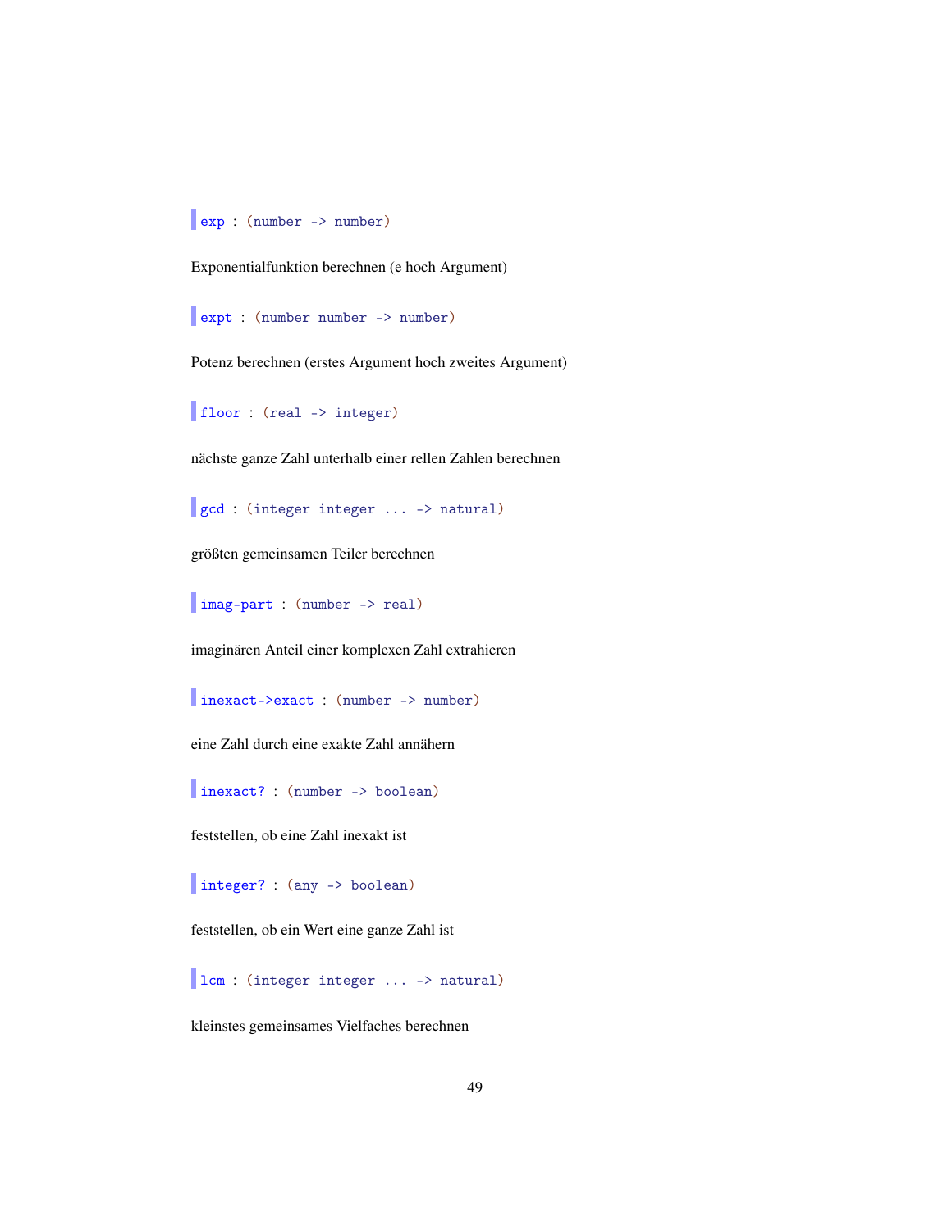```
exp : (number -> number)
```

Exponentialfunktion berechnen (e hoch Argument)

```
expt : (number number -> number)
```

Potenz berechnen (erstes Argument hoch zweites Argument)

```
floor : (real -> integer)
```

nächste ganze Zahl unterhalb einer rellen Zahlen berechnen

```
gcd : (integer integer ... -> natural)
```

größten gemeinsamen Teiler berechnen

```
imag-part : (number -> real)
```

imaginären Anteil einer komplexen Zahl extrahieren

```
inexact->exact : (number -> number)
```

eine Zahl durch eine exakte Zahl annähern

```
inexact? : (number -> boolean)
```

feststellen, ob eine Zahl inexakt ist

```
integer? : (any -> boolean)
```

feststellen, ob ein Wert eine ganze Zahl ist

```
lcm : (integer integer ... -> natural)
```

kleinstes gemeinsames Vielfaches berechnen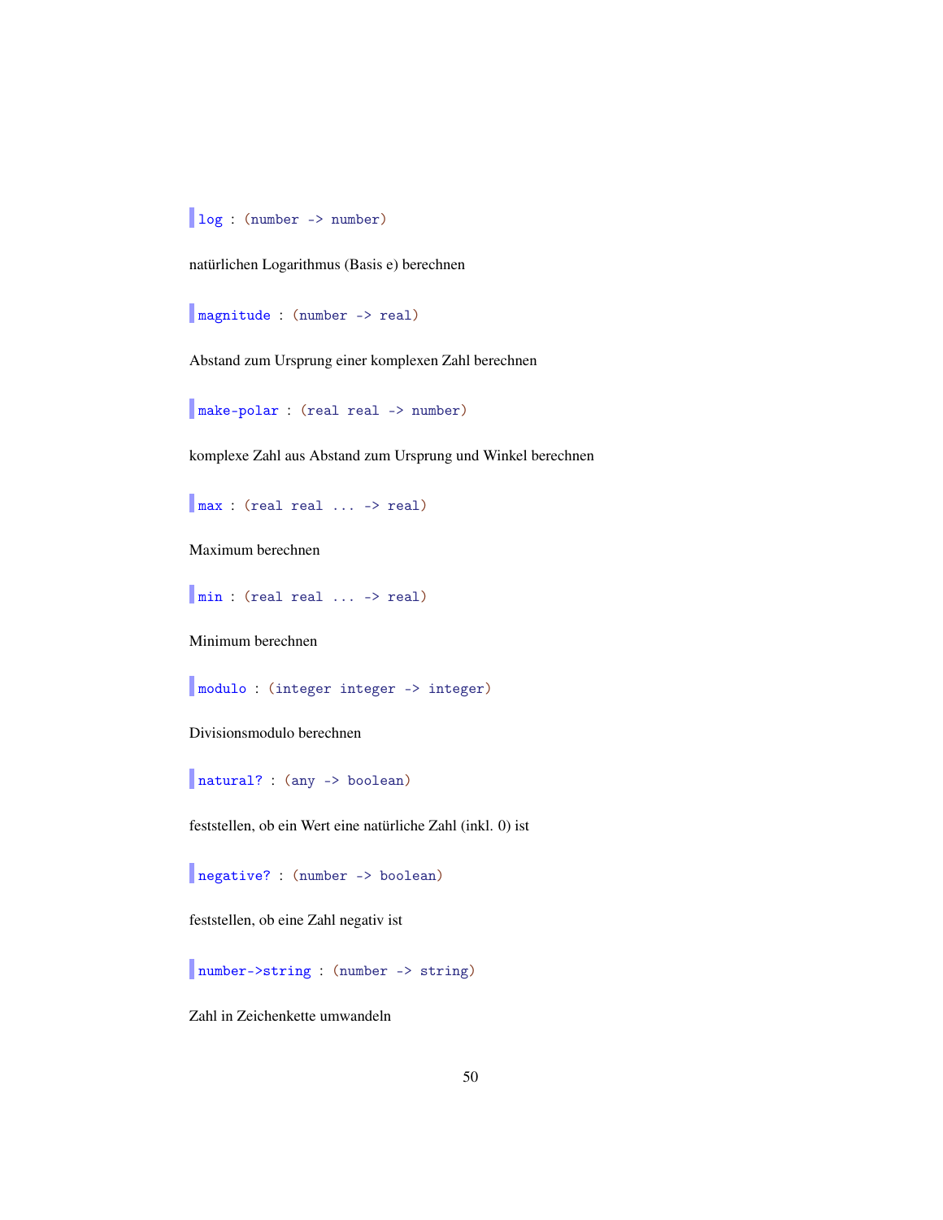`log : (number -> number)`

natürlichen Logarithmus (Basis e) berechnen

`magnitude : (number -> real)`

Abstand zum Ursprung einer komplexen Zahl berechnen

`make-polar : (real real -> number)`

komplexe Zahl aus Abstand zum Ursprung und Winkel berechnen

`max : (real real ... -> real)`

Maximum berechnen

`min : (real real ... -> real)`

Minimum berechnen

`modulo : (integer integer -> integer)`

Divisionsmodulo berechnen

`natural? : (any -> boolean)`

feststellen, ob ein Wert eine natürliche Zahl (inkl. 0) ist

`negative? : (number -> boolean)`

feststellen, ob eine Zahl negativ ist

`number->string : (number -> string)`

Zahl in Zeichenkette umwandeln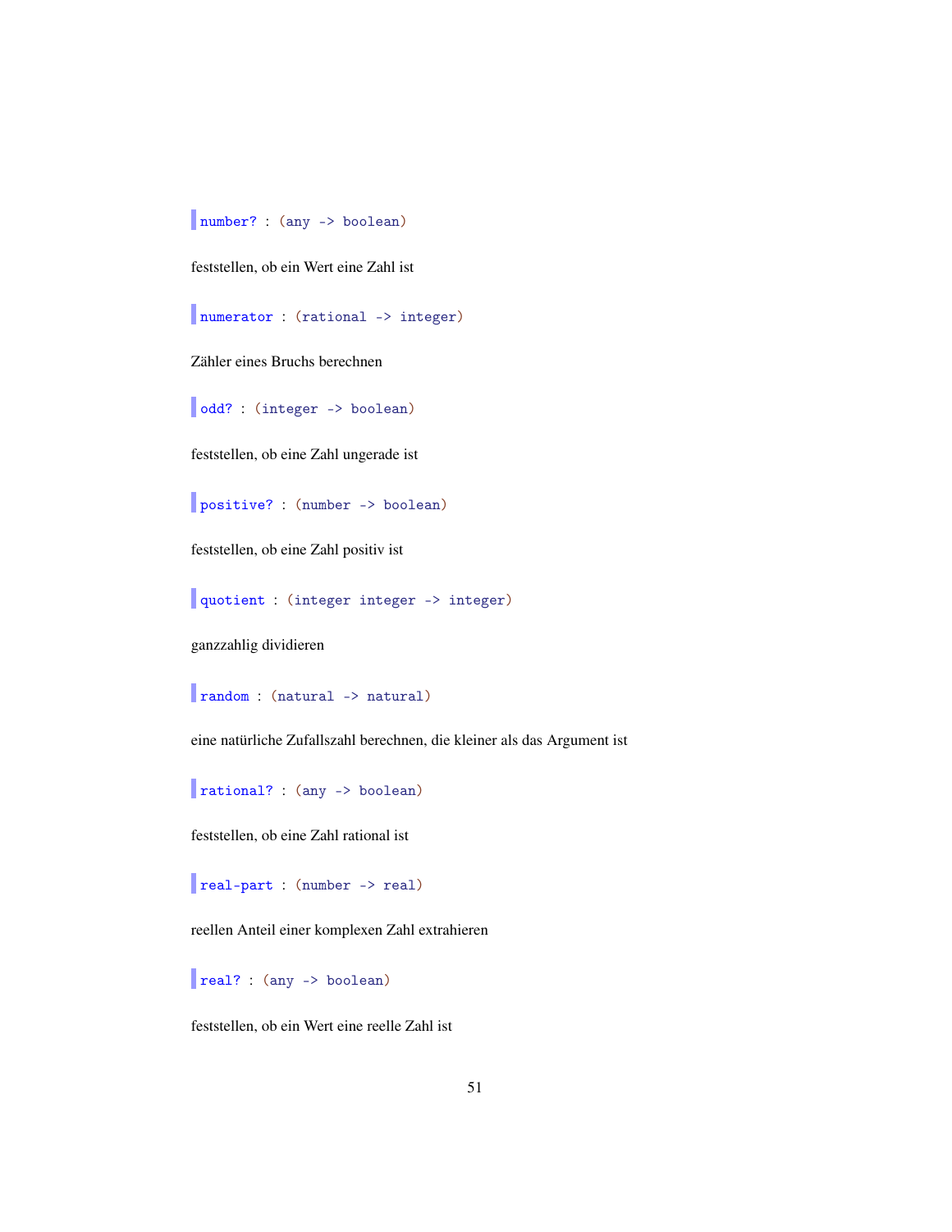`number? : (any -> boolean)`

feststellen, ob ein Wert eine Zahl ist

`numerator : (rational -> integer)`

Zähler eines Bruchs berechnen

`odd? : (integer -> boolean)`

feststellen, ob eine Zahl ungerade ist

`positive? : (number -> boolean)`

feststellen, ob eine Zahl positiv ist

`quotient : (integer integer -> integer)`

ganzzahlig dividieren

`random : (natural -> natural)`

eine natürliche Zufallszahl berechnen, die kleiner als das Argument ist

`rational? : (any -> boolean)`

feststellen, ob eine Zahl rational ist

`real-part : (number -> real)`

reellen Anteil einer komplexen Zahl extrahieren

`real? : (any -> boolean)`

feststellen, ob ein Wert eine reelle Zahl ist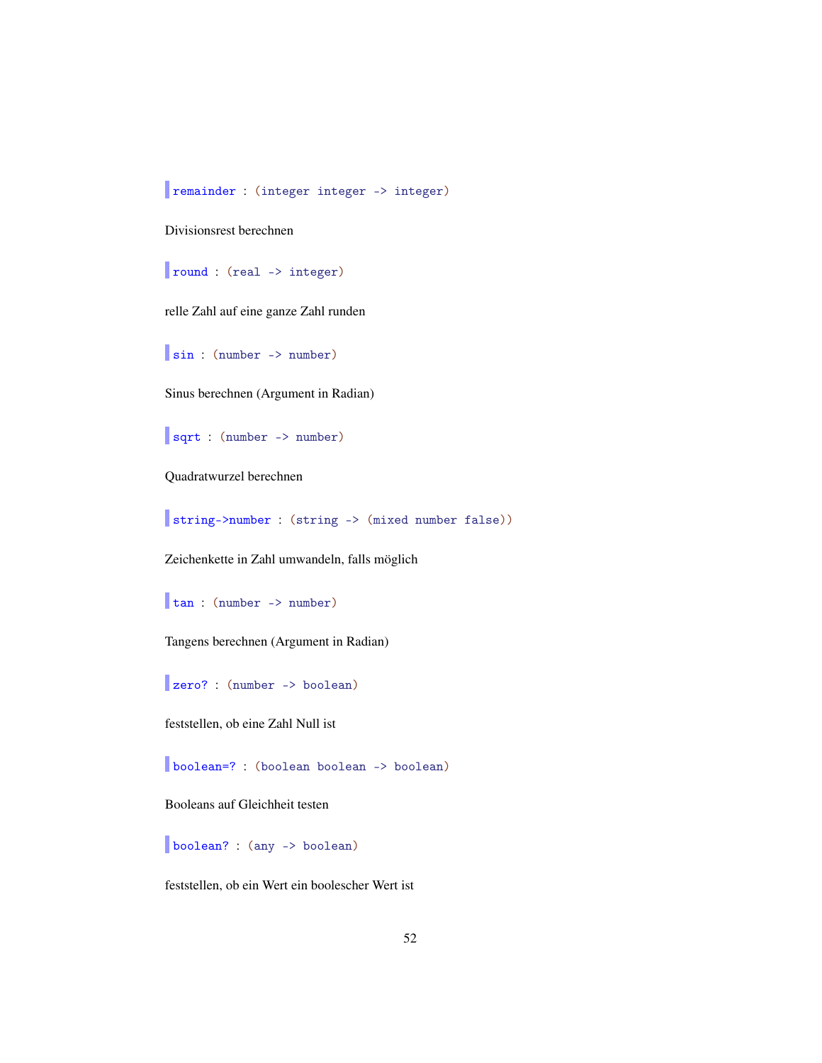`remainder : (integer integer -> integer)`

Divisionsrest berechnen

`round : (real -> integer)`

relle Zahl auf eine ganze Zahl runden

`sin : (number -> number)`

Sinus berechnen (Argument in Radian)

`sqrt : (number -> number)`

Quadratwurzel berechnen

`string->number : (string -> (mixed number false))`

Zeichenkette in Zahl umwandeln, falls möglich

`tan : (number -> number)`

Tangens berechnen (Argument in Radian)

`zero? : (number -> boolean)`

feststellen, ob eine Zahl Null ist

`boolean=? : (boolean boolean -> boolean)`

Booleans auf Gleichheit testen

`boolean? : (any -> boolean)`

feststellen, ob ein Wert ein boolescher Wert ist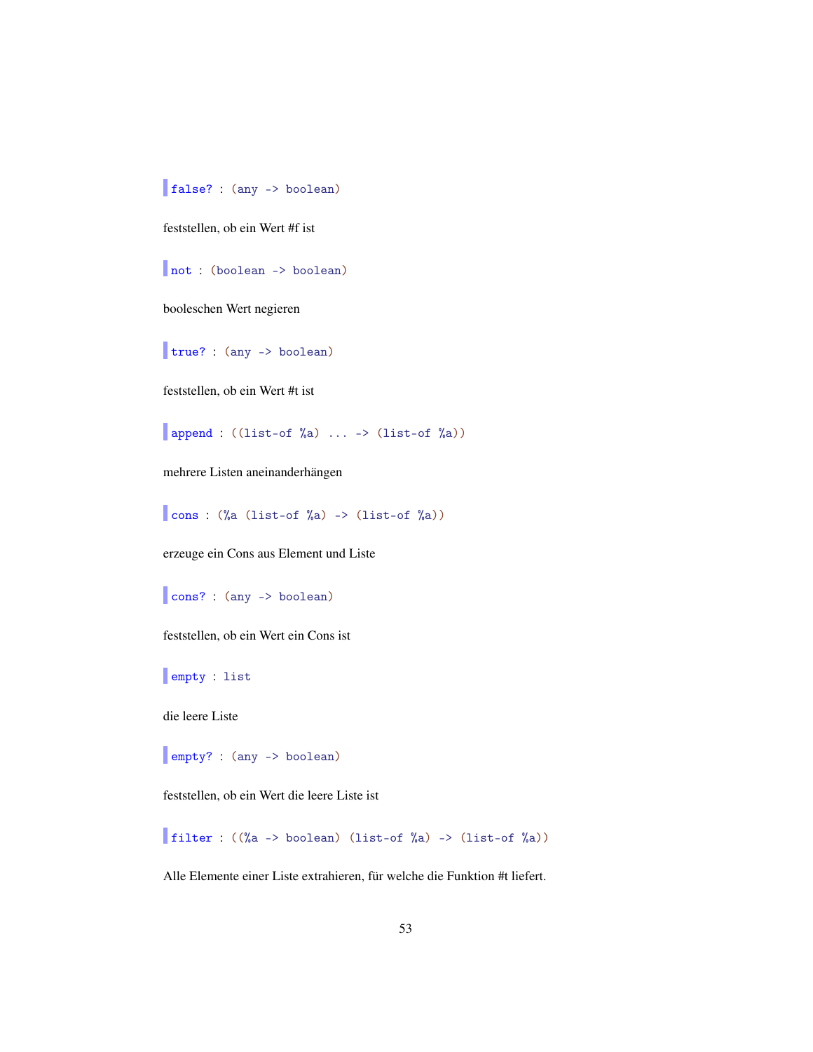`false? : (any -> boolean)`

feststellen, ob ein Wert #f ist

`not : (boolean -> boolean)`

booleschen Wert negieren

`true? : (any -> boolean)`

feststellen, ob ein Wert #t ist

`append : ((list-of %a) ... -> (list-of %a))`

mehrere Listen aneinanderhängen

`cons : (%a (list-of %a) -> (list-of %a))`

erzeuge ein Cons aus Element und Liste

`cons? : (any -> boolean)`

feststellen, ob ein Wert ein Cons ist

`empty : list`

die leere Liste

`empty? : (any -> boolean)`

feststellen, ob ein Wert die leere Liste ist

`filter : ((%a -> boolean) (list-of %a) -> (list-of %a))`

Alle Elemente einer Liste extrahieren, für welche die Funktion #t liefert.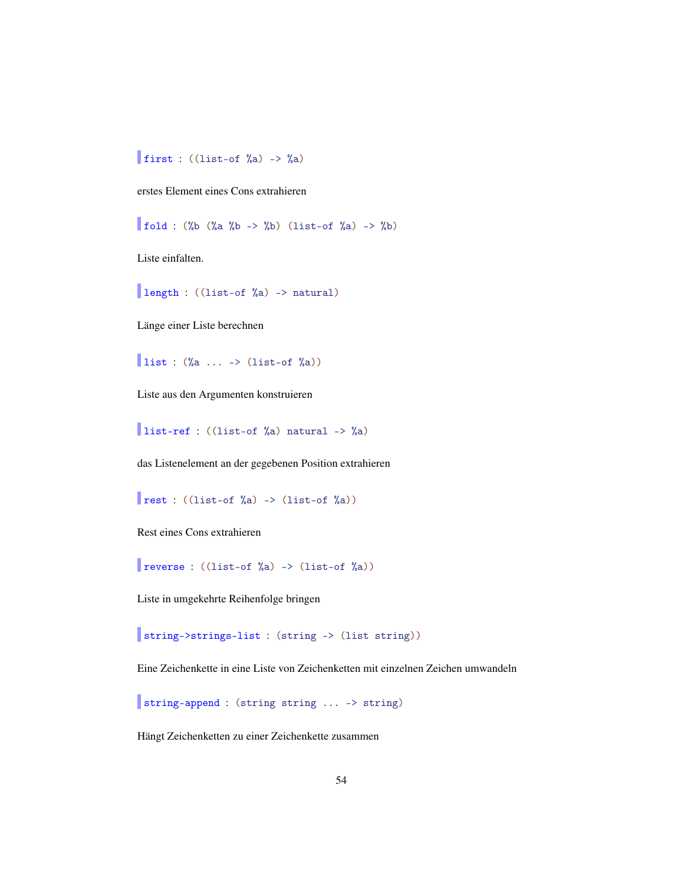`first : ((list-of %a) -> %a)`

erstes Element eines Cons extrahieren

`fold : (%b (%a %b -> %b) (list-of %a) -> %b)`

Liste einfalten.

`length : ((list-of %a) -> natural)`

Länge einer Liste berechnen

`list : (%a ... -> (list-of %a))`

Liste aus den Argumenten konstruieren

`list-ref : ((list-of %a) natural -> %a)`

das Listenelement an der gegebenen Position extrahieren

`rest : ((list-of %a) -> (list-of %a))`

Rest eines Cons extrahieren

`reverse : ((list-of %a) -> (list-of %a))`

Liste in umgekehrte Reihenfolge bringen

`string->strings-list : (string -> (list string))`

Eine Zeichenkette in eine Liste von Zeichenketten mit einzelnen Zeichen umwandeln

`string-append : (string string ... -> string)`

Hängt Zeichenketten zu einer Zeichenkette zusammen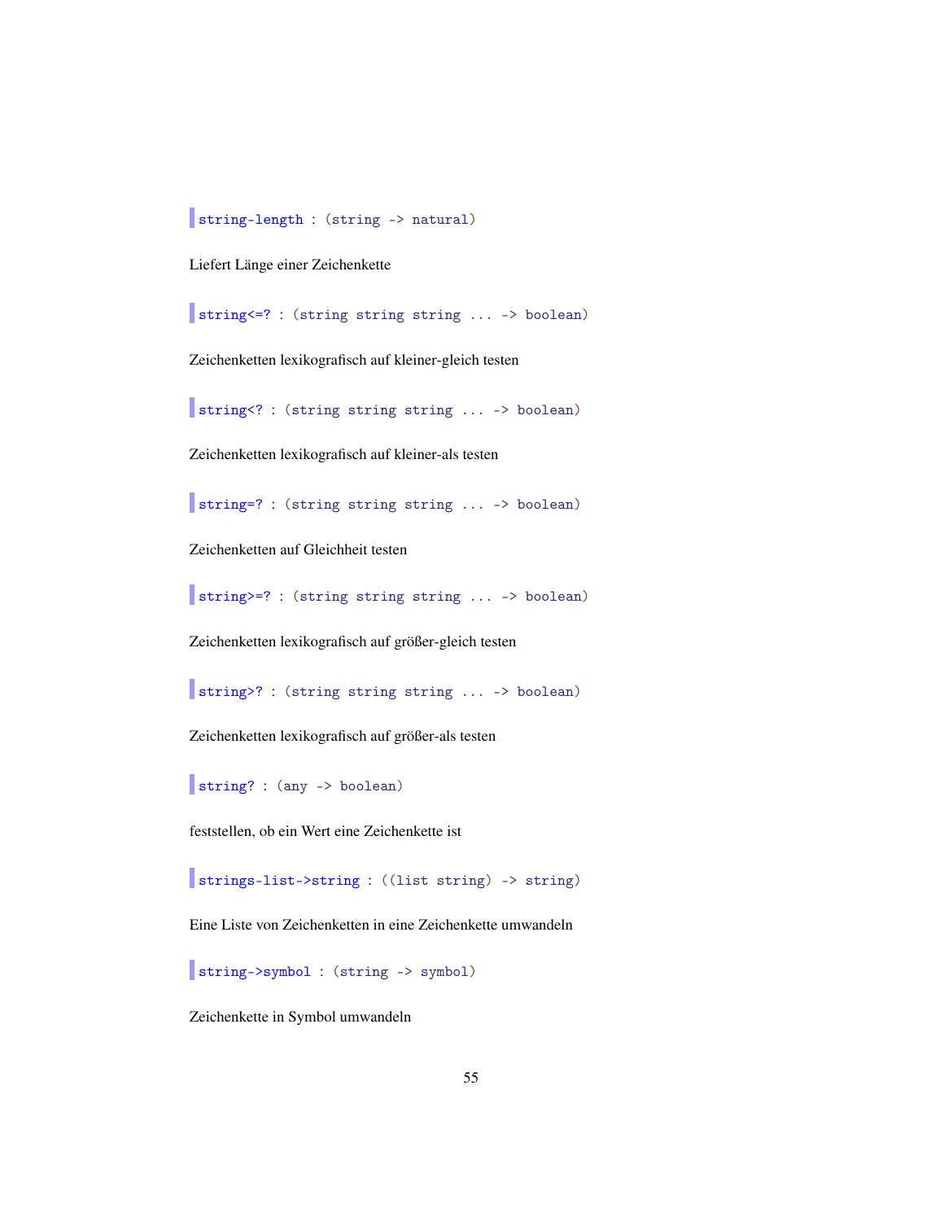`string-length : (string -> natural)`

Liefert Länge einer Zeichenkette

`string<=? : (string string string ... -> boolean)`

Zeichenketten lexikografisch auf kleiner-gleich testen

`string<? : (string string string ... -> boolean)`

Zeichenketten lexikografisch auf kleiner-als testen

`string=? : (string string string ... -> boolean)`

Zeichenketten auf Gleichheit testen

`string>=? : (string string string ... -> boolean)`

Zeichenketten lexikografisch auf größer-gleich testen

`string>? : (string string string ... -> boolean)`

Zeichenketten lexikografisch auf größer-als testen

`string? : (any -> boolean)`

feststellen, ob ein Wert eine Zeichenkette ist

`strings-list->string : ((list string) -> string)`

Eine Liste von Zeichenketten in eine Zeichenkette umwandeln

`string->symbol : (string -> symbol)`

Zeichenkette in Symbol umwandeln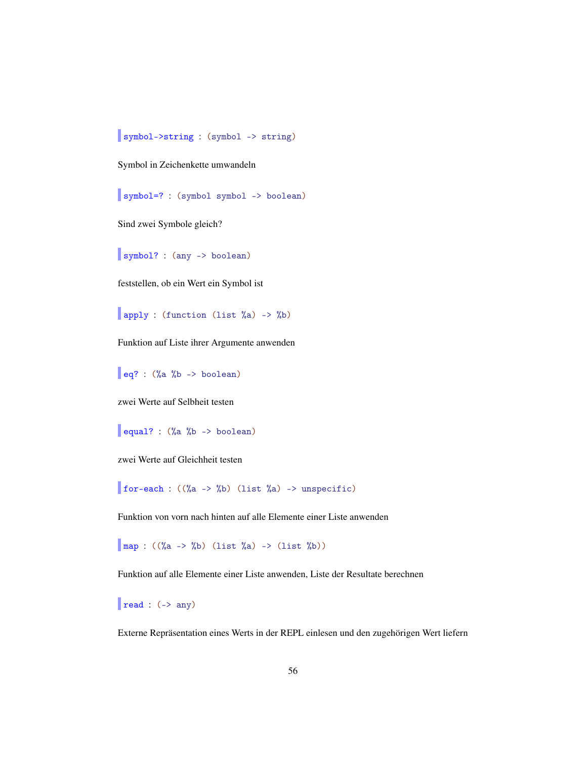`symbol->string : (symbol -> string)`

Symbol in Zeichenkette umwandeln

`symbol=? : (symbol symbol -> boolean)`

Sind zwei Symbole gleich?

`symbol? : (any -> boolean)`

feststellen, ob ein Wert ein Symbol ist

`apply : (function (list %a) -> %b)`

Funktion auf Liste ihrer Argumente anwenden

`eq? : (%a %b -> boolean)`

zwei Werte auf Selbheit testen

`equal? : (%a %b -> boolean)`

zwei Werte auf Gleichheit testen

`for-each : ((%a -> %b) (list %a) -> unspecific)`

Funktion von vorn nach hinten auf alle Elemente einer Liste anwenden

`map : ((%a -> %b) (list %a) -> (list %b))`

Funktion auf alle Elemente einer Liste anwenden, Liste der Resultate berechnen

`read : (-> any)`

Externe Repräsentation eines Werts in der REPL einlesen und den zugehörigen Wert liefern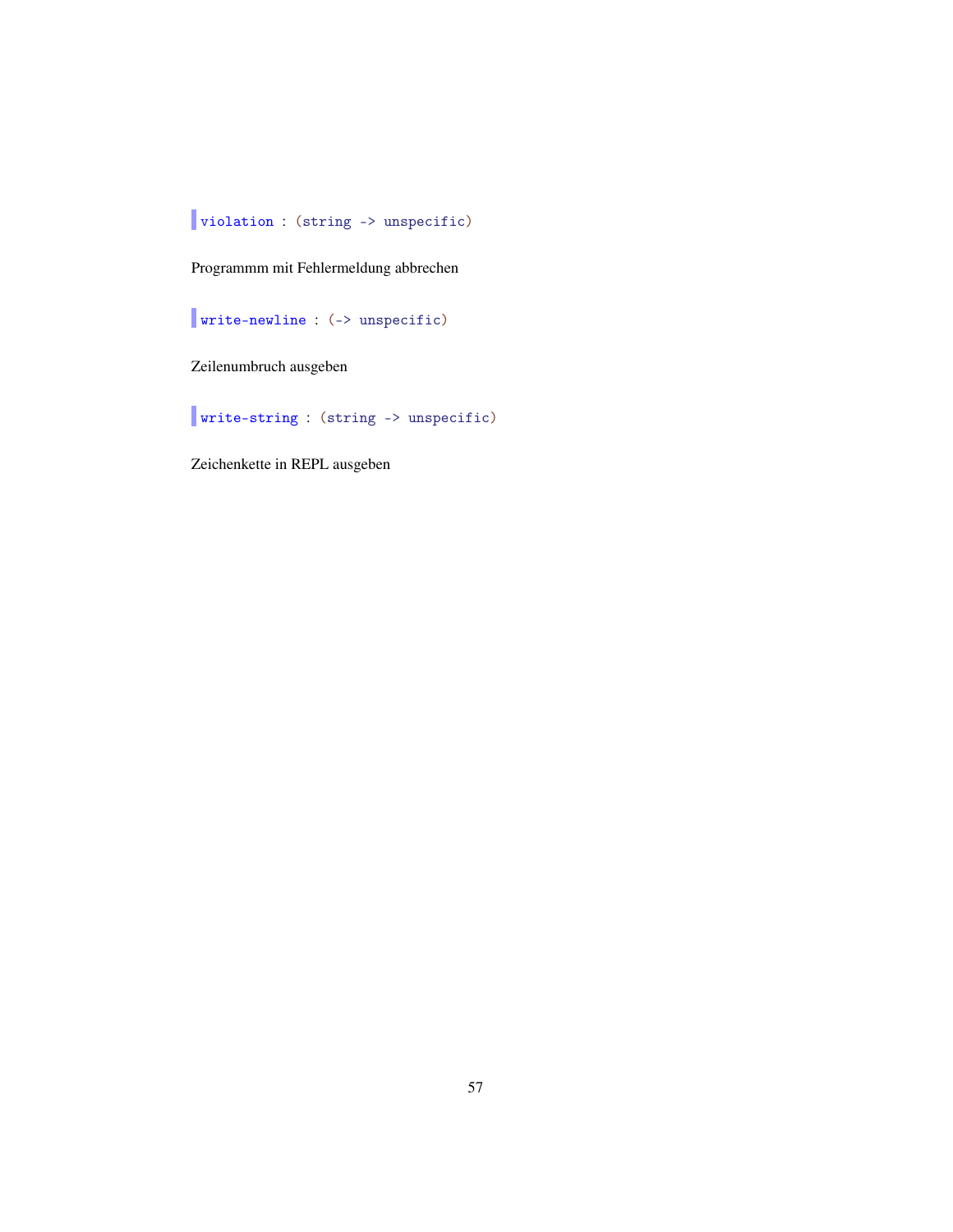`violation : (string -> unspecific)`

Programmm mit Fehlermeldung abbrechen

`write-newline : (-> unspecific)`

Zeilenumbruch ausgeben

`write-string : (string -> unspecific)`

Zeichenkette in REPL ausgeben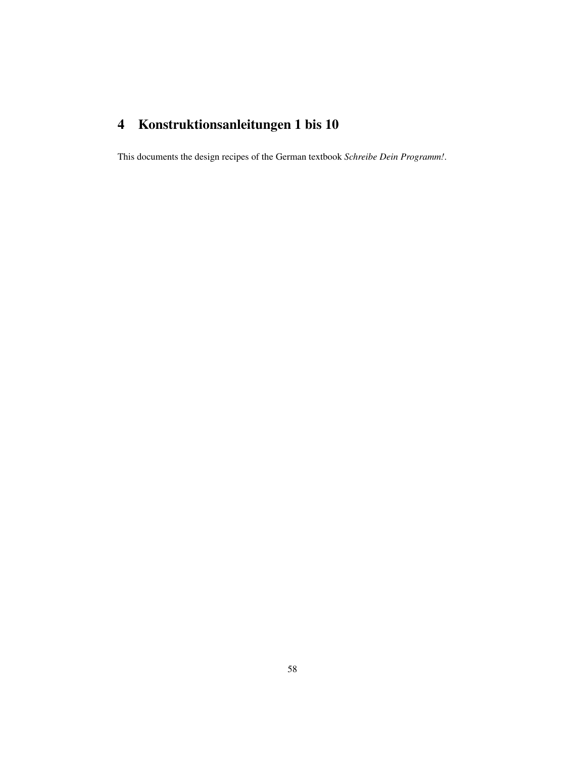# 4 Konstruktionsanleitungen 1 bis 10

This documents the design recipes of the German textbook *Schreibe Dein Programm!*.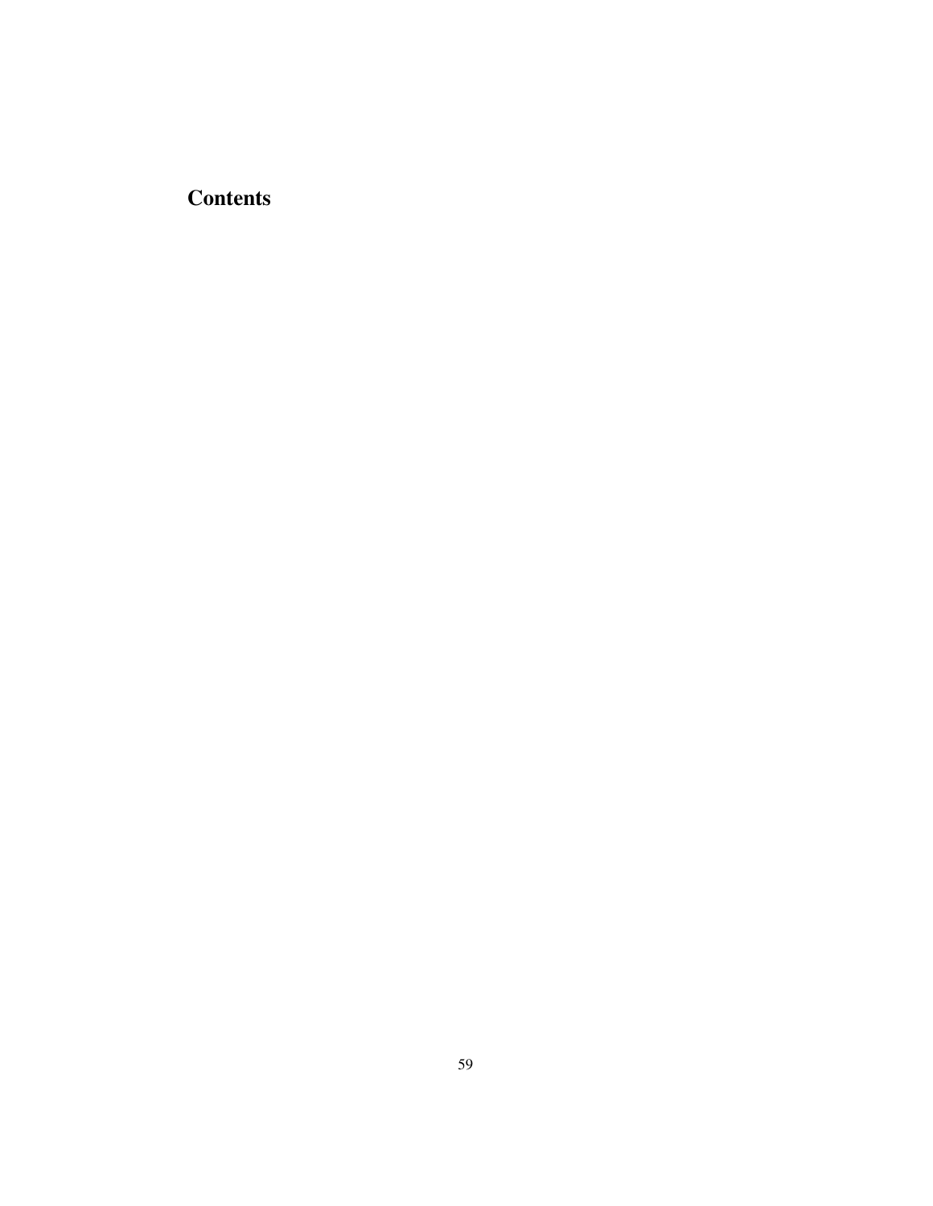# Contents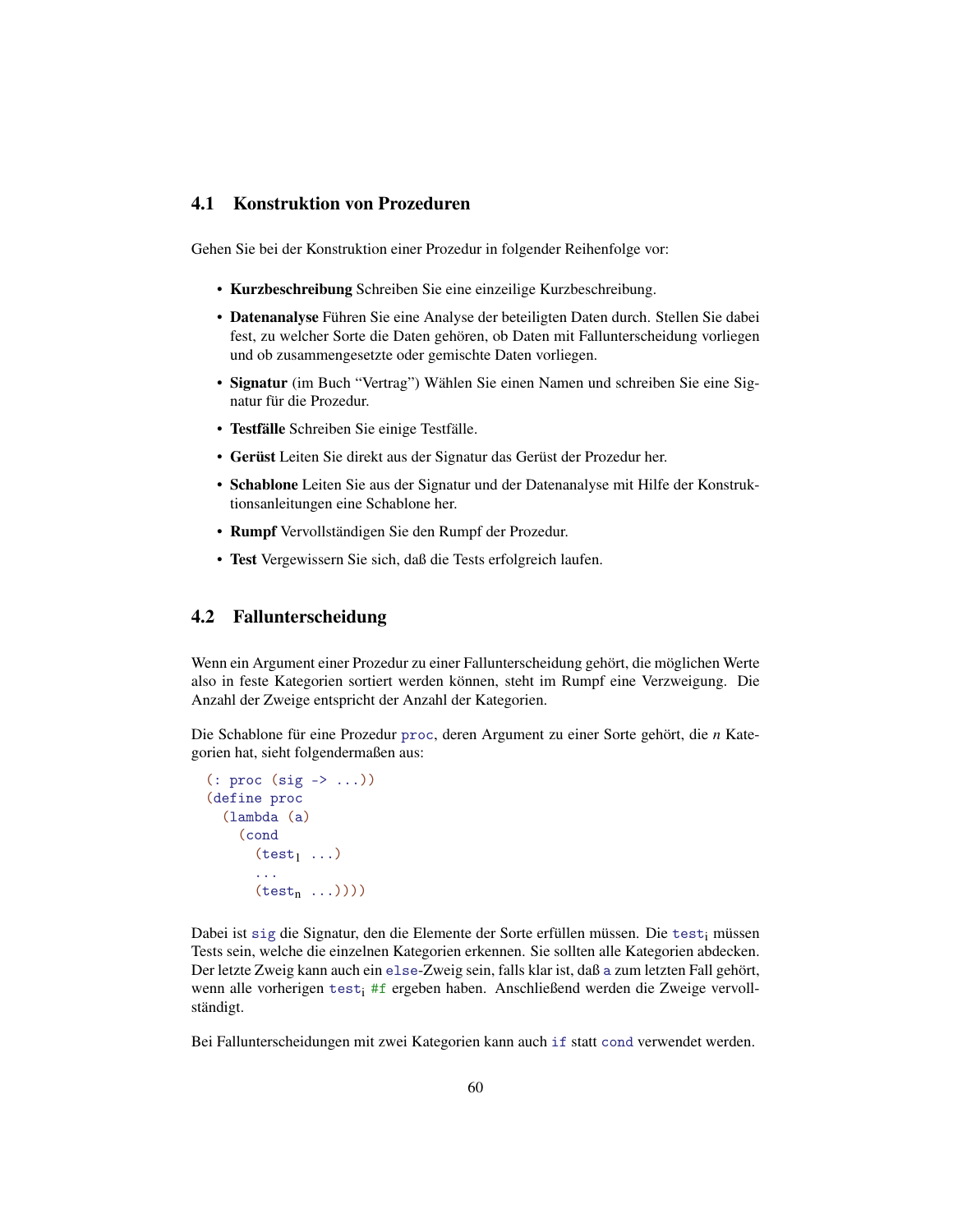## 4.1 Konstruktion von Prozeduren

Gehen Sie bei der Konstruktion einer Prozedur in folgender Reihenfolge vor:

- **Kurzbeschreibung** Schreiben Sie eine einzeilige Kurzbeschreibung.
- **Datenanalyse** Führen Sie eine Analyse der beteiligten Daten durch. Stellen Sie dabei fest, zu welcher Sorte die Daten gehören, ob Daten mit Fallunterscheidung vorliegen und ob zusammengesetzte oder gemischte Daten vorliegen.
- **Signatur** (im Buch "Vertrag") Wählen Sie einen Namen und schreiben Sie eine Signatur für die Prozedur.
- **Testfälle** Schreiben Sie einige Testfälle.
- **Gerüst** Leiten Sie direkt aus der Signatur das Gerüst der Prozedur her.
- **Schablone** Leiten Sie aus der Signatur und der Datenanalyse mit Hilfe der Konstruktionsanleitungen eine Schablone her.
- **Rumpf** Vervollständigen Sie den Rumpf der Prozedur.
- **Test** Vergewissern Sie sich, daß die Tests erfolgreich laufen.

## 4.2 Fallunterscheidung

Wenn ein Argument einer Prozedur zu einer Fallunterscheidung gehört, die möglichen Werte also in feste Kategorien sortiert werden können, steht im Rumpf eine Verzweigung. Die Anzahl der Zweige entspricht der Anzahl der Kategorien.

Die Schablone für eine Prozedur `proc`, deren Argument zu einer Sorte gehört, die *n* Kategorien hat, sieht folgendermaßen aus:

```
(: proc (sig -> ...))
(define proc
  (lambda (a)
    (cond
      (test1 ...)
      ...
      (testn ...))))
```

Dabei ist `sig` die Signatur, den die Elemente der Sorte erfüllen müssen. Die $\texttt{test}_i$ müssen Tests sein, welche die einzelnen Kategorien erkennen. Sie sollten alle Kategorien abdecken. Der letzte Zweig kann auch ein `else`-Zweig sein, falls klar ist, daß `a` zum letzten Fall gehört, wenn alle vorherigen $\texttt{test}_i$ `#f` ergeben haben. Anschließend werden die Zweige vervollständigt.

Bei Fallunterscheidungen mit zwei Kategorien kann auch `if` statt `cond` verwendet werden.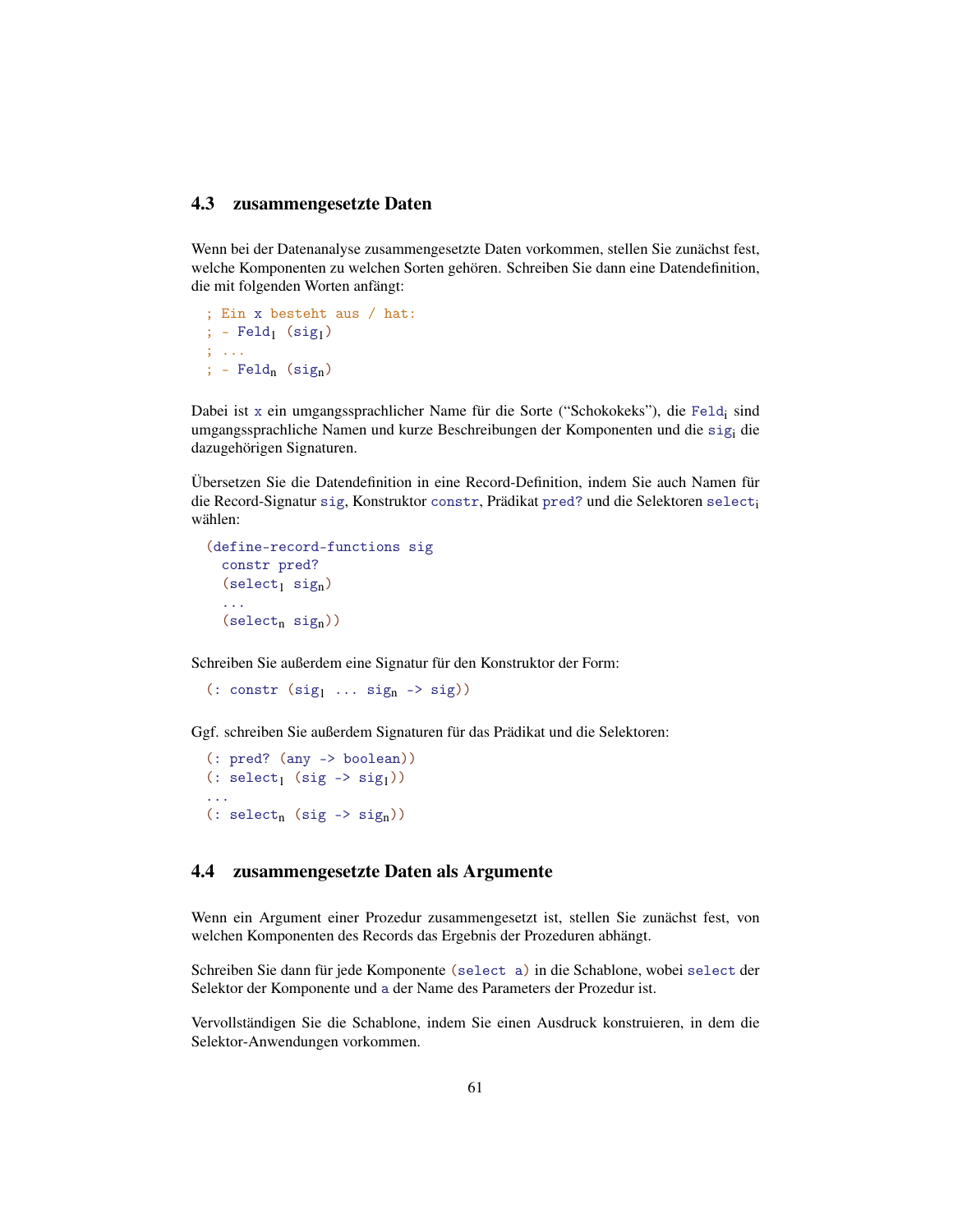## 4.3 zusammengesetzte Daten

Wenn bei der Datenanalyse zusammengesetzte Daten vorkommen, stellen Sie zunächst fest, welche Komponenten zu welchen Sorten gehören. Schreiben Sie dann eine Datendefinition, die mit folgenden Worten anfängt:

```
; Ein x besteht aus / hat:
; - Feld1 (sig1)
; ...
; - Feldn (sign)
```

Dabei ist `x` ein umgangssprachlicher Name für die Sorte ("Schokokeks"), die `Feld`$_i$ sind umgangssprachliche Namen und kurze Beschreibungen der Komponenten und die `sig`$_i$ die dazugehörigen Signaturen.

Übersetzen Sie die Datendefinition in eine Record-Definition, indem Sie auch Namen für die Record-Signatur `sig`, Konstruktor `constr`, Prädikat `pred?` und die Selektoren `select`$_i$ wählen:

```
(define-record-functions sig
  constr pred?
  (select1 sign)
  ...
  (selectn sign))
```

Schreiben Sie außerdem eine Signatur für den Konstruktor der Form:

```
(: constr (sig1 ... sign -> sig))
```

Ggf. schreiben Sie außerdem Signaturen für das Prädikat und die Selektoren:

```
(: pred? (any -> boolean))
(: select1 (sig -> sig1))
...
(: selectn (sig -> sign))
```

## 4.4 zusammengesetzte Daten als Argumente

Wenn ein Argument einer Prozedur zusammengesetzt ist, stellen Sie zunächst fest, von welchen Komponenten des Records das Ergebnis der Prozeduren abhängt.

Schreiben Sie dann für jede Komponente `(select a)` in die Schablone, wobei `select` der Selektor der Komponente und `a` der Name des Parameters der Prozedur ist.

Vervollständigen Sie die Schablone, indem Sie einen Ausdruck konstruieren, in dem die Selektor-Anwendungen vorkommen.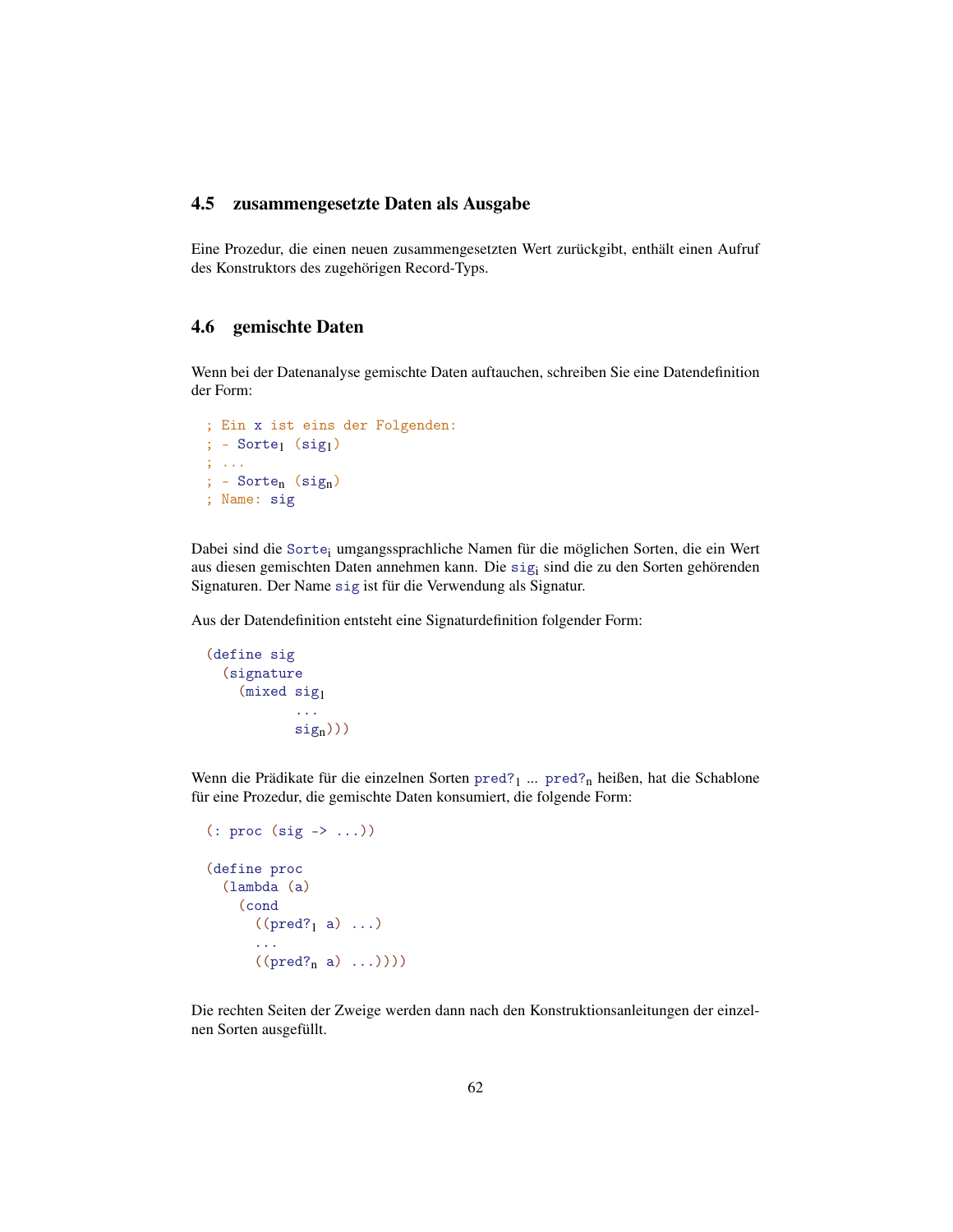## 4.5 zusammengesetzte Daten als Ausgabe

Eine Prozedur, die einen neuen zusammengesetzten Wert zurückgibt, enthält einen Aufruf des Konstruktors des zugehörigen Record-Typs.

## 4.6 gemischte Daten

Wenn bei der Datenanalyse gemischte Daten auftauchen, schreiben Sie eine Datendefinition der Form:

```
; Ein x ist eins der Folgenden:
; - Sorte_1 (sig_1)
; ...
; - Sorte_n (sig_n)
; Name: sig
```

Dabei sind die $\texttt{Sorte}_i$ umgangssprachliche Namen für die möglichen Sorten, die ein Wert aus diesen gemischten Daten annehmen kann. Die $\texttt{sig}_i$ sind die zu den Sorten gehörenden Signaturen. Der Name `sig` ist für die Verwendung als Signatur.

Aus der Datendefinition entsteht eine Signaturdefinition folgender Form:

```
(define sig
  (signature
    (mixed sig_1
           ...
           sig_n)))
```

Wenn die Prädikate für die einzelnen Sorten $\texttt{pred?}_1$ ... $\texttt{pred?}_n$ heißen, hat die Schablone für eine Prozedur, die gemischte Daten konsumiert, die folgende Form:

```
(: proc (sig -> ...))

(define proc
  (lambda (a)
    (cond
      ((pred?_1 a) ...)
      ...
      ((pred?_n a) ...))))
```

Die rechten Seiten der Zweige werden dann nach den Konstruktionsanleitungen der einzelnen Sorten ausgefüllt.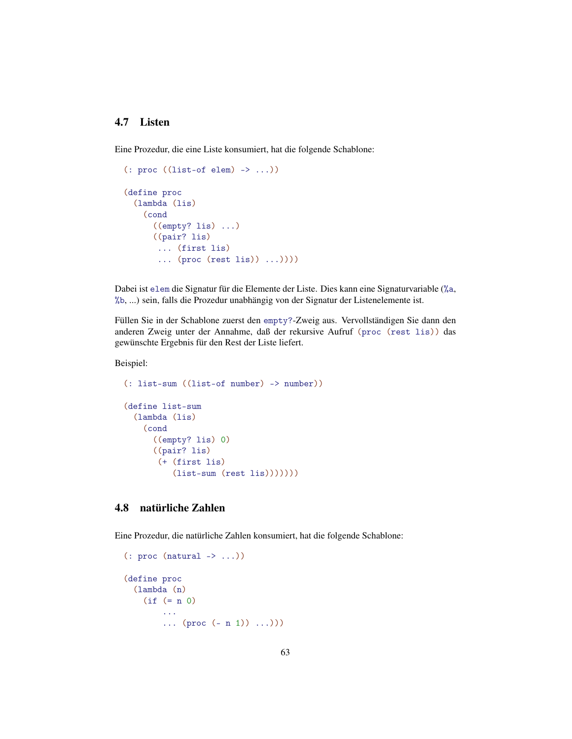## 4.7 Listen

Eine Prozedur, die eine Liste konsumiert, hat die folgende Schablone:

```
(: proc ((list-of elem) -> ...))

(define proc
  (lambda (lis)
    (cond
      ((empty? lis) ...)
      ((pair? lis)
       ... (first lis)
       ... (proc (rest lis)) ...))))
```

Dabei ist `elem` die Signatur für die Elemente der Liste. Dies kann eine Signaturvariable (`%a`, `%b`, ...) sein, falls die Prozedur unabhängig von der Signatur der Listenelemente ist.

Füllen Sie in der Schablone zuerst den `empty?`-Zweig aus. Vervollständigen Sie dann den anderen Zweig unter der Annahme, daß der rekursive Aufruf `(proc (rest lis))` das gewünschte Ergebnis für den Rest der Liste liefert.

Beispiel:

```
(: list-sum ((list-of number) -> number))

(define list-sum
  (lambda (lis)
    (cond
      ((empty? lis) 0)
      ((pair? lis)
       (+ (first lis)
          (list-sum (rest lis)))))))
```

## 4.8 natürliche Zahlen

Eine Prozedur, die natürliche Zahlen konsumiert, hat die folgende Schablone:

```
(: proc (natural -> ...))

(define proc
  (lambda (n)
    (if (= n 0)
        ...
        ... (proc (- n 1)) ...)))
```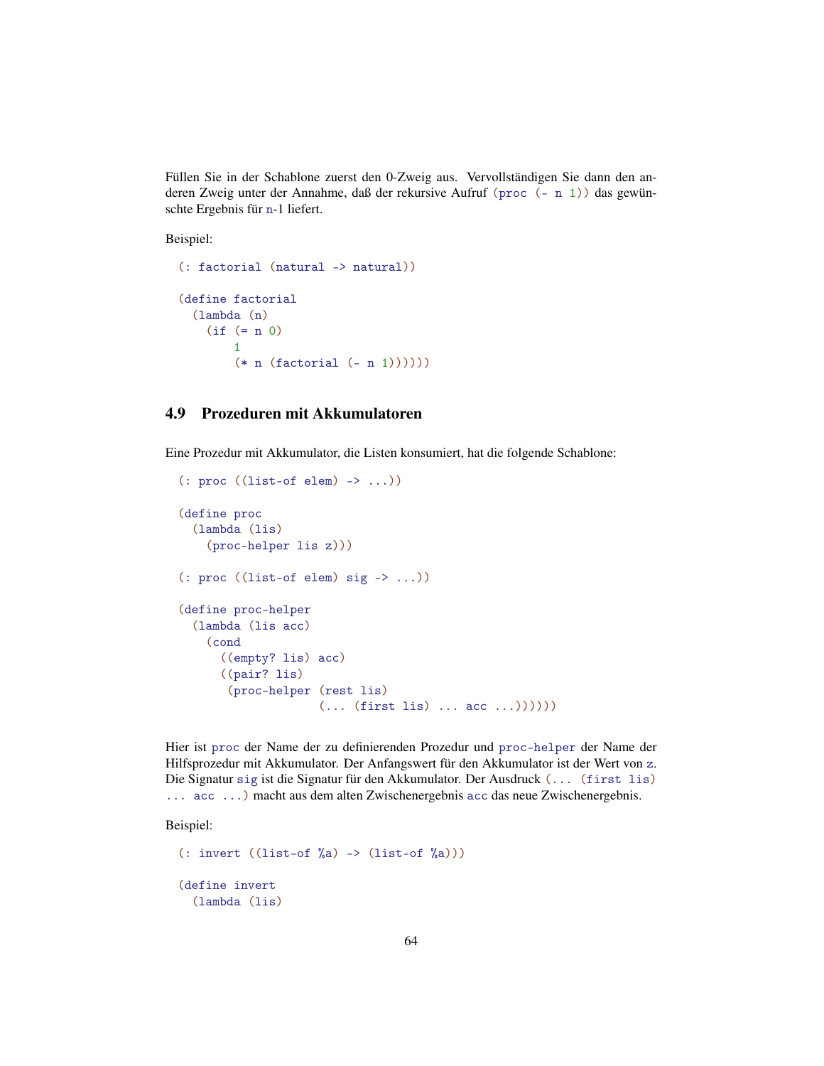Füllen Sie in der Schablone zuerst den 0-Zweig aus. Vervollständigen Sie dann den anderen Zweig unter der Annahme, daß der rekursive Aufruf `(proc (- n 1))` das gewünschte Ergebnis für `n`-1 liefert.

Beispiel:

```
(: factorial (natural -> natural))

(define factorial
  (lambda (n)
    (if (= n 0)
        1
        (* n (factorial (- n 1))))))
```

## 4.9 Prozeduren mit Akkumulatoren

Eine Prozedur mit Akkumulator, die Listen konsumiert, hat die folgende Schablone:

```
(: proc ((list-of elem) -> ...))

(define proc
  (lambda (lis)
    (proc-helper lis z)))

(: proc ((list-of elem) sig -> ...))

(define proc-helper
  (lambda (lis acc)
    (cond
      ((empty? lis) acc)
      ((pair? lis)
       (proc-helper (rest lis)
                    (... (first lis) ... acc ...))))))
```

Hier ist `proc` der Name der zu definierenden Prozedur und `proc-helper` der Name der Hilfsprozedur mit Akkumulator. Der Anfangswert für den Akkumulator ist der Wert von `z`. Die Signatur `sig` ist die Signatur für den Akkumulator. Der Ausdruck `(... (first lis) ... acc ...)` macht aus dem alten Zwischenergebnis `acc` das neue Zwischenergebnis.

Beispiel:

```
(: invert ((list-of %a) -> (list-of %a)))

(define invert
  (lambda (lis)
```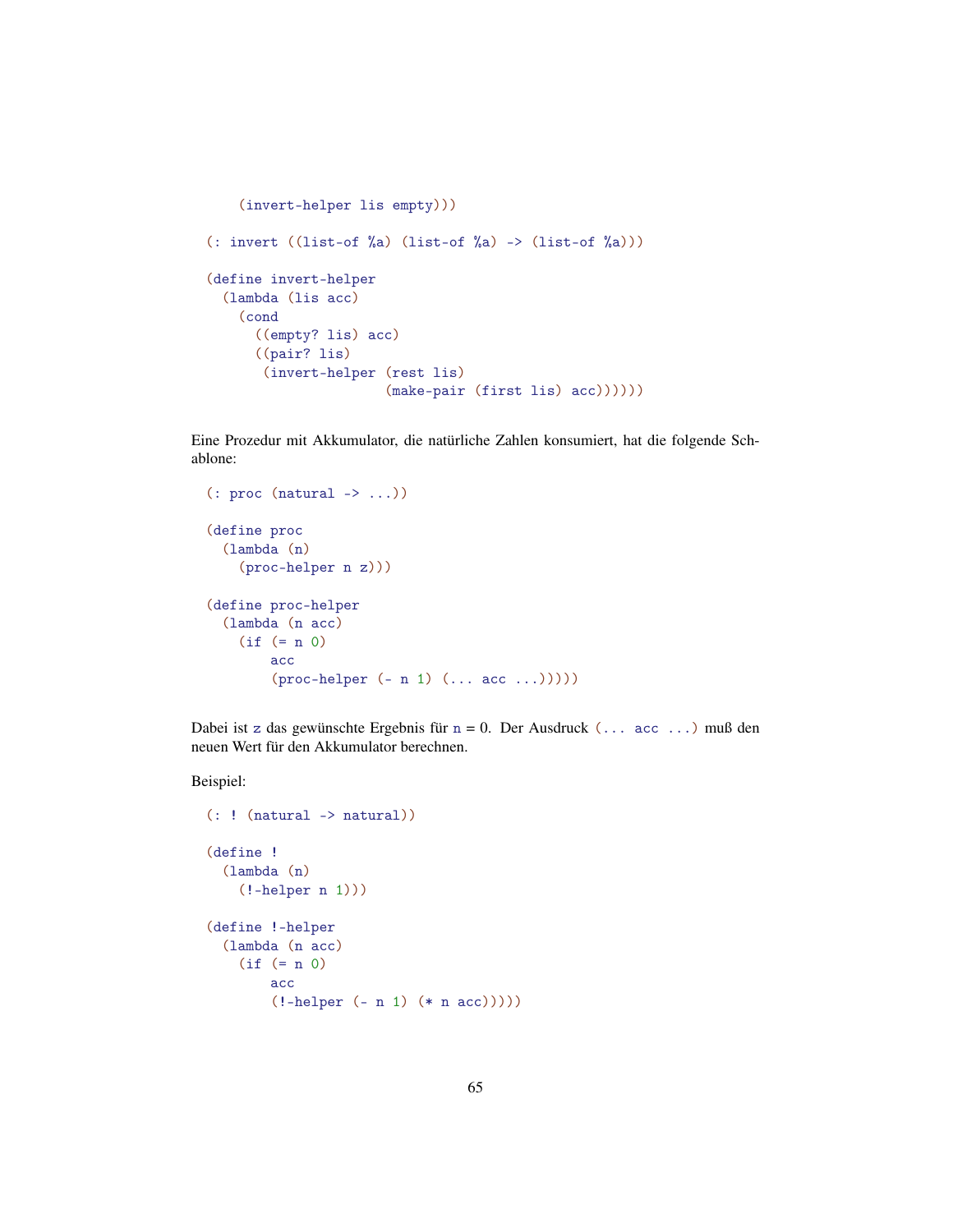```
    (invert-helper lis empty)))

(: invert ((list-of %a) (list-of %a) -> (list-of %a)))

(define invert-helper
  (lambda (lis acc)
    (cond
      ((empty? lis) acc)
      ((pair? lis)
       (invert-helper (rest lis)
                      (make-pair (first lis) acc))))))
```

Eine Prozedur mit Akkumulator, die natürliche Zahlen konsumiert, hat die folgende Schablone:

```
(: proc (natural -> ...))

(define proc
  (lambda (n)
    (proc-helper n z)))

(define proc-helper
  (lambda (n acc)
    (if (= n 0)
        acc
        (proc-helper (- n 1) (... acc ...)))))
```

Dabei ist `z` das gewünschte Ergebnis für `n` = 0. Der Ausdruck `(... acc ...)` muß den neuen Wert für den Akkumulator berechnen.

Beispiel:

```
(: ! (natural -> natural))

(define !
  (lambda (n)
    (!-helper n 1)))

(define !-helper
  (lambda (n acc)
    (if (= n 0)
        acc
        (!-helper (- n 1) (* n acc)))))
```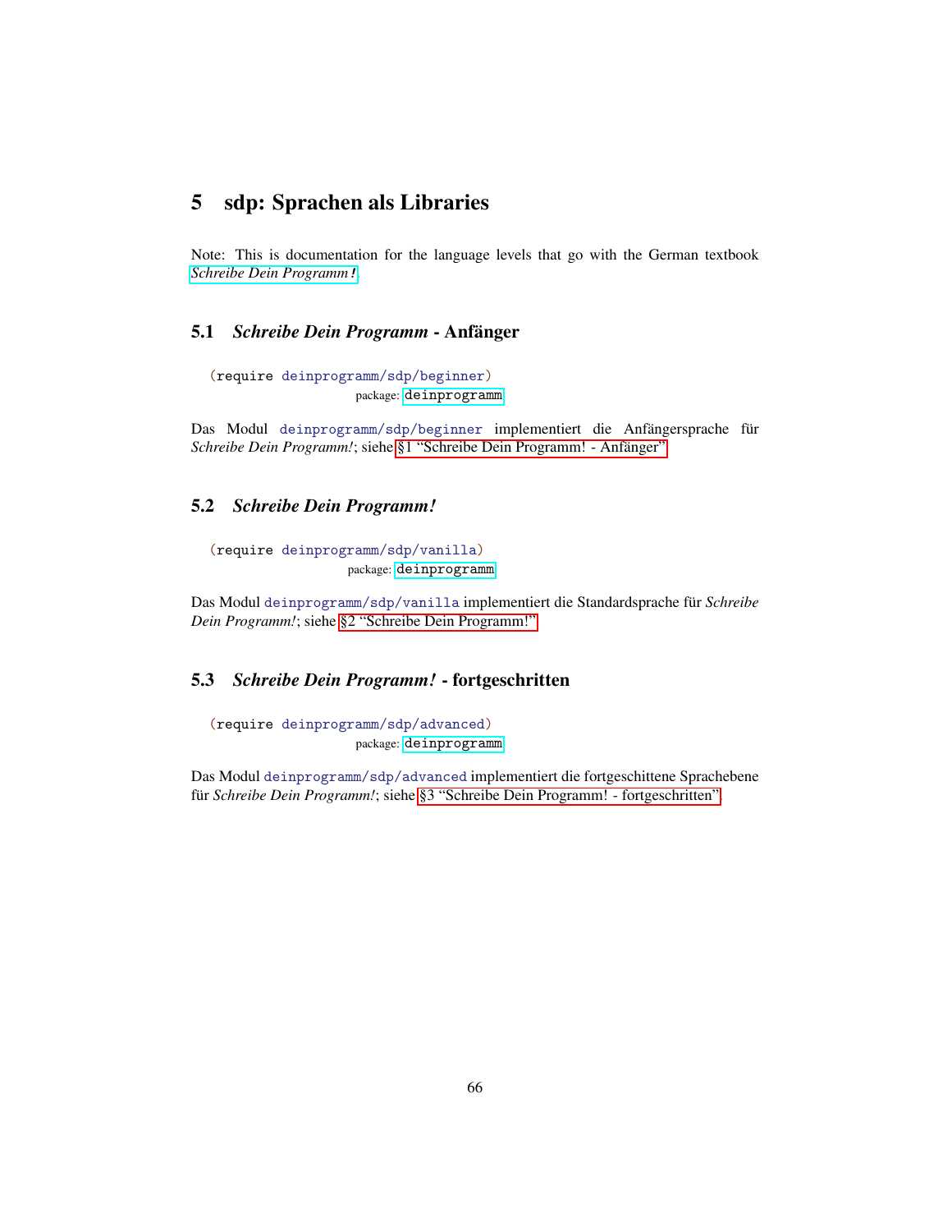# 5 sdp: Sprachen als Libraries

Note: This is documentation for the language levels that go with the German textbook *Schreibe Dein Programm!*.

## 5.1 *Schreibe Dein Programm* - Anfänger

```
(require deinprogramm/sdp/beginner)
```

package: deinprogramm

Das Modul `deinprogramm/sdp/beginner` implementiert die Anfängersprache für *Schreibe Dein Programm!*; siehe §1 "Schreibe Dein Programm! - Anfänger".

## 5.2 *Schreibe Dein Programm!*

```
(require deinprogramm/sdp/vanilla)
```

package: deinprogramm

Das Modul `deinprogramm/sdp/vanilla` implementiert die Standardsprache für *Schreibe Dein Programm!*; siehe §2 "Schreibe Dein Programm!".

## 5.3 *Schreibe Dein Programm!* - fortgeschritten

```
(require deinprogramm/sdp/advanced)
```

package: deinprogramm

Das Modul `deinprogramm/sdp/advanced` implementiert die fortgeschrittene Sprachebene für *Schreibe Dein Programm!*; siehe §3 "Schreibe Dein Programm! - fortgeschritten".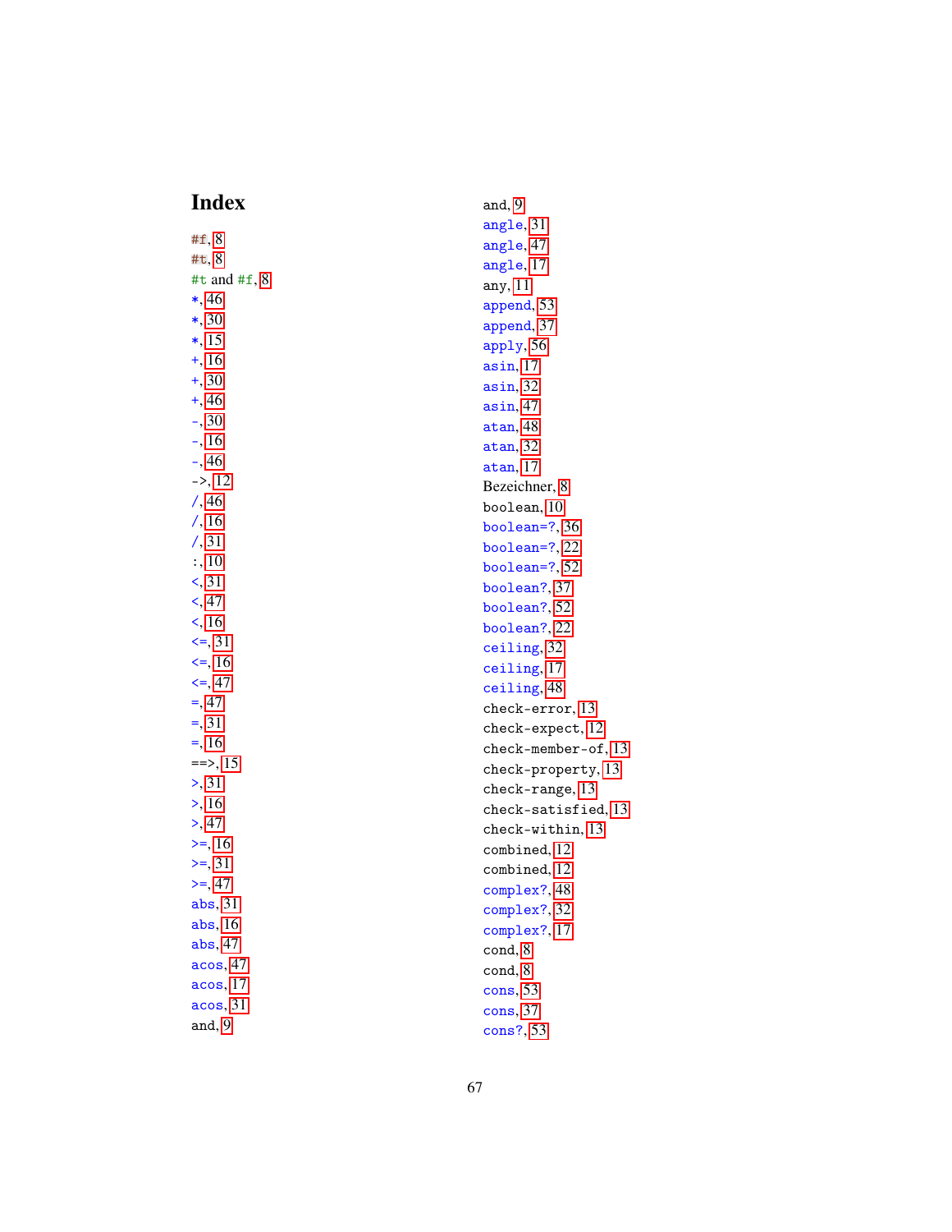# Index

#f, 8
#t, 8
#t and #f, 8
*, 46
*, 30
*, 15
+, 16
+, 30
+, 46
-, 30
-, 16
-, 46
->, 12
/, 46
/, 16
/, 31
:, 10
<, 31
<, 47
<, 16
<=, 31
<=, 16
<=, 47
=, 47
=, 31
=, 16
==>, 15
>, 31
>, 16
>, 47
>=, 16
>=, 31
>=, 47
abs, 31
abs, 16
abs, 47
acos, 47
acos, 17
acos, 31
and, 9
and, 9
angle, 31
angle, 47
angle, 17
any, 11
append, 53
append, 37
apply, 56
asin, 17
asin, 32
asin, 47
atan, 48
atan, 32
atan, 17
Bezeichner, 8
boolean, 10
boolean=?, 36
boolean=?, 22
boolean=?, 52
boolean?, 37
boolean?, 52
boolean?, 22
ceiling, 32
ceiling, 17
ceiling, 48
check-error, 13
check-expect, 12
check-member-of, 13
check-property, 13
check-range, 13
check-satisfied, 13
check-within, 13
combined, 12
combined, 12
complex?, 48
complex?, 32
complex?, 17
cond, 8
cond, 8
cons, 53
cons, 37
cons?, 53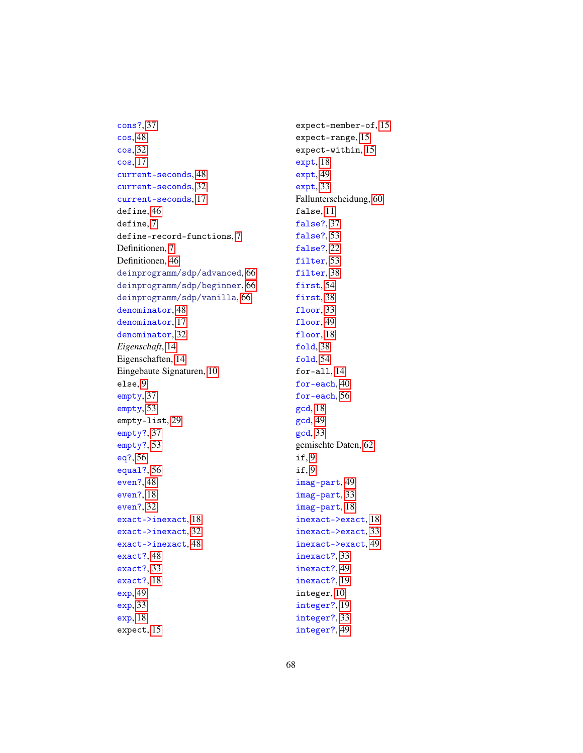cons?, 37
cos, 48
cos, 32
cos, 17
current-seconds, 48
current-seconds, 32
current-seconds, 17
define, 46
define, 7
define-record-functions, 7
Definitionen, 7
Definitionen, 46
deinprogramm/sdp/advanced, 66
deinprogramm/sdp/beginner, 66
deinprogramm/sdp/vanilla, 66
denominator, 48
denominator, 17
denominator, 32
*Eigenschaft*, 14
Eigenschaften, 14
Eingebaute Signaturen, 10
else, 9
empty, 37
empty, 53
empty-list, 29
empty?, 37
empty?, 53
eq?, 56
equal?, 56
even?, 48
even?, 18
even?, 32
exact->inexact, 18
exact->inexact, 32
exact->inexact, 48
exact?, 48
exact?, 33
exact?, 18
exp, 49
exp, 33
exp, 18
expect, 15
expect-member-of, 15
expect-range, 15
expect-within, 15
expt, 18
expt, 49
expt, 33
Fallunterscheidung, 60
false, 11
false?, 37
false?, 53
false?, 22
filter, 53
filter, 38
first, 54
first, 38
floor, 33
floor, 49
floor, 18
fold, 38
fold, 54
for-all, 14
for-each, 40
for-each, 56
gcd, 18
gcd, 49
gcd, 33
gemischte Daten, 62
if, 9
if, 9
imag-part, 49
imag-part, 33
imag-part, 18
inexact->exact, 18
inexact->exact, 33
inexact->exact, 49
inexact?, 33
inexact?, 49
inexact?, 19
integer, 10
integer?, 19
integer?, 33
integer?, 49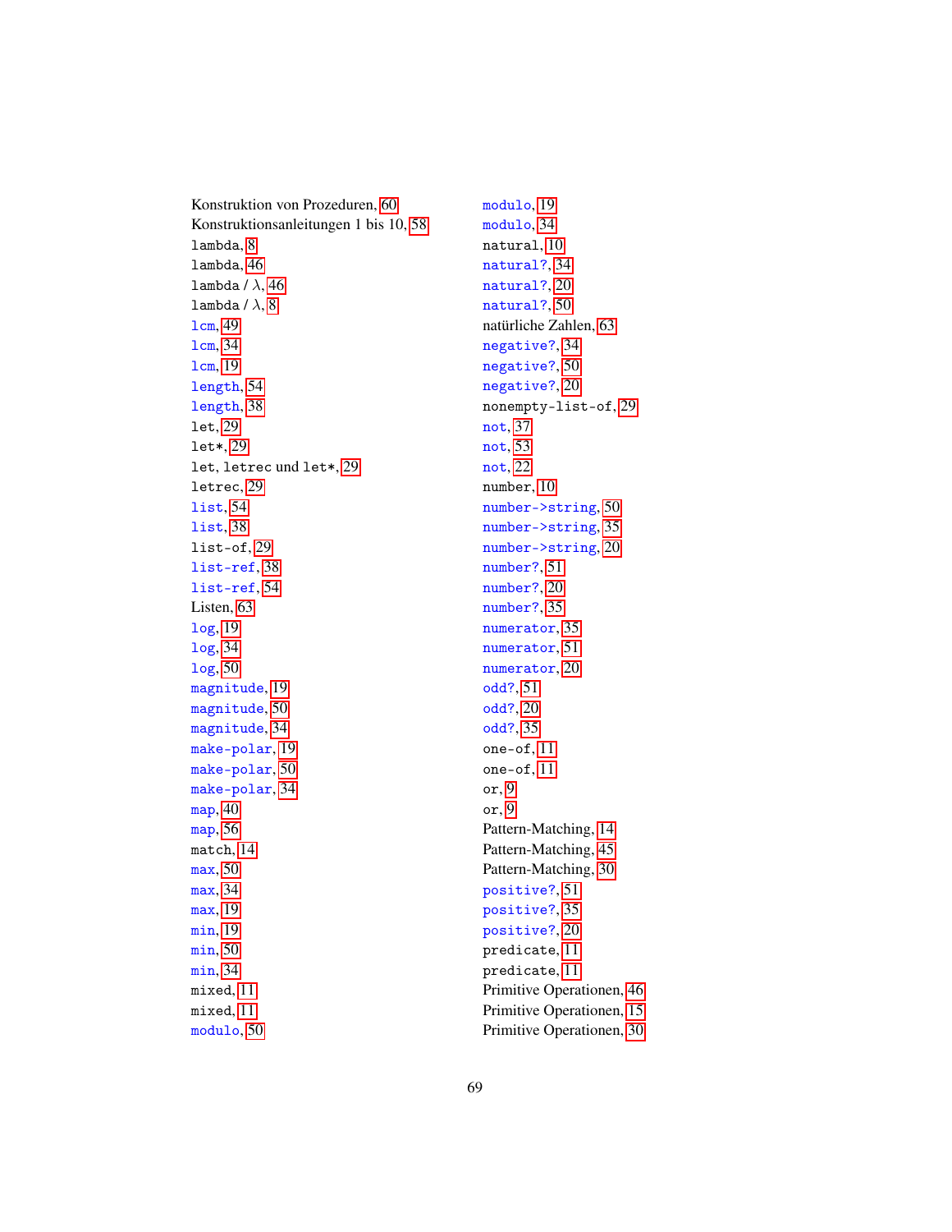Konstruktion von Prozeduren, 60
Konstruktionsanleitungen 1 bis 10, 58
`lambda`, 8
`lambda`, 46
`lambda` / $\lambda$, 46
`lambda` / $\lambda$, 8
`lcm`, 49
`lcm`, 34
`lcm`, 19
`length`, 54
`length`, 38
`let`, 29
`let*`, 29
`let`, `letrec` und `let*`, 29
`letrec`, 29
`list`, 54
`list`, 38
`list-of`, 29
`list-ref`, 38
`list-ref`, 54
Listen, 63
`log`, 19
`log`, 34
`log`, 50
`magnitude`, 19
`magnitude`, 50
`magnitude`, 34
`make-polar`, 19
`make-polar`, 50
`make-polar`, 34
`map`, 40
`map`, 56
`match`, 14
`max`, 50
`max`, 34
`max`, 19
`min`, 19
`min`, 50
`min`, 34
`mixed`, 11
`mixed`, 11
`modulo`, 50
`modulo`, 19
`modulo`, 34
`natural`, 10
`natural?`, 34
`natural?`, 20
`natural?`, 50
natürliche Zahlen, 63
`negative?`, 34
`negative?`, 50
`negative?`, 20
`nonempty-list-of`, 29
`not`, 37
`not`, 53
`not`, 22
`number`, 10
`number->string`, 50
`number->string`, 35
`number->string`, 20
`number?`, 51
`number?`, 20
`number?`, 35
`numerator`, 35
`numerator`, 51
`numerator`, 20
`odd?`, 51
`odd?`, 20
`odd?`, 35
`one-of`, 11
`one-of`, 11
`or`, 9
`or`, 9
Pattern-Matching, 14
Pattern-Matching, 45
Pattern-Matching, 30
`positive?`, 51
`positive?`, 35
`positive?`, 20
`predicate`, 11
`predicate`, 11
Primitive Operationen, 46
Primitive Operationen, 15
Primitive Operationen, 30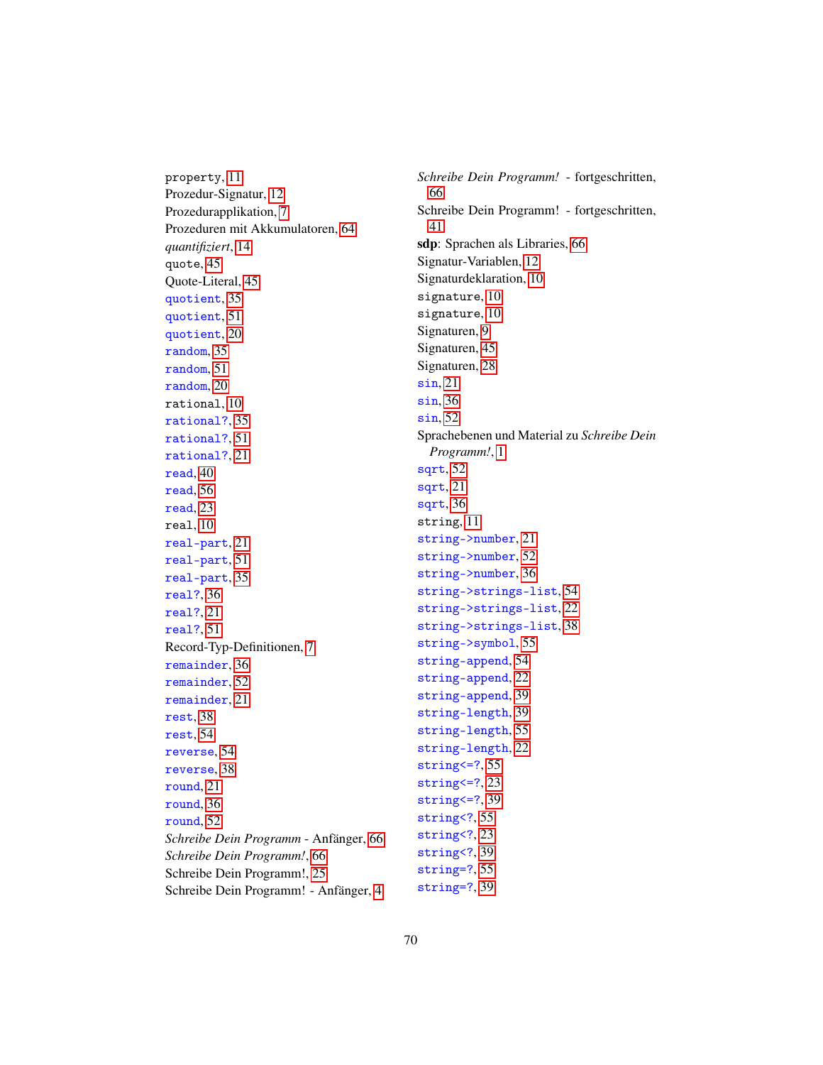property, 11
Prozedur-Signatur, 12
Prozedurapplikation, 7
Prozeduren mit Akkumulatoren, 64
*quantifiziert*, 14
quote, 45
Quote-Literal, 45
quotient, 35
quotient, 51
quotient, 20
random, 35
random, 51
random, 20
rational, 10
rational?, 35
rational?, 51
rational?, 21
read, 40
read, 56
read, 23
real, 10
real-part, 21
real-part, 51
real-part, 35
real?, 36
real?, 21
real?, 51
Record-Typ-Definitionen, 7
remainder, 36
remainder, 52
remainder, 21
rest, 38
rest, 54
reverse, 54
reverse, 38
round, 21
round, 36
round, 52
*Schreibe Dein Programm* - Anfänger, 66
*Schreibe Dein Programm!*, 66
Schreibe Dein Programm!, 25
Schreibe Dein Programm! - Anfänger, 4
*Schreibe Dein Programm!* - fortgeschritten, 66
Schreibe Dein Programm! - fortgeschritten, 41
**sdp**: Sprachen als Libraries, 66
Signatur-Variablen, 12
Signaturdeklaration, 10
signature, 10
signature, 10
Signaturen, 9
Signaturen, 45
Signaturen, 28
sin, 21
sin, 36
sin, 52
Sprachebenen und Material zu *Schreibe Dein Programm!*, 1
sqrt, 52
sqrt, 21
sqrt, 36
string, 11
string->number, 21
string->number, 52
string->number, 36
string->strings-list, 54
string->strings-list, 22
string->strings-list, 38
string->symbol, 55
string-append, 54
string-append, 22
string-append, 39
string-length, 39
string-length, 55
string-length, 22
string<=?, 55
string<=?, 23
string<=?, 39
string<?, 55
string<?, 23
string<?, 39
string=?, 55
string=?, 39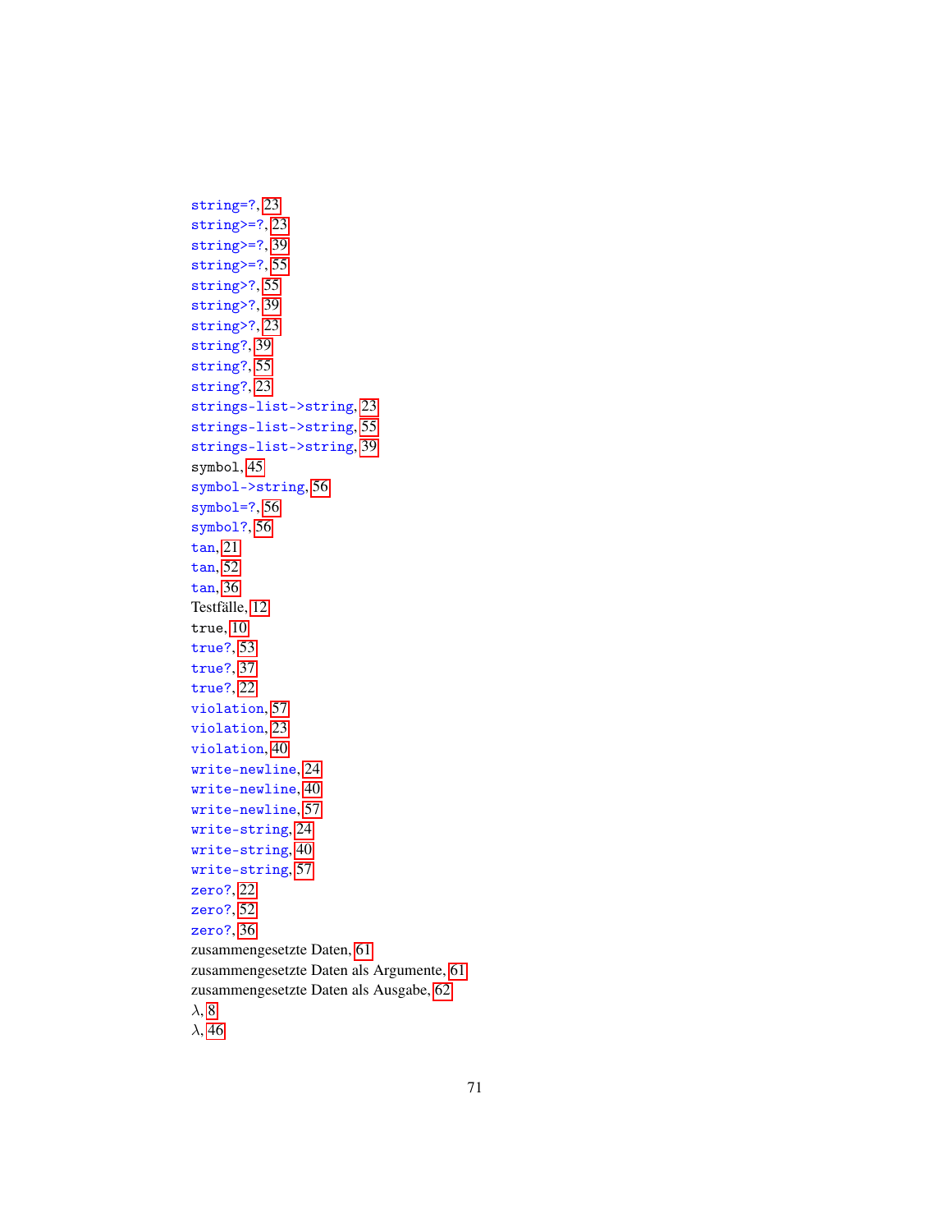string=?, 23
string>=?, 23
string>=?, 39
string>=?, 55
string>?, 55
string>?, 39
string>?, 23
string?, 39
string?, 55
string?, 23
strings-list->string, 23
strings-list->string, 55
strings-list->string, 39
symbol, 45
symbol->string, 56
symbol=?, 56
symbol?, 56
tan, 21
tan, 52
tan, 36
Testfälle, 12
true, 10
true?, 53
true?, 37
true?, 22
violation, 57
violation, 23
violation, 40
write-newline, 24
write-newline, 40
write-newline, 57
write-string, 24
write-string, 40
write-string, 57
zero?, 22
zero?, 52
zero?, 36
zusammengesetzte Daten, 61
zusammengesetzte Daten als Argumente, 61
zusammengesetzte Daten als Ausgabe, 62
$\lambda$, 8
$\lambda$, 46